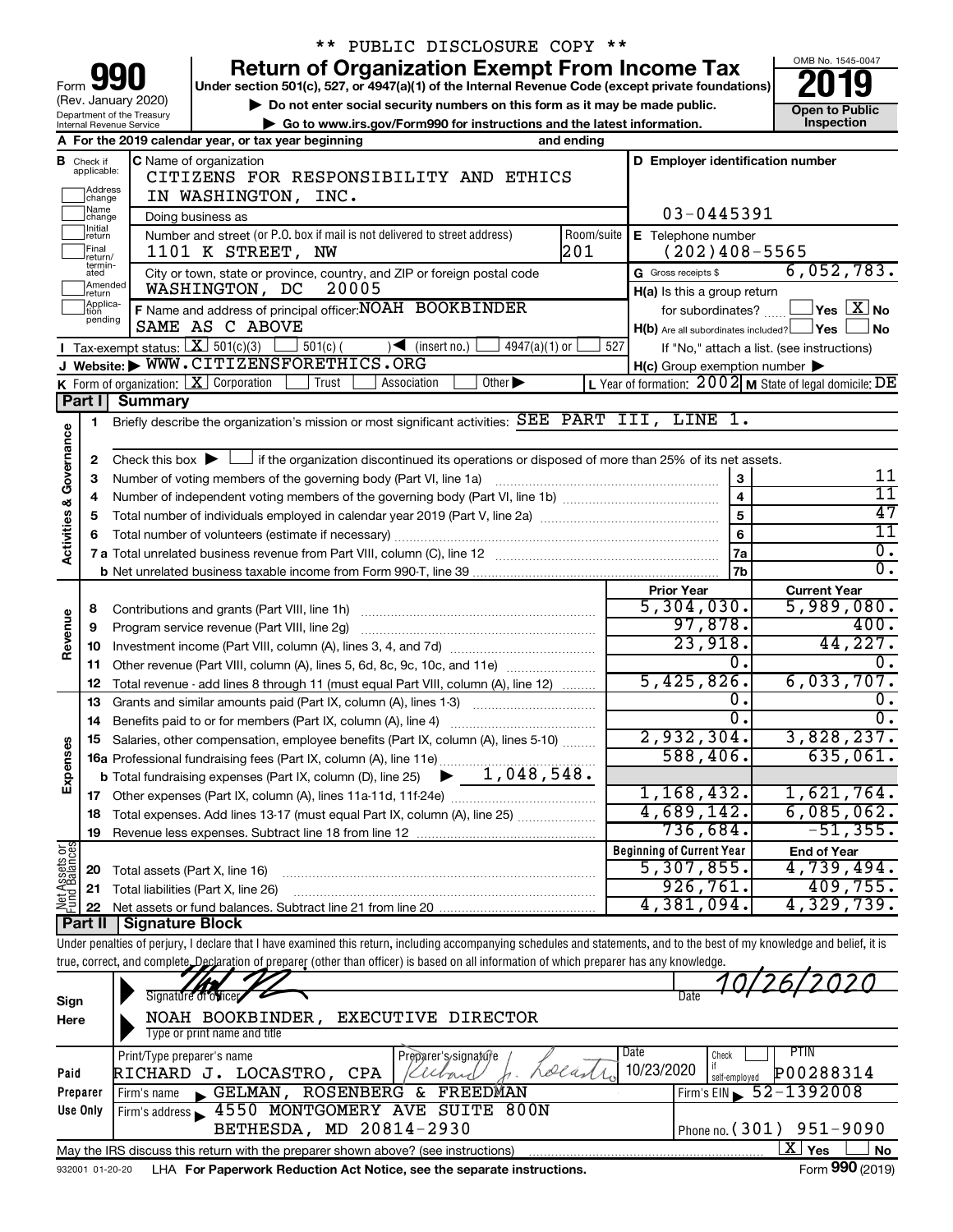\*\* PUBLIC DISCLOSURE COPY \*\*

# Form 990 — Return of Organization Exempt From Income Tax (2019)

(Rev. January 2020)

Under section 501(c), 527, or 4947(a)(1) of the Internal Revenue Code (except private foundations)

▶ Do not enter social security numbers on this form as it may be made public.

▶ Go to www.irs.gov/Form990 for instructions and the latest information.

Department of the Treasury, Internal Revenue Service

OMB No. 1545-0047

**Open to Public Inspection**

**A** For the 2019 calendar year, or tax year beginning ____ and ending ____

**B** Check if applicable: Address change / Name change / Initial return / Final return/terminated / Amended return / Application pending

**C** Name of organization: CITIZENS FOR RESPONSIBILITY AND ETHICS IN WASHINGTON, INC.

Doing business as

Number and street (or P.O. box if mail is not delivered to street address): 1101 K STREET, NW — Room/suite: 201

City or town, state or province, country, and ZIP or foreign postal code: WASHINGTON, DC 20005

**D** Employer identification number: 03-0445391

**E** Telephone number: (202)408-5565

**G** Gross receipts $ 6,052,783.

**F** Name and address of principal officer: NOAH BOOKBINDER, SAME AS C ABOVE

**H(a)** Is this a group return for subordinates? ☐ Yes ☒ No

**H(b)** Are all subordinates included? ☐ Yes ☐ No — If "No," attach a list. (see instructions)

**H(c)** Group exemption number ▶

**I** Tax-exempt status: ☒ 501(c)(3) ☐ 501(c) ( ) ◀ (insert no.) ☐ 4947(a)(1) or ☐ 527

**J** Website: ▶ WWW.CITIZENSFORETHICS.ORG

**K** Form of organization: ☒ Corporation ☐ Trust ☐ Association ☐ Other ▶

**L** Year of formation: 2002 **M** State of legal domicile: DE

## Part I Summary

**Activities & Governance**

1 Briefly describe the organization's mission or most significant activities: SEE PART III, LINE 1.

2 Check this box ▶ ☐ if the organization discontinued its operations or disposed of more than 25% of its net assets.

| Line | Description | No. | Value |
|---|---|---|---|
| 3 | Number of voting members of the governing body (Part VI, line 1a) | 3 | 11 |
| 4 | Number of independent voting members of the governing body (Part VI, line 1b) | 4 | 11 |
| 5 | Total number of individuals employed in calendar year 2019 (Part V, line 2a) | 5 | 47 |
| 6 | Total number of volunteers (estimate if necessary) | 6 | 11 |
| 7a | Total unrelated business revenue from Part VIII, column (C), line 12 | 7a | 0. |
| 7b | Net unrelated business taxable income from Form 990-T, line 39 | 7b | 0. |

| Line | Description | Prior Year | Current Year |
|---|---|---|---|
| **Revenue** | | | |
| 8 | Contributions and grants (Part VIII, line 1h) | 5,304,030. | 5,989,080. |
| 9 | Program service revenue (Part VIII, line 2g) | 97,878. | 400. |
| 10 | Investment income (Part VIII, column (A), lines 3, 4, and 7d) | 23,918. | 44,227. |
| 11 | Other revenue (Part VIII, column (A), lines 5, 6d, 8c, 9c, 10c, and 11e) | 0. | 0. |
| 12 | Total revenue - add lines 8 through 11 (must equal Part VIII, column (A), line 12) | 5,425,826. | 6,033,707. |
| **Expenses** | | | |
| 13 | Grants and similar amounts paid (Part IX, column (A), lines 1-3) | 0. | 0. |
| 14 | Benefits paid to or for members (Part IX, column (A), line 4) | 0. | 0. |
| 15 | Salaries, other compensation, employee benefits (Part IX, column (A), lines 5-10) | 2,932,304. | 3,828,237. |
| 16a | Professional fundraising fees (Part IX, column (A), line 11e) | 588,406. | 635,061. |
| b | Total fundraising expenses (Part IX, column (D), line 25) ▶ 1,048,548. | | |
| 17 | Other expenses (Part IX, column (A), lines 11a-11d, 11f-24e) | 1,168,432. | 1,621,764. |
| 18 | Total expenses. Add lines 13-17 (must equal Part IX, column (A), line 25) | 4,689,142. | 6,085,062. |
| 19 | Revenue less expenses. Subtract line 18 from line 12 | 736,684. | -51,355. |

| Line | Net Assets or Fund Balances | Beginning of Current Year | End of Year |
|---|---|---|---|
| 20 | Total assets (Part X, line 16) | 5,307,855. | 4,739,494. |
| 21 | Total liabilities (Part X, line 26) | 926,761. | 409,755. |
| 22 | Net assets or fund balances. Subtract line 21 from line 20 | 4,381,094. | 4,329,739. |

## Part II Signature Block

Under penalties of perjury, I declare that I have examined this return, including accompanying schedules and statements, and to the best of my knowledge and belief, it is true, correct, and complete. Declaration of preparer (other than officer) is based on all information of which preparer has any knowledge.

**Sign Here**

Signature of officer — Date: 10/26/2020

NOAH BOOKBINDER, EXECUTIVE DIRECTOR
Type or print name and title

**Paid Preparer Use Only**

| Print/Type preparer's name | Preparer's signature | Date | Check if self-employed | PTIN |
|---|---|---|---|---|
| RICHARD J. LOCASTRO, CPA | Richard J. Locastro | 10/23/2020 | ☐ | P00288314 |

Firm's name ▶ GELMAN, ROSENBERG & FREEDMAN — Firm's EIN ▶ 52-1392008

Firm's address ▶ 4550 MONTGOMERY AVE SUITE 800N, BETHESDA, MD 20814-2930 — Phone no. (301) 951-9090

May the IRS discuss this return with the preparer shown above? (see instructions) ☒ Yes ☐ No

932001 01-20-20 LHA For Paperwork Reduction Act Notice, see the separate instructions. Form 990 (2019)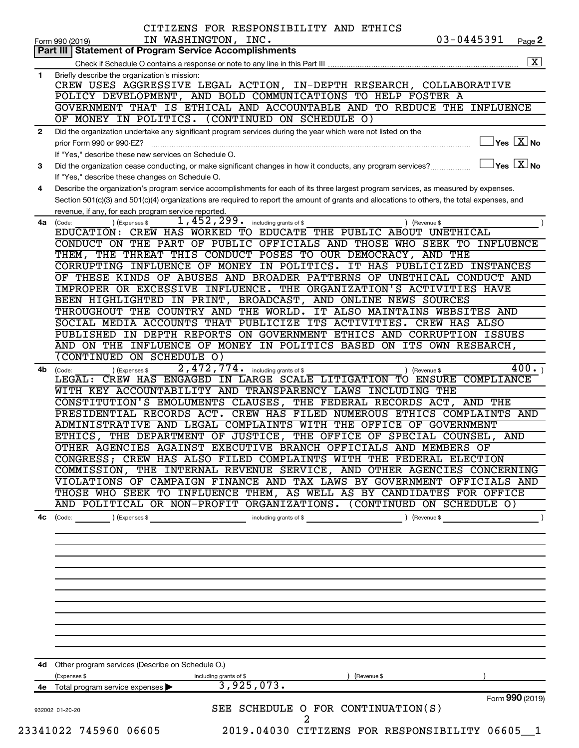CITIZENS FOR RESPONSIBILITY AND ETHICS IN WASHINGTON, INC. 03-0445391

Form 990 (2019)

## Part III | Statement of Program Service Accomplishments

Check if Schedule O contains a response or note to any line in this Part III ..... [X]

**1** Briefly describe the organization's mission:

CREW USES AGGRESSIVE LEGAL ACTION, IN-DEPTH RESEARCH, COLLABORATIVE POLICY DEVELOPMENT, AND BOLD COMMUNICATIONS TO HELP FOSTER A GOVERNMENT THAT IS ETHICAL AND ACCOUNTABLE AND TO REDUCE THE INFLUENCE OF MONEY IN POLITICS. (CONTINUED ON SCHEDULE O)

**2** Did the organization undertake any significant program services during the year which were not listed on the prior Form 990 or 990-EZ? ..... [ ] Yes [X] No

If "Yes," describe these new services on Schedule O.

**3** Did the organization cease conducting, or make significant changes in how it conducts, any program services? ..... [ ] Yes [X] No

If "Yes," describe these changes on Schedule O.

**4** Describe the organization's program service accomplishments for each of its three largest program services, as measured by expenses. Section 501(c)(3) and 501(c)(4) organizations are required to report the amount of grants and allocations to others, the total expenses, and revenue, if any, for each program service reported.

**4a** (Code: ) (Expenses $ 1,452,299. including grants of $ ) (Revenue $ )

EDUCATION: CREW HAS WORKED TO EDUCATE THE PUBLIC ABOUT UNETHICAL CONDUCT ON THE PART OF PUBLIC OFFICIALS AND THOSE WHO SEEK TO INFLUENCE THEM, THE THREAT THIS CONDUCT POSES TO OUR DEMOCRACY, AND THE CORRUPTING INFLUENCE OF MONEY IN POLITICS. IT HAS PUBLICIZED INSTANCES OF THESE KINDS OF ABUSES AND BROADER PATTERNS OF UNETHICAL CONDUCT AND IMPROPER OR EXCESSIVE INFLUENCE. THE ORGANIZATION'S ACTIVITIES HAVE BEEN HIGHLIGHTED IN PRINT, BROADCAST, AND ONLINE NEWS SOURCES THROUGHOUT THE COUNTRY AND THE WORLD. IT ALSO MAINTAINS WEBSITES AND SOCIAL MEDIA ACCOUNTS THAT PUBLICIZE ITS ACTIVITIES. CREW HAS ALSO PUBLISHED IN DEPTH REPORTS ON GOVERNMENT ETHICS AND CORRUPTION ISSUES AND ON THE INFLUENCE OF MONEY IN POLITICS BASED ON ITS OWN RESEARCH, (CONTINUED ON SCHEDULE O)

**4b** (Code: ) (Expenses $ 2,472,774. including grants of $ ) (Revenue $ 400.)

LEGAL: CREW HAS ENGAGED IN LARGE SCALE LITIGATION TO ENSURE COMPLIANCE WITH KEY ACCOUNTABILITY AND TRANSPARENCY LAWS INCLUDING THE CONSTITUTION'S EMOLUMENTS CLAUSES, THE FEDERAL RECORDS ACT, AND THE PRESIDENTIAL RECORDS ACT. CREW HAS FILED NUMEROUS ETHICS COMPLAINTS AND ADMINISTRATIVE AND LEGAL COMPLAINTS WITH THE OFFICE OF GOVERNMENT ETHICS, THE DEPARTMENT OF JUSTICE, THE OFFICE OF SPECIAL COUNSEL, AND OTHER AGENCIES AGAINST EXECUTIVE BRANCH OFFICIALS AND MEMBERS OF CONGRESS; CREW HAS ALSO FILED COMPLAINTS WITH THE FEDERAL ELECTION COMMISSION, THE INTERNAL REVENUE SERVICE, AND OTHER AGENCIES CONCERNING VIOLATIONS OF CAMPAIGN FINANCE AND TAX LAWS BY GOVERNMENT OFFICIALS AND THOSE WHO SEEK TO INFLUENCE THEM, AS WELL AS BY CANDIDATES FOR OFFICE AND POLITICAL OR NON-PROFIT ORGANIZATIONS. (CONTINUED ON SCHEDULE O)

**4c** (Code: ) (Expenses $ including grants of $ ) (Revenue $ )

**4d** Other program services (Describe on Schedule O.)

(Expenses $ including grants of $ ) (Revenue $ )

**4e** Total program service expenses ▶ 3,925,073.

Form **990** (2019)

932002 01-20-20

SEE SCHEDULE O FOR CONTINUATION(S)

23341022 745960 06605 2019.04030 CITIZENS FOR RESPONSIBILITY 06605__1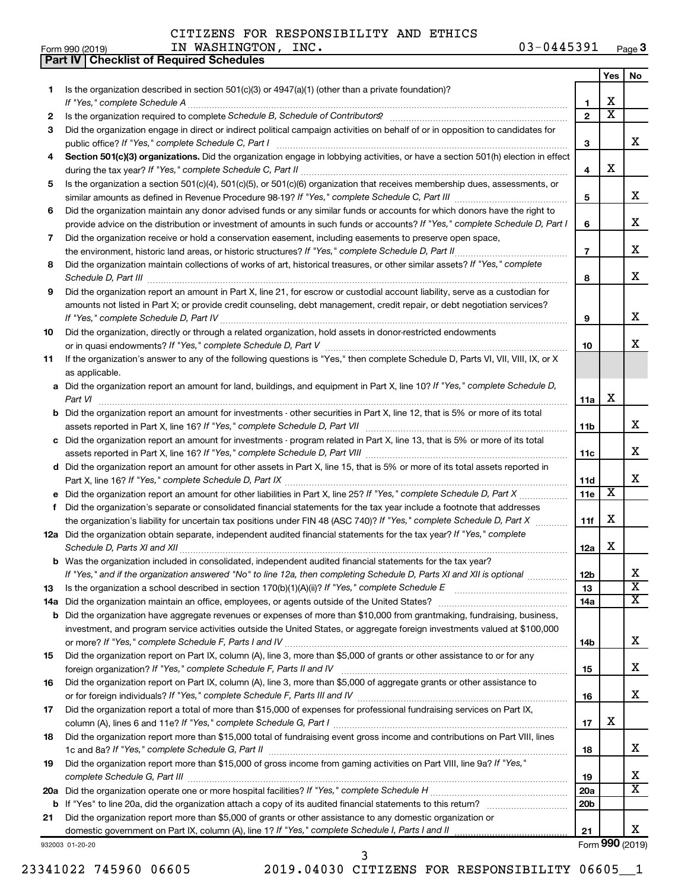CITIZENS FOR RESPONSIBILITY AND ETHICS IN WASHINGTON, INC. 03-0445391

Form 990 (2019)

## Part IV | Checklist of Required Schedules

| | | | Yes | No |
|---|---|---|---|---|
| 1 | Is the organization described in section 501(c)(3) or 4947(a)(1) (other than a private foundation)? *If "Yes," complete Schedule A* | 1 | X | |
| 2 | Is the organization required to complete *Schedule B, Schedule of Contributors*? | 2 | X | |
| 3 | Did the organization engage in direct or indirect political campaign activities on behalf of or in opposition to candidates for public office? *If "Yes," complete Schedule C, Part I* | 3 | | X |
| 4 | **Section 501(c)(3) organizations.** Did the organization engage in lobbying activities, or have a section 501(h) election in effect during the tax year? *If "Yes," complete Schedule C, Part II* | 4 | X | |
| 5 | Is the organization a section 501(c)(4), 501(c)(5), or 501(c)(6) organization that receives membership dues, assessments, or similar amounts as defined in Revenue Procedure 98-19? *If "Yes," complete Schedule C, Part III* | 5 | | X |
| 6 | Did the organization maintain any donor advised funds or any similar funds or accounts for which donors have the right to provide advice on the distribution or investment of amounts in such funds or accounts? *If "Yes," complete Schedule D, Part I* | 6 | | X |
| 7 | Did the organization receive or hold a conservation easement, including easements to preserve open space, the environment, historic land areas, or historic structures? *If "Yes," complete Schedule D, Part II* | 7 | | X |
| 8 | Did the organization maintain collections of works of art, historical treasures, or other similar assets? *If "Yes," complete Schedule D, Part III* | 8 | | X |
| 9 | Did the organization report an amount in Part X, line 21, for escrow or custodial account liability, serve as a custodian for amounts not listed in Part X; or provide credit counseling, debt management, credit repair, or debt negotiation services? *If "Yes," complete Schedule D, Part IV* | 9 | | X |
| 10 | Did the organization, directly or through a related organization, hold assets in donor-restricted endowments or in quasi endowments? *If "Yes," complete Schedule D, Part V* | 10 | | X |
| 11 | If the organization's answer to any of the following questions is "Yes," then complete Schedule D, Parts VI, VII, VIII, IX, or X as applicable. | | | |
| a | Did the organization report an amount for land, buildings, and equipment in Part X, line 10? *If "Yes," complete Schedule D, Part VI* | 11a | X | |
| b | Did the organization report an amount for investments - other securities in Part X, line 12, that is 5% or more of its total assets reported in Part X, line 16? *If "Yes," complete Schedule D, Part VII* | 11b | | X |
| c | Did the organization report an amount for investments - program related in Part X, line 13, that is 5% or more of its total assets reported in Part X, line 16? *If "Yes," complete Schedule D, Part VIII* | 11c | | X |
| d | Did the organization report an amount for other assets in Part X, line 15, that is 5% or more of its total assets reported in Part X, line 16? *If "Yes," complete Schedule D, Part IX* | 11d | | X |
| e | Did the organization report an amount for other liabilities in Part X, line 25? *If "Yes," complete Schedule D, Part X* | 11e | X | |
| f | Did the organization's separate or consolidated financial statements for the tax year include a footnote that addresses the organization's liability for uncertain tax positions under FIN 48 (ASC 740)? *If "Yes," complete Schedule D, Part X* | 11f | X | |
| 12a | Did the organization obtain separate, independent audited financial statements for the tax year? *If "Yes," complete Schedule D, Parts XI and XII* | 12a | X | |
| b | Was the organization included in consolidated, independent audited financial statements for the tax year? *If "Yes," and if the organization answered "No" to line 12a, then completing Schedule D, Parts XI and XII is optional* | 12b | | X |
| 13 | Is the organization a school described in section 170(b)(1)(A)(ii)? *If "Yes," complete Schedule E* | 13 | | X |
| 14a | Did the organization maintain an office, employees, or agents outside of the United States? | 14a | | X |
| b | Did the organization have aggregate revenues or expenses of more than $10,000 from grantmaking, fundraising, business, investment, and program service activities outside the United States, or aggregate foreign investments valued at $100,000 or more? *If "Yes," complete Schedule F, Parts I and IV* | 14b | | X |
| 15 | Did the organization report on Part IX, column (A), line 3, more than $5,000 of grants or other assistance to or for any foreign organization? *If "Yes," complete Schedule F, Parts II and IV* | 15 | | X |
| 16 | Did the organization report on Part IX, column (A), line 3, more than $5,000 of aggregate grants or other assistance to or for foreign individuals? *If "Yes," complete Schedule F, Parts III and IV* | 16 | | X |
| 17 | Did the organization report a total of more than $15,000 of expenses for professional fundraising services on Part IX, column (A), lines 6 and 11e? *If "Yes," complete Schedule G, Part I* | 17 | X | |
| 18 | Did the organization report more than $15,000 total of fundraising event gross income and contributions on Part VIII, lines 1c and 8a? *If "Yes," complete Schedule G, Part II* | 18 | | X |
| 19 | Did the organization report more than $15,000 of gross income from gaming activities on Part VIII, line 9a? *If "Yes," complete Schedule G, Part III* | 19 | | X |
| 20a | Did the organization operate one or more hospital facilities? *If "Yes," complete Schedule H* | 20a | | X |
| b | If "Yes" to line 20a, did the organization attach a copy of its audited financial statements to this return? | 20b | | |
| 21 | Did the organization report more than $5,000 of grants or other assistance to any domestic organization or domestic government on Part IX, column (A), line 1? *If "Yes," complete Schedule I, Parts I and II* | 21 | | X |

932003 01-20-20

Form **990** (2019)

23341022 745960 06605 2019.04030 CITIZENS FOR RESPONSIBILITY 06605__1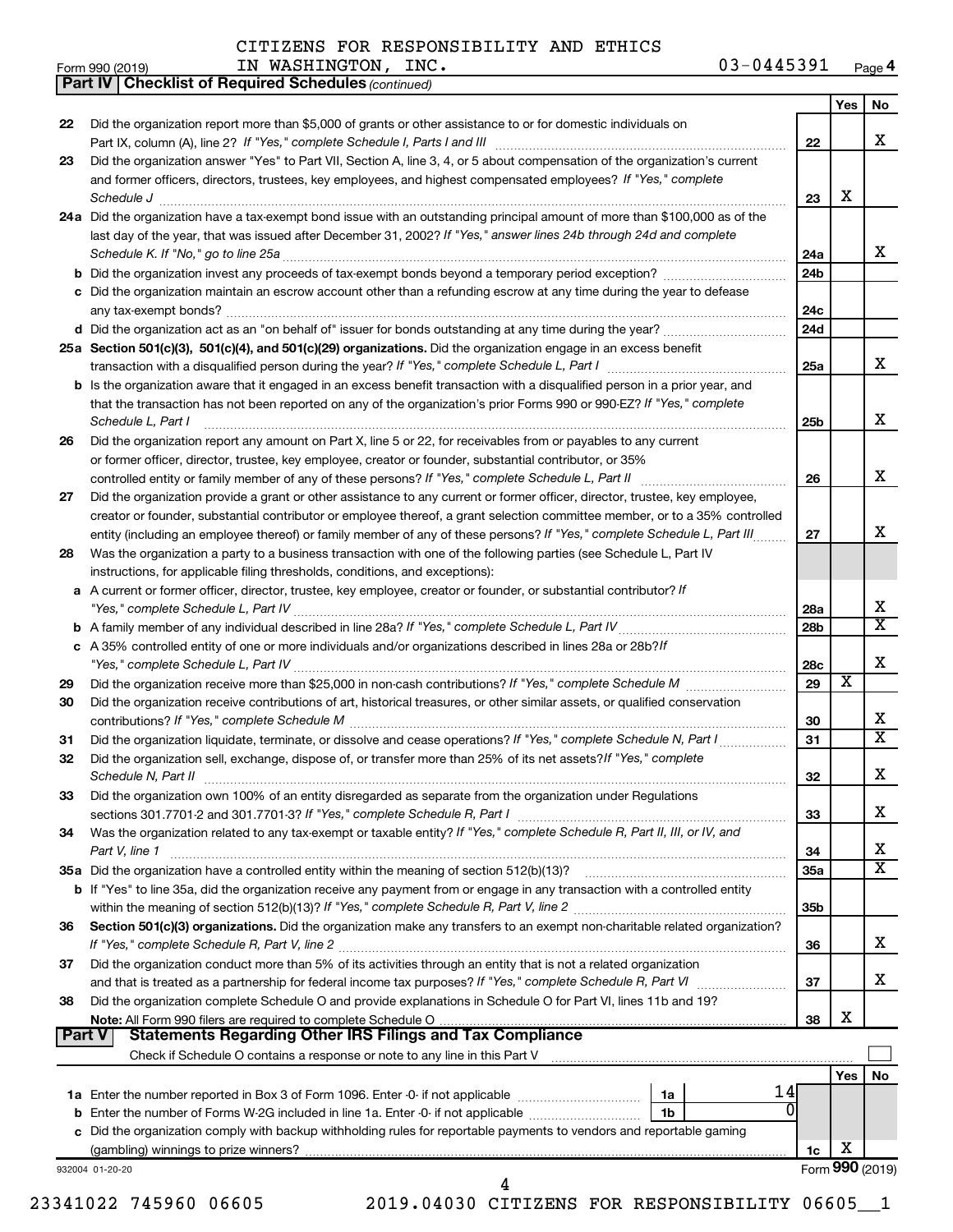CITIZENS FOR RESPONSIBILITY AND ETHICS IN WASHINGTON, INC. 03-0445391

Form 990 (2019) Page 4

**Part IV | Checklist of Required Schedules** *(continued)*

| | | | Yes | No |
|---|---|---|---|---|
| 22 | Did the organization report more than $5,000 of grants or other assistance to or for domestic individuals on Part IX, column (A), line 2? *If "Yes," complete Schedule I, Parts I and III* | 22 | | X |
| 23 | Did the organization answer "Yes" to Part VII, Section A, line 3, 4, or 5 about compensation of the organization's current and former officers, directors, trustees, key employees, and highest compensated employees? *If "Yes," complete Schedule J* | 23 | X | |
| 24a | Did the organization have a tax-exempt bond issue with an outstanding principal amount of more than $100,000 as of the last day of the year, that was issued after December 31, 2002? *If "Yes," answer lines 24b through 24d and complete Schedule K. If "No," go to line 25a* | 24a | | X |
| b | Did the organization invest any proceeds of tax-exempt bonds beyond a temporary period exception? | 24b | | |
| c | Did the organization maintain an escrow account other than a refunding escrow at any time during the year to defease any tax-exempt bonds? | 24c | | |
| d | Did the organization act as an "on behalf of" issuer for bonds outstanding at any time during the year? | 24d | | |
| 25a | **Section 501(c)(3), 501(c)(4), and 501(c)(29) organizations.** Did the organization engage in an excess benefit transaction with a disqualified person during the year? *If "Yes," complete Schedule L, Part I* | 25a | | X |
| b | Is the organization aware that it engaged in an excess benefit transaction with a disqualified person in a prior year, and that the transaction has not been reported on any of the organization's prior Forms 990 or 990-EZ? *If "Yes," complete Schedule L, Part I* | 25b | | X |
| 26 | Did the organization report any amount on Part X, line 5 or 22, for receivables from or payables to any current or former officer, director, trustee, key employee, creator or founder, substantial contributor, or 35% controlled entity or family member of any of these persons? *If "Yes," complete Schedule L, Part II* | 26 | | X |
| 27 | Did the organization provide a grant or other assistance to any current or former officer, director, trustee, key employee, creator or founder, substantial contributor or employee thereof, a grant selection committee member, or to a 35% controlled entity (including an employee thereof) or family member of any of these persons? *If "Yes," complete Schedule L, Part III* | 27 | | X |
| 28 | Was the organization a party to a business transaction with one of the following parties (see Schedule L, Part IV instructions, for applicable filing thresholds, conditions, and exceptions): | | | |
| a | A current or former officer, director, trustee, key employee, creator or founder, or substantial contributor? *If "Yes," complete Schedule L, Part IV* | 28a | | X |
| b | A family member of any individual described in line 28a? *If "Yes," complete Schedule L, Part IV* | 28b | | X |
| c | A 35% controlled entity of one or more individuals and/or organizations described in lines 28a or 28b? *If "Yes," complete Schedule L, Part IV* | 28c | | X |
| 29 | Did the organization receive more than $25,000 in non-cash contributions? *If "Yes," complete Schedule M* | 29 | X | |
| 30 | Did the organization receive contributions of art, historical treasures, or other similar assets, or qualified conservation contributions? *If "Yes," complete Schedule M* | 30 | | X |
| 31 | Did the organization liquidate, terminate, or dissolve and cease operations? *If "Yes," complete Schedule N, Part I* | 31 | | X |
| 32 | Did the organization sell, exchange, dispose of, or transfer more than 25% of its net assets? *If "Yes," complete Schedule N, Part II* | 32 | | X |
| 33 | Did the organization own 100% of an entity disregarded as separate from the organization under Regulations sections 301.7701-2 and 301.7701-3? *If "Yes," complete Schedule R, Part I* | 33 | | X |
| 34 | Was the organization related to any tax-exempt or taxable entity? *If "Yes," complete Schedule R, Part II, III, or IV, and Part V, line 1* | 34 | | X |
| 35a | Did the organization have a controlled entity within the meaning of section 512(b)(13)? | 35a | | X |
| b | If "Yes" to line 35a, did the organization receive any payment from or engage in any transaction with a controlled entity within the meaning of section 512(b)(13)? *If "Yes," complete Schedule R, Part V, line 2* | 35b | | |
| 36 | **Section 501(c)(3) organizations.** Did the organization make any transfers to an exempt non-charitable related organization? *If "Yes," complete Schedule R, Part V, line 2* | 36 | | X |
| 37 | Did the organization conduct more than 5% of its activities through an entity that is not a related organization and that is treated as a partnership for federal income tax purposes? *If "Yes," complete Schedule R, Part VI* | 37 | | X |
| 38 | Did the organization complete Schedule O and provide explanations in Schedule O for Part VI, lines 11b and 19? **Note:** All Form 990 filers are required to complete Schedule O | 38 | X | |

**Part V | Statements Regarding Other IRS Filings and Tax Compliance**

Check if Schedule O contains a response or note to any line in this Part V ☐

| | | | | | Yes | No |
|---|---|---|---|---|---|---|
| 1a | Enter the number reported in Box 3 of Form 1096. Enter -0- if not applicable | 1a | 14 | | | |
| b | Enter the number of Forms W-2G included in line 1a. Enter -0- if not applicable | 1b | 0 | | | |
| c | Did the organization comply with backup withholding rules for reportable payments to vendors and reportable gaming (gambling) winnings to prize winners? | | | 1c | X | |

932004 01-20-20 Form **990** (2019)

23341022 745960 06605 2019.04030 CITIZENS FOR RESPONSIBILITY 06605__1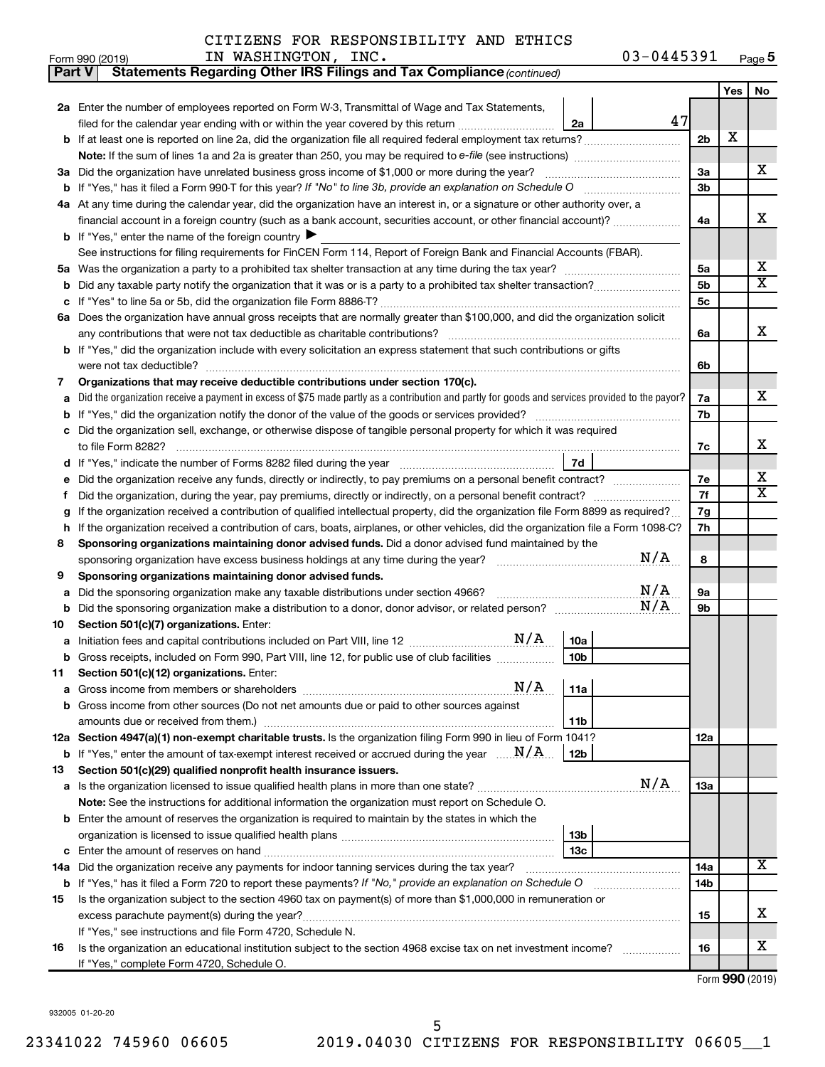CITIZENS FOR RESPONSIBILITY AND ETHICS IN WASHINGTON, INC. 03-0445391

Form 990 (2019)

## Part V Statements Regarding Other IRS Filings and Tax Compliance *(continued)*

| | | | | | Yes | No |
|---|---|---|---|---|---|---|
| **2a** | Enter the number of employees reported on Form W-3, Transmittal of Wage and Tax Statements, filed for the calendar year ending with or within the year covered by this return | 2a | 47 | | | |
| **b** | If at least one is reported on line 2a, did the organization file all required federal employment tax returns? | | | 2b | X | |
| | **Note:** If the sum of lines 1a and 2a is greater than 250, you may be required to *e-file* (see instructions) | | | | | |
| **3a** | Did the organization have unrelated business gross income of $1,000 or more during the year? | | | 3a | | X |
| **b** | If "Yes," has it filed a Form 990-T for this year? *If "No" to line 3b, provide an explanation on Schedule O* | | | 3b | | |
| **4a** | At any time during the calendar year, did the organization have an interest in, or a signature or other authority over, a financial account in a foreign country (such as a bank account, securities account, or other financial account)? | | | 4a | | X |
| **b** | If "Yes," enter the name of the foreign country ▶ | | | | | |
| | See instructions for filing requirements for FinCEN Form 114, Report of Foreign Bank and Financial Accounts (FBAR). | | | | | |
| **5a** | Was the organization a party to a prohibited tax shelter transaction at any time during the tax year? | | | 5a | | X |
| **b** | Did any taxable party notify the organization that it was or is a party to a prohibited tax shelter transaction? | | | 5b | | X |
| **c** | If "Yes" to line 5a or 5b, did the organization file Form 8886-T? | | | 5c | | |
| **6a** | Does the organization have annual gross receipts that are normally greater than $100,000, and did the organization solicit any contributions that were not tax deductible as charitable contributions? | | | 6a | | X |
| **b** | If "Yes," did the organization include with every solicitation an express statement that such contributions or gifts were not tax deductible? | | | 6b | | |
| **7** | **Organizations that may receive deductible contributions under section 170(c).** | | | | | |
| **a** | Did the organization receive a payment in excess of $75 made partly as a contribution and partly for goods and services provided to the payor? | | | 7a | | X |
| **b** | If "Yes," did the organization notify the donor of the value of the goods or services provided? | | | 7b | | |
| **c** | Did the organization sell, exchange, or otherwise dispose of tangible personal property for which it was required to file Form 8282? | | | 7c | | X |
| **d** | If "Yes," indicate the number of Forms 8282 filed during the year | 7d | | | | |
| **e** | Did the organization receive any funds, directly or indirectly, to pay premiums on a personal benefit contract? | | | 7e | | X |
| **f** | Did the organization, during the year, pay premiums, directly or indirectly, on a personal benefit contract? | | | 7f | | X |
| **g** | If the organization received a contribution of qualified intellectual property, did the organization file Form 8899 as required? | | | 7g | | |
| **h** | If the organization received a contribution of cars, boats, airplanes, or other vehicles, did the organization file a Form 1098-C? | | | 7h | | |
| **8** | **Sponsoring organizations maintaining donor advised funds.** Did a donor advised fund maintained by the sponsoring organization have excess business holdings at any time during the year? N/A | | | 8 | | |
| **9** | **Sponsoring organizations maintaining donor advised funds.** | | | | | |
| **a** | Did the sponsoring organization make any taxable distributions under section 4966? N/A | | | 9a | | |
| **b** | Did the sponsoring organization make a distribution to a donor, donor advisor, or related person? N/A | | | 9b | | |
| **10** | **Section 501(c)(7) organizations.** Enter: | | | | | |
| **a** | Initiation fees and capital contributions included on Part VIII, line 12 N/A | 10a | | | | |
| **b** | Gross receipts, included on Form 990, Part VIII, line 12, for public use of club facilities | 10b | | | | |
| **11** | **Section 501(c)(12) organizations.** Enter: | | | | | |
| **a** | Gross income from members or shareholders N/A | 11a | | | | |
| **b** | Gross income from other sources (Do not net amounts due or paid to other sources against amounts due or received from them.) | 11b | | | | |
| **12a** | **Section 4947(a)(1) non-exempt charitable trusts.** Is the organization filing Form 990 in lieu of Form 1041? | | | 12a | | |
| **b** | If "Yes," enter the amount of tax-exempt interest received or accrued during the year N/A | 12b | | | | |
| **13** | **Section 501(c)(29) qualified nonprofit health insurance issuers.** | | | | | |
| **a** | Is the organization licensed to issue qualified health plans in more than one state? N/A | | | 13a | | |
| | **Note:** See the instructions for additional information the organization must report on Schedule O. | | | | | |
| **b** | Enter the amount of reserves the organization is required to maintain by the states in which the organization is licensed to issue qualified health plans | 13b | | | | |
| **c** | Enter the amount of reserves on hand | 13c | | | | |
| **14a** | Did the organization receive any payments for indoor tanning services during the tax year? | | | 14a | | X |
| **b** | If "Yes," has it filed a Form 720 to report these payments? *If "No," provide an explanation on Schedule O* | | | 14b | | |
| **15** | Is the organization subject to the section 4960 tax on payment(s) of more than $1,000,000 in remuneration or excess parachute payment(s) during the year? | | | 15 | | X |
| | If "Yes," see instructions and file Form 4720, Schedule N. | | | | | |
| **16** | Is the organization an educational institution subject to the section 4968 excise tax on net investment income? | | | 16 | | X |
| | If "Yes," complete Form 4720, Schedule O. | | | | | |

Form **990** (2019)

932005 01-20-20

23341022 745960 06605 2019.04030 CITIZENS FOR RESPONSIBILITY 06605__1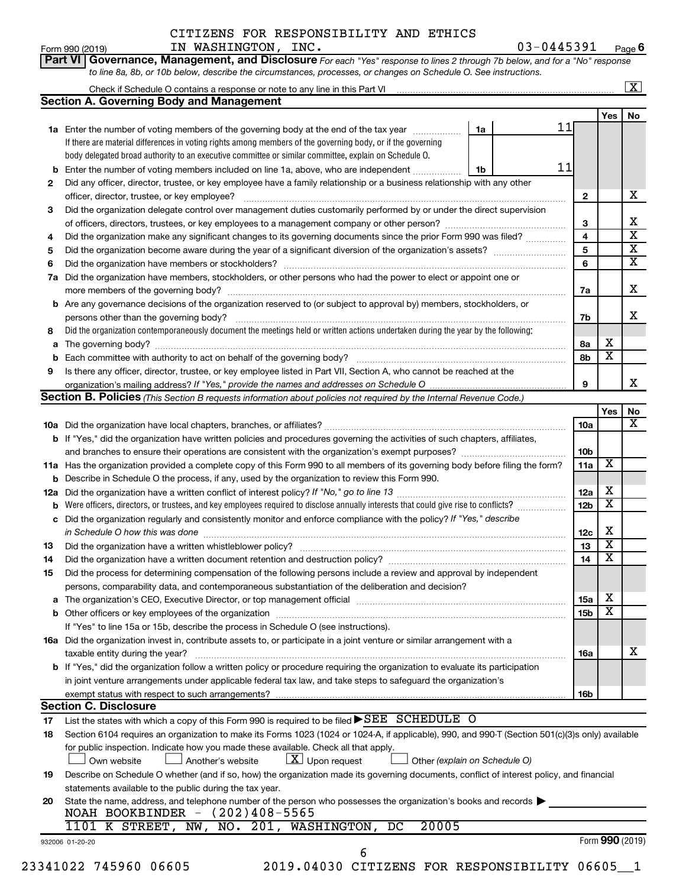CITIZENS FOR RESPONSIBILITY AND ETHICS IN WASHINGTON, INC. 03-0445391

Form 990 (2019) Page 6

**Part VI Governance, Management, and Disclosure** *For each "Yes" response to lines 2 through 7b below, and for a "No" response to line 8a, 8b, or 10b below, describe the circumstances, processes, or changes on Schedule O. See instructions.*

Check if Schedule O contains a response or note to any line in this Part VI [X]

## Section A. Governing Body and Management

| | | | | Yes | No |
|---|---|---|---|---|---|
| 1a | Enter the number of voting members of the governing body at the end of the tax year. If there are material differences in voting rights among members of the governing body, or if the governing body delegated broad authority to an executive committee or similar committee, explain on Schedule O. | 1a | 11 | | |
| b | Enter the number of voting members included on line 1a, above, who are independent | 1b | 11 | | |
| 2 | Did any officer, director, trustee, or key employee have a family relationship or a business relationship with any other officer, director, trustee, or key employee? | | 2 | | X |
| 3 | Did the organization delegate control over management duties customarily performed by or under the direct supervision of officers, directors, trustees, or key employees to a management company or other person? | | 3 | | X |
| 4 | Did the organization make any significant changes to its governing documents since the prior Form 990 was filed? | | 4 | | X |
| 5 | Did the organization become aware during the year of a significant diversion of the organization's assets? | | 5 | | X |
| 6 | Did the organization have members or stockholders? | | 6 | | X |
| 7a | Did the organization have members, stockholders, or other persons who had the power to elect or appoint one or more members of the governing body? | | 7a | | X |
| b | Are any governance decisions of the organization reserved to (or subject to approval by) members, stockholders, or persons other than the governing body? | | 7b | | X |
| 8 | Did the organization contemporaneously document the meetings held or written actions undertaken during the year by the following: | | | | |
| a | The governing body? | | 8a | X | |
| b | Each committee with authority to act on behalf of the governing body? | | 8b | X | |
| 9 | Is there any officer, director, trustee, or key employee listed in Part VII, Section A, who cannot be reached at the organization's mailing address? *If "Yes," provide the names and addresses on Schedule O* | | 9 | | X |

## Section B. Policies *(This Section B requests information about policies not required by the Internal Revenue Code.)*

| | | | Yes | No |
|---|---|---|---|---|
| 10a | Did the organization have local chapters, branches, or affiliates? | 10a | | X |
| b | If "Yes," did the organization have written policies and procedures governing the activities of such chapters, affiliates, and branches to ensure their operations are consistent with the organization's exempt purposes? | 10b | | |
| 11a | Has the organization provided a complete copy of this Form 990 to all members of its governing body before filing the form? | 11a | X | |
| b | Describe in Schedule O the process, if any, used by the organization to review this Form 990. | | | |
| 12a | Did the organization have a written conflict of interest policy? *If "No," go to line 13* | 12a | X | |
| b | Were officers, directors, or trustees, and key employees required to disclose annually interests that could give rise to conflicts? | 12b | X | |
| c | Did the organization regularly and consistently monitor and enforce compliance with the policy? *If "Yes," describe in Schedule O how this was done* | 12c | X | |
| 13 | Did the organization have a written whistleblower policy? | 13 | X | |
| 14 | Did the organization have a written document retention and destruction policy? | 14 | X | |
| 15 | Did the process for determining compensation of the following persons include a review and approval by independent persons, comparability data, and contemporaneous substantiation of the deliberation and decision? | | | |
| a | The organization's CEO, Executive Director, or top management official | 15a | X | |
| b | Other officers or key employees of the organization | 15b | X | |
| | If "Yes" to line 15a or 15b, describe the process in Schedule O (see instructions). | | | |
| 16a | Did the organization invest in, contribute assets to, or participate in a joint venture or similar arrangement with a taxable entity during the year? | 16a | | X |
| b | If "Yes," did the organization follow a written policy or procedure requiring the organization to evaluate its participation in joint venture arrangements under applicable federal tax law, and take steps to safeguard the organization's exempt status with respect to such arrangements? | 16b | | |

## Section C. Disclosure

17 List the states with which a copy of this Form 990 is required to be filed ▶ SEE SCHEDULE O

18 Section 6104 requires an organization to make its Forms 1023 (1024 or 1024-A, if applicable), 990, and 990-T (Section 501(c)(3)s only) available for public inspection. Indicate how you made these available. Check all that apply.

[ ] Own website [ ] Another's website [X] Upon request [ ] Other *(explain on Schedule O)*

19 Describe on Schedule O whether (and if so, how) the organization made its governing documents, conflict of interest policy, and financial statements available to the public during the tax year.

20 State the name, address, and telephone number of the person who possesses the organization's books and records ▶
NOAH BOOKBINDER - (202)408-5565
1101 K STREET, NW, NO. 201, WASHINGTON, DC 20005

932006 01-20-20 Form 990 (2019)

23341022 745960 06605 2019.04030 CITIZENS FOR RESPONSIBILITY 06605__1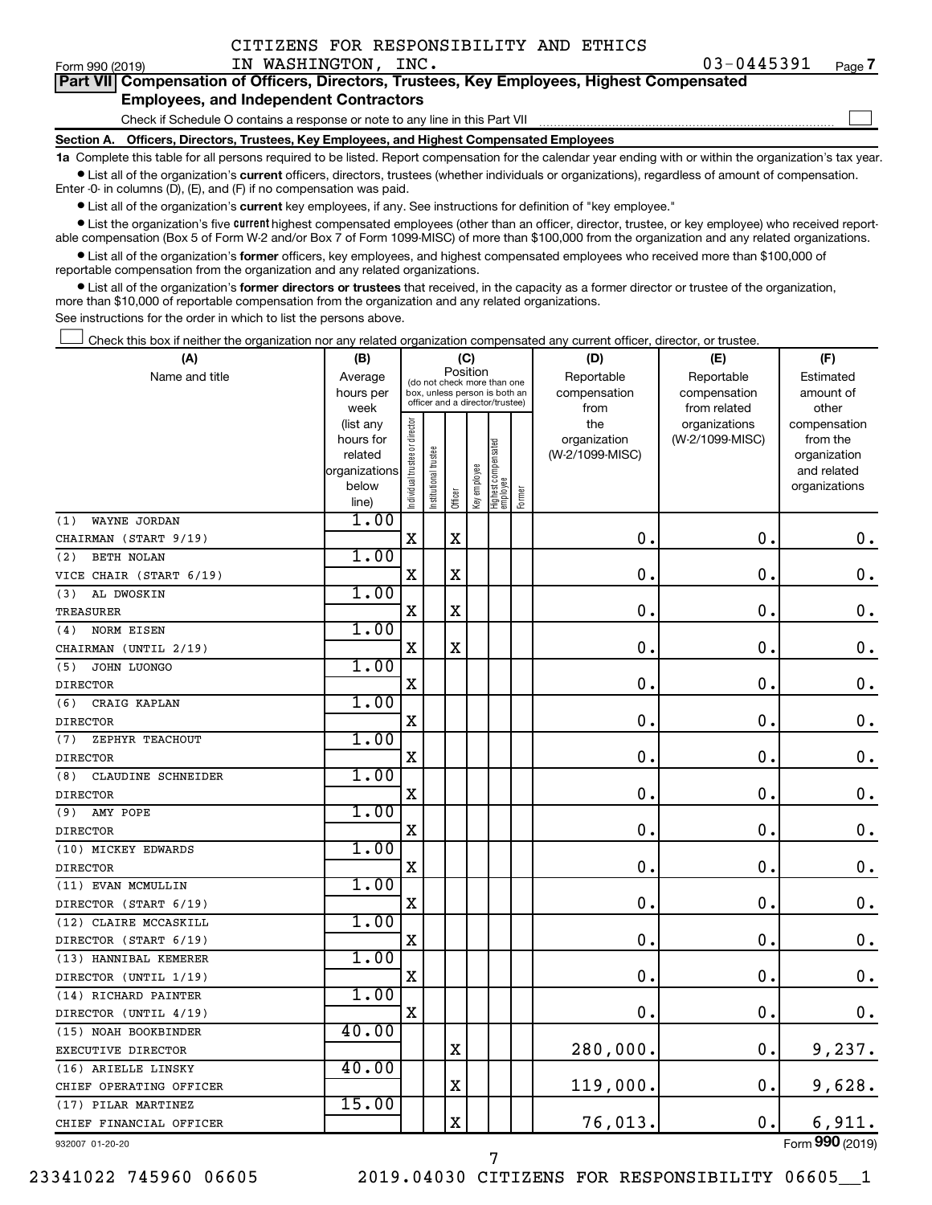CITIZENS FOR RESPONSIBILITY AND ETHICS IN WASHINGTON, INC. 03-0445391

Form 990 (2019) Page 7

## Part VII Compensation of Officers, Directors, Trustees, Key Employees, Highest Compensated Employees, and Independent Contractors

Check if Schedule O contains a response or note to any line in this Part VII ☐

### Section A. Officers, Directors, Trustees, Key Employees, and Highest Compensated Employees

**1a** Complete this table for all persons required to be listed. Report compensation for the calendar year ending with or within the organization's tax year.

- List all of the organization's **current** officers, directors, trustees (whether individuals or organizations), regardless of amount of compensation. Enter -0- in columns (D), (E), and (F) if no compensation was paid.
- List all of the organization's **current** key employees, if any. See instructions for definition of "key employee."
- List the organization's five **current** highest compensated employees (other than an officer, director, trustee, or key employee) who received reportable compensation (Box 5 of Form W-2 and/or Box 7 of Form 1099-MISC) of more than $100,000 from the organization and any related organizations.
- List all of the organization's **former** officers, key employees, and highest compensated employees who received more than $100,000 of reportable compensation from the organization and any related organizations.
- List all of the organization's **former directors or trustees** that received, in the capacity as a former director or trustee of the organization, more than $10,000 of reportable compensation from the organization and any related organizations.

See instructions for the order in which to list the persons above.

☐ Check this box if neither the organization nor any related organization compensated any current officer, director, or trustee.

| (A) Name and title | (B) Average hours per week (list any hours for related organizations below line) | (C) Position: Individual trustee or director | Institutional trustee | Officer | Key employee | Highest compensated employee | Former | (D) Reportable compensation from the organization (W-2/1099-MISC) | (E) Reportable compensation from related organizations (W-2/1099-MISC) | (F) Estimated amount of other compensation from the organization and related organizations |
|---|---|---|---|---|---|---|---|---|---|---|
| (1) WAYNE JORDAN<br>CHAIRMAN (START 9/19) | 1.00 | X | | X | | | | 0. | 0. | 0. |
| (2) BETH NOLAN<br>VICE CHAIR (START 6/19) | 1.00 | X | | X | | | | 0. | 0. | 0. |
| (3) AL DWOSKIN<br>TREASURER | 1.00 | X | | X | | | | 0. | 0. | 0. |
| (4) NORM EISEN<br>CHAIRMAN (UNTIL 2/19) | 1.00 | X | | X | | | | 0. | 0. | 0. |
| (5) JOHN LUONGO<br>DIRECTOR | 1.00 | X | | | | | | 0. | 0. | 0. |
| (6) CRAIG KAPLAN<br>DIRECTOR | 1.00 | X | | | | | | 0. | 0. | 0. |
| (7) ZEPHYR TEACHOUT<br>DIRECTOR | 1.00 | X | | | | | | 0. | 0. | 0. |
| (8) CLAUDINE SCHNEIDER<br>DIRECTOR | 1.00 | X | | | | | | 0. | 0. | 0. |
| (9) AMY POPE<br>DIRECTOR | 1.00 | X | | | | | | 0. | 0. | 0. |
| (10) MICKEY EDWARDS<br>DIRECTOR | 1.00 | X | | | | | | 0. | 0. | 0. |
| (11) EVAN MCMULLIN<br>DIRECTOR (START 6/19) | 1.00 | X | | | | | | 0. | 0. | 0. |
| (12) CLAIRE MCCASKILL<br>DIRECTOR (START 6/19) | 1.00 | X | | | | | | 0. | 0. | 0. |
| (13) HANNIBAL KEMERER<br>DIRECTOR (UNTIL 1/19) | 1.00 | X | | | | | | 0. | 0. | 0. |
| (14) RICHARD PAINTER<br>DIRECTOR (UNTIL 4/19) | 1.00 | X | | | | | | 0. | 0. | 0. |
| (15) NOAH BOOKBINDER<br>EXECUTIVE DIRECTOR | 40.00 | | | X | | | | 280,000. | 0. | 9,237. |
| (16) ARIELLE LINSKY<br>CHIEF OPERATING OFFICER | 40.00 | | | X | | | | 119,000. | 0. | 9,628. |
| (17) PILAR MARTINEZ<br>CHIEF FINANCIAL OFFICER | 15.00 | | | X | | | | 76,013. | 0. | 6,911. |

932007 01-20-20 Form **990** (2019)

23341022 745960 06605 2019.04030 CITIZENS FOR RESPONSIBILITY 06605__1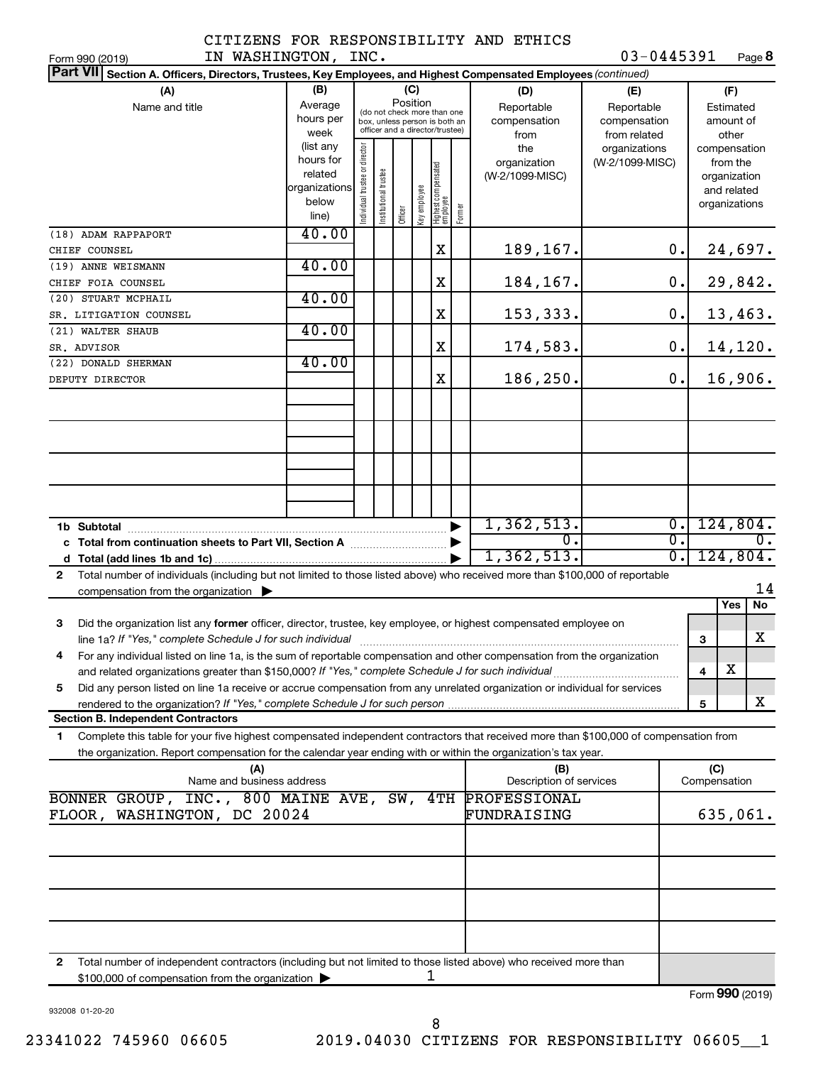CITIZENS FOR RESPONSIBILITY AND ETHICS IN WASHINGTON, INC. 03-0445391

Form 990 (2019)

**Part VII Section A. Officers, Directors, Trustees, Key Employees, and Highest Compensated Employees** *(continued)*

| (A) Name and title | (B) Average hours per week (list any hours for related organizations below line) | (C) Position: Individual trustee or director | Institutional trustee | Officer | Key employee | Highest compensated employee | Former | (D) Reportable compensation from the organization (W-2/1099-MISC) | (E) Reportable compensation from related organizations (W-2/1099-MISC) | (F) Estimated amount of other compensation from the organization and related organizations |
|---|---|---|---|---|---|---|---|---|---|---|
| (18) ADAM RAPPAPORT CHIEF COUNSEL | 40.00 | | | | | X | | 189,167. | 0. | 24,697. |
| (19) ANNE WEISMANN CHIEF FOIA COUNSEL | 40.00 | | | | | X | | 184,167. | 0. | 29,842. |
| (20) STUART MCPHAIL SR. LITIGATION COUNSEL | 40.00 | | | | | X | | 153,333. | 0. | 13,463. |
| (21) WALTER SHAUB SR. ADVISOR | 40.00 | | | | | X | | 174,583. | 0. | 14,120. |
| (22) DONALD SHERMAN DEPUTY DIRECTOR | 40.00 | | | | | X | | 186,250. | 0. | 16,906. |
| 1b Subtotal | | | | | | | | 1,362,513. | 0. | 124,804. |
| c Total from continuation sheets to Part VII, Section A | | | | | | | | 0. | 0. | 0. |
| d Total (add lines 1b and 1c) | | | | | | | | 1,362,513. | 0. | 124,804. |

2 Total number of individuals (including but not limited to those listed above) who received more than $100,000 of reportable compensation from the organization ▶ 14

| | | Yes | No |
|---|---|---|---|
| 3 Did the organization list any **former** officer, director, trustee, key employee, or highest compensated employee on line 1a? *If "Yes," complete Schedule J for such individual* | 3 | | X |
| 4 For any individual listed on line 1a, is the sum of reportable compensation and other compensation from the organization and related organizations greater than $150,000? *If "Yes," complete Schedule J for such individual* | 4 | X | |
| 5 Did any person listed on line 1a receive or accrue compensation from any unrelated organization or individual for services rendered to the organization? *If "Yes," complete Schedule J for such person* | 5 | | X |

**Section B. Independent Contractors**

1 Complete this table for your five highest compensated independent contractors that received more than $100,000 of compensation from the organization. Report compensation for the calendar year ending with or within the organization's tax year.

| (A) Name and business address | (B) Description of services | (C) Compensation |
|---|---|---|
| BONNER GROUP, INC., 800 MAINE AVE, SW, 4TH FLOOR, WASHINGTON, DC 20024 | PROFESSIONAL FUNDRAISING | 635,061. |
| | | |
| | | |
| | | |
| | | |

2 Total number of independent contractors (including but not limited to those listed above) who received more than $100,000 of compensation from the organization ▶ 1

Form **990** (2019)

932008 01-20-20

23341022 745960 06605 2019.04030 CITIZENS FOR RESPONSIBILITY 06605__1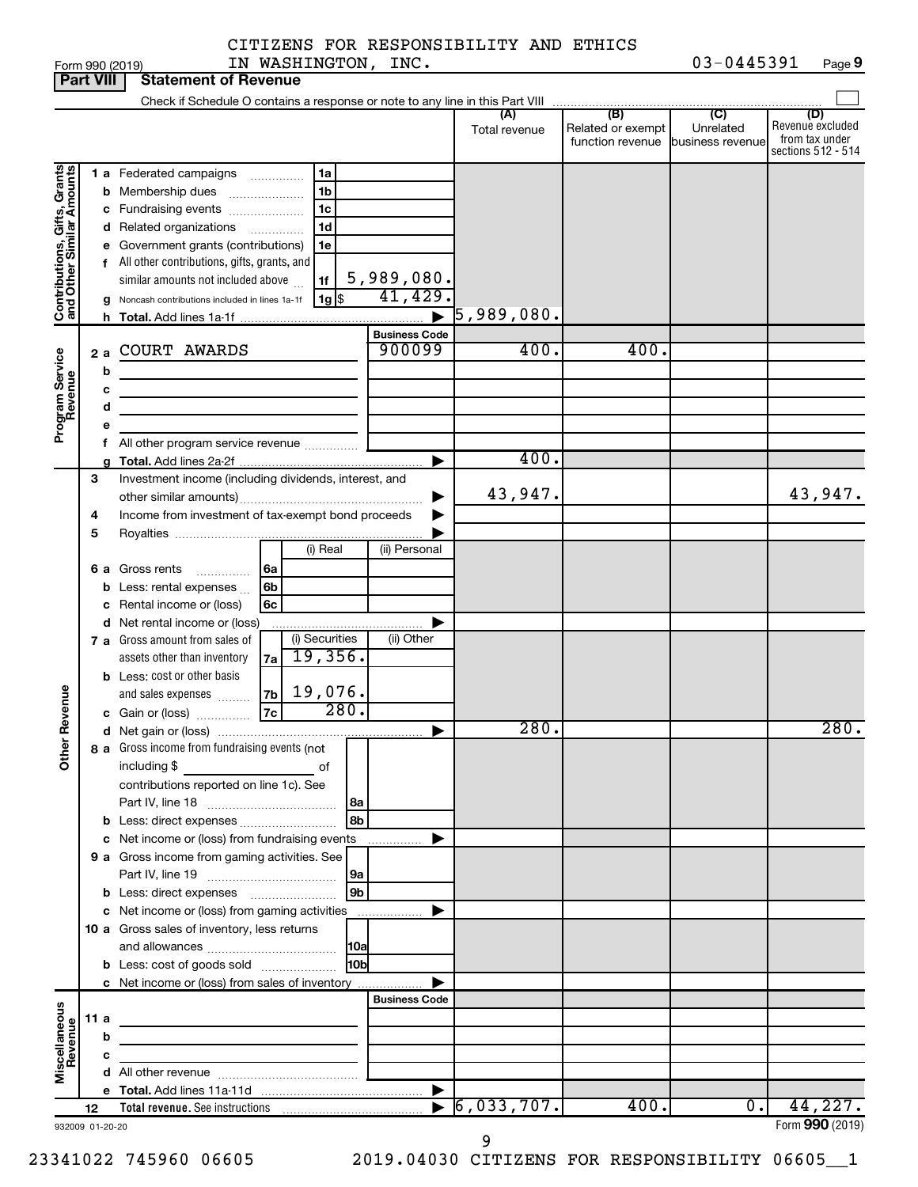CITIZENS FOR RESPONSIBILITY AND ETHICS IN WASHINGTON, INC. 03-0445391

Form 990 (2019) Page 9

## Part VIII Statement of Revenue

Check if Schedule O contains a response or note to any line in this Part VIII

| | | | (A) Total revenue | (B) Related or exempt function revenue | (C) Unrelated business revenue | (D) Revenue excluded from tax under sections 512 - 514 |
|---|---|---|---|---|---|---|
| **Contributions, Gifts, Grants and Other Similar Amounts** | 1 a Federated campaigns | 1a | | | | |
| | b Membership dues | 1b | | | | |
| | c Fundraising events | 1c | | | | |
| | d Related organizations | 1d | | | | |
| | e Government grants (contributions) | 1e | | | | |
| | f All other contributions, gifts, grants, and similar amounts not included above | 1f 5,989,080. | | | | |
| | g Noncash contributions included in lines 1a-1f | 1g $ 41,429. | | | | |
| | h Total. Add lines 1a-1f | | 5,989,080. | | | |
| **Program Service Revenue** | | Business Code | | | | |
| | 2 a COURT AWARDS | 900099 | 400. | 400. | | |
| | b | | | | | |
| | c | | | | | |
| | d | | | | | |
| | e | | | | | |
| | f All other program service revenue | | | | | |
| | g Total. Add lines 2a-2f | | 400. | | | |
| **Other Revenue** | 3 Investment income (including dividends, interest, and other similar amounts) | | 43,947. | | | 43,947. |
| | 4 Income from investment of tax-exempt bond proceeds | | | | | |
| | 5 Royalties | | | | | |
| | | (i) Real / (ii) Personal | | | | |
| | 6 a Gross rents | 6a | | | | |
| | b Less: rental expenses | 6b | | | | |
| | c Rental income or (loss) | 6c | | | | |
| | d Net rental income or (loss) | | | | | |
| | | (i) Securities / (ii) Other | | | | |
| | 7 a Gross amount from sales of assets other than inventory | 7a 19,356. | | | | |
| | b Less: cost or other basis and sales expenses | 7b 19,076. | | | | |
| | c Gain or (loss) | 7c 280. | | | | |
| | d Net gain or (loss) | | 280. | | | 280. |
| | 8 a Gross income from fundraising events (not including $ of contributions reported on line 1c). See Part IV, line 18 | 8a | | | | |
| | b Less: direct expenses | 8b | | | | |
| | c Net income or (loss) from fundraising events | | | | | |
| | 9 a Gross income from gaming activities. See Part IV, line 19 | 9a | | | | |
| | b Less: direct expenses | 9b | | | | |
| | c Net income or (loss) from gaming activities | | | | | |
| | 10 a Gross sales of inventory, less returns and allowances | 10a | | | | |
| | b Less: cost of goods sold | 10b | | | | |
| | c Net income or (loss) from sales of inventory | | | | | |
| **Miscellaneous Revenue** | | Business Code | | | | |
| | 11 a | | | | | |
| | b | | | | | |
| | c | | | | | |
| | d All other revenue | | | | | |
| | e Total. Add lines 11a-11d | | | | | |
| | 12 Total revenue. See instructions | | 6,033,707. | 400. | 0. | 44,227. |

932009 01-20-20

Form 990 (2019)

23341022 745960 06605 2019.04030 CITIZENS FOR RESPONSIBILITY 06605__1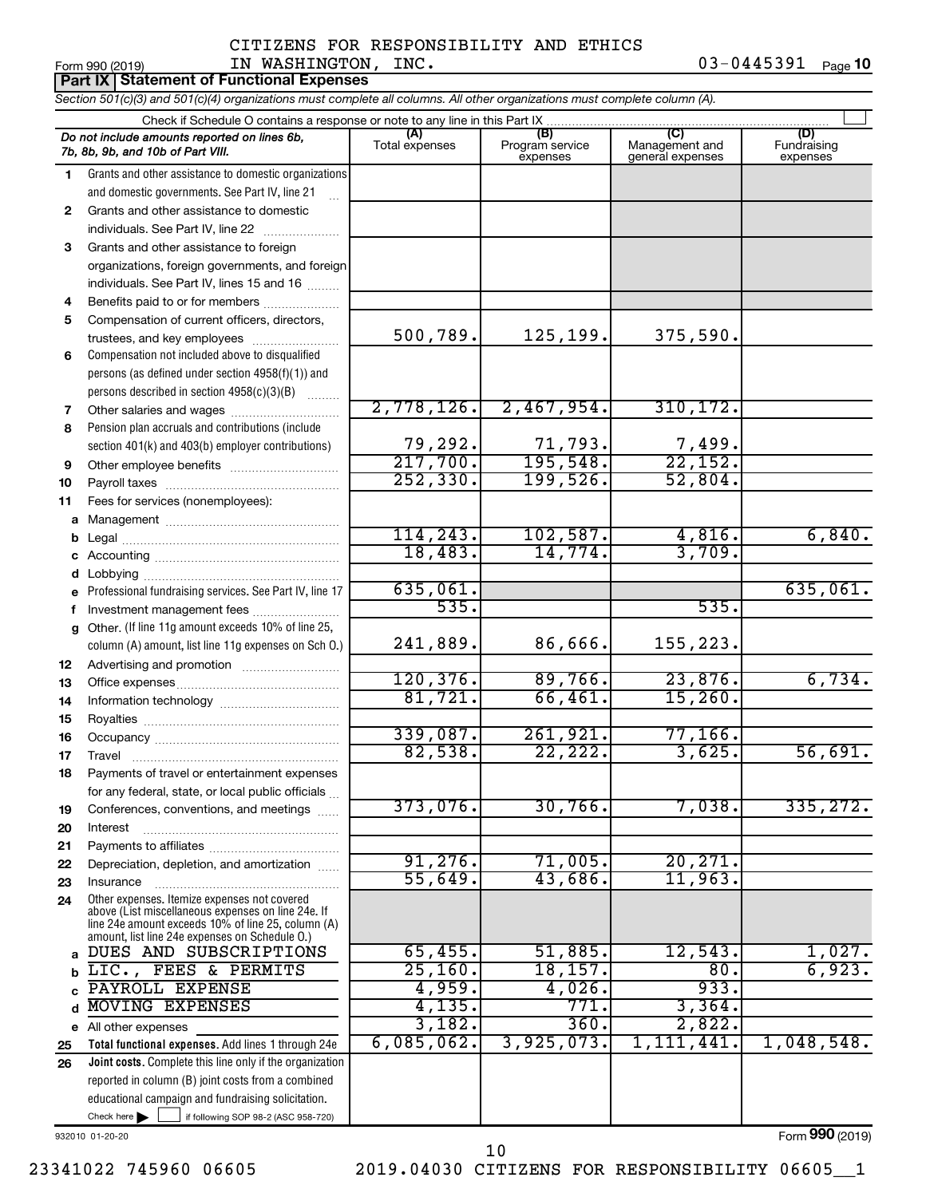CITIZENS FOR RESPONSIBILITY AND ETHICS IN WASHINGTON, INC. 03-0445391

Form 990 (2019)

## Part IX Statement of Functional Expenses

*Section 501(c)(3) and 501(c)(4) organizations must complete all columns. All other organizations must complete column (A).*

Check if Schedule O contains a response or note to any line in this Part IX ☐

| | *Do not include amounts reported on lines 6b, 7b, 8b, 9b, and 10b of Part VIII.* | (A) Total expenses | (B) Program service expenses | (C) Management and general expenses | (D) Fundraising expenses |
|---|---|---|---|---|---|
| 1 | Grants and other assistance to domestic organizations and domestic governments. See Part IV, line 21 | | | | |
| 2 | Grants and other assistance to domestic individuals. See Part IV, line 22 | | | | |
| 3 | Grants and other assistance to foreign organizations, foreign governments, and foreign individuals. See Part IV, lines 15 and 16 | | | | |
| 4 | Benefits paid to or for members | | | | |
| 5 | Compensation of current officers, directors, trustees, and key employees | 500,789. | 125,199. | 375,590. | |
| 6 | Compensation not included above to disqualified persons (as defined under section 4958(f)(1)) and persons described in section 4958(c)(3)(B) | | | | |
| 7 | Other salaries and wages | 2,778,126. | 2,467,954. | 310,172. | |
| 8 | Pension plan accruals and contributions (include section 401(k) and 403(b) employer contributions) | 79,292. | 71,793. | 7,499. | |
| 9 | Other employee benefits | 217,700. | 195,548. | 22,152. | |
| 10 | Payroll taxes | 252,330. | 199,526. | 52,804. | |
| 11 | Fees for services (nonemployees): | | | | |
| a | Management | | | | |
| b | Legal | 114,243. | 102,587. | 4,816. | 6,840. |
| c | Accounting | 18,483. | 14,774. | 3,709. | |
| d | Lobbying | | | | |
| e | Professional fundraising services. See Part IV, line 17 | 635,061. | | | 635,061. |
| f | Investment management fees | 535. | | 535. | |
| g | Other. (If line 11g amount exceeds 10% of line 25, column (A) amount, list line 11g expenses on Sch O.) | 241,889. | 86,666. | 155,223. | |
| 12 | Advertising and promotion | | | | |
| 13 | Office expenses | 120,376. | 89,766. | 23,876. | 6,734. |
| 14 | Information technology | 81,721. | 66,461. | 15,260. | |
| 15 | Royalties | | | | |
| 16 | Occupancy | 339,087. | 261,921. | 77,166. | |
| 17 | Travel | 82,538. | 22,222. | 3,625. | 56,691. |
| 18 | Payments of travel or entertainment expenses for any federal, state, or local public officials | | | | |
| 19 | Conferences, conventions, and meetings | 373,076. | 30,766. | 7,038. | 335,272. |
| 20 | Interest | | | | |
| 21 | Payments to affiliates | | | | |
| 22 | Depreciation, depletion, and amortization | 91,276. | 71,005. | 20,271. | |
| 23 | Insurance | 55,649. | 43,686. | 11,963. | |
| 24 | Other expenses. Itemize expenses not covered above (List miscellaneous expenses on line 24e. If line 24e amount exceeds 10% of line 25, column (A) amount, list line 24e expenses on Schedule O.) | | | | |
| a | DUES AND SUBSCRIPTIONS | 65,455. | 51,885. | 12,543. | 1,027. |
| b | LIC., FEES & PERMITS | 25,160. | 18,157. | 80. | 6,923. |
| c | PAYROLL EXPENSE | 4,959. | 4,026. | 933. | |
| d | MOVING EXPENSES | 4,135. | 771. | 3,364. | |
| e | All other expenses | 3,182. | 360. | 2,822. | |
| 25 | **Total functional expenses.** Add lines 1 through 24e | 6,085,062. | 3,925,073. | 1,111,441. | 1,048,548. |
| 26 | **Joint costs.** Complete this line only if the organization reported in column (B) joint costs from a combined educational campaign and fundraising solicitation. Check here ☐ if following SOP 98-2 (ASC 958-720) | | | | |

932010 01-20-20

Form **990** (2019)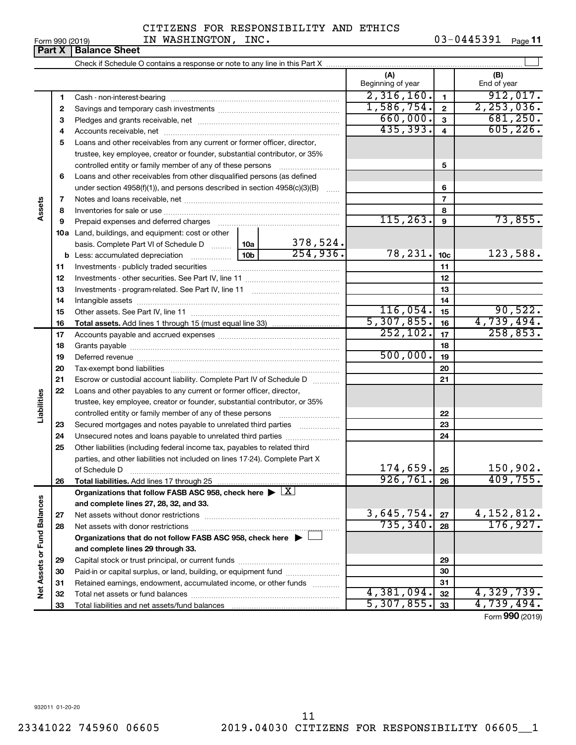CITIZENS FOR RESPONSIBILITY AND ETHICS IN WASHINGTON, INC. 03-0445391

Form 990 (2019)

## Part X Balance Sheet

Check if Schedule O contains a response or note to any line in this Part X ☐

| Section | Line | Description | | (A) Beginning of year | Line | (B) End of year |
|---|---|---|---|---|---|---|
| Assets | 1 | Cash - non-interest-bearing | | 2,316,160. | 1 | 912,017. |
| | 2 | Savings and temporary cash investments | | 1,586,754. | 2 | 2,253,036. |
| | 3 | Pledges and grants receivable, net | | 660,000. | 3 | 681,250. |
| | 4 | Accounts receivable, net | | 435,393. | 4 | 605,226. |
| | 5 | Loans and other receivables from any current or former officer, director, trustee, key employee, creator or founder, substantial contributor, or 35% controlled entity or family member of any of these persons | | | 5 | |
| | 6 | Loans and other receivables from other disqualified persons (as defined under section 4958(f)(1)), and persons described in section 4958(c)(3)(B) | | | 6 | |
| | 7 | Notes and loans receivable, net | | | 7 | |
| | 8 | Inventories for sale or use | | | 8 | |
| | 9 | Prepaid expenses and deferred charges | | 115,263. | 9 | 73,855. |
| | 10a | Land, buildings, and equipment: cost or other basis. Complete Part VI of Schedule D (10a) | 378,524. | | | |
| | b | Less: accumulated depreciation (10b) | 254,936. | 78,231. | 10c | 123,588. |
| | 11 | Investments - publicly traded securities | | | 11 | |
| | 12 | Investments - other securities. See Part IV, line 11 | | | 12 | |
| | 13 | Investments - program-related. See Part IV, line 11 | | | 13 | |
| | 14 | Intangible assets | | | 14 | |
| | 15 | Other assets. See Part IV, line 11 | | 116,054. | 15 | 90,522. |
| | 16 | **Total assets.** Add lines 1 through 15 (must equal line 33) | | 5,307,855. | 16 | 4,739,494. |
| Liabilities | 17 | Accounts payable and accrued expenses | | 252,102. | 17 | 258,853. |
| | 18 | Grants payable | | | 18 | |
| | 19 | Deferred revenue | | 500,000. | 19 | |
| | 20 | Tax-exempt bond liabilities | | | 20 | |
| | 21 | Escrow or custodial account liability. Complete Part IV of Schedule D | | | 21 | |
| | 22 | Loans and other payables to any current or former officer, director, trustee, key employee, creator or founder, substantial contributor, or 35% controlled entity or family member of any of these persons | | | 22 | |
| | 23 | Secured mortgages and notes payable to unrelated third parties | | | 23 | |
| | 24 | Unsecured notes and loans payable to unrelated third parties | | | 24 | |
| | 25 | Other liabilities (including federal income tax, payables to related third parties, and other liabilities not included on lines 17-24). Complete Part X of Schedule D | | 174,659. | 25 | 150,902. |
| | 26 | **Total liabilities.** Add lines 17 through 25 | | 926,761. | 26 | 409,755. |
| Net Assets or Fund Balances | | **Organizations that follow FASB ASC 958, check here ▶ ☒ and complete lines 27, 28, 32, and 33.** | | | | |
| | 27 | Net assets without donor restrictions | | 3,645,754. | 27 | 4,152,812. |
| | 28 | Net assets with donor restrictions | | 735,340. | 28 | 176,927. |
| | | **Organizations that do not follow FASB ASC 958, check here ▶ ☐ and complete lines 29 through 33.** | | | | |
| | 29 | Capital stock or trust principal, or current funds | | | 29 | |
| | 30 | Paid-in or capital surplus, or land, building, or equipment fund | | | 30 | |
| | 31 | Retained earnings, endowment, accumulated income, or other funds | | | 31 | |
| | 32 | Total net assets or fund balances | | 4,381,094. | 32 | 4,329,739. |
| | 33 | Total liabilities and net assets/fund balances | | 5,307,855. | 33 | 4,739,494. |

Form **990** (2019)

932011 01-20-20

23341022 745960 06605 2019.04030 CITIZENS FOR RESPONSIBILITY 06605__1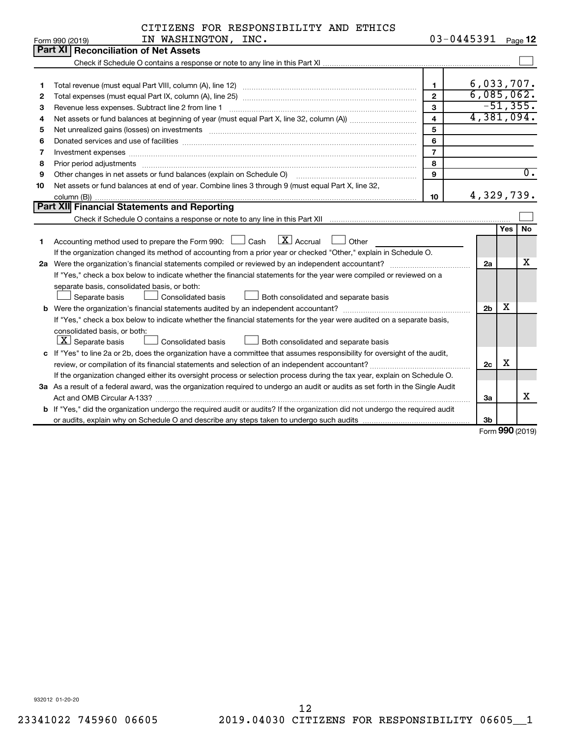CITIZENS FOR RESPONSIBILITY AND ETHICS IN WASHINGTON, INC.

Form 990 (2019) 03-0445391 Page **12**

## Part XI Reconciliation of Net Assets

Check if Schedule O contains a response or note to any line in this Part XI ☐

| | | | |
|---|---|---|---|
| 1 | Total revenue (must equal Part VIII, column (A), line 12) | 1 | 6,033,707. |
| 2 | Total expenses (must equal Part IX, column (A), line 25) | 2 | 6,085,062. |
| 3 | Revenue less expenses. Subtract line 2 from line 1 | 3 | -51,355. |
| 4 | Net assets or fund balances at beginning of year (must equal Part X, line 32, column (A)) | 4 | 4,381,094. |
| 5 | Net unrealized gains (losses) on investments | 5 | |
| 6 | Donated services and use of facilities | 6 | |
| 7 | Investment expenses | 7 | |
| 8 | Prior period adjustments | 8 | |
| 9 | Other changes in net assets or fund balances (explain on Schedule O) | 9 | 0. |
| 10 | Net assets or fund balances at end of year. Combine lines 3 through 9 (must equal Part X, line 32, column (B)) | 10 | 4,329,739. |

## Part XII Financial Statements and Reporting

Check if Schedule O contains a response or note to any line in this Part XII ☐

| | | | Yes | No |
|---|---|---|---|---|
| 1 | Accounting method used to prepare the Form 990: ☐ Cash ☒ Accrual ☐ Other<br>If the organization changed its method of accounting from a prior year or checked "Other," explain in Schedule O. | | | |
| 2a | Were the organization's financial statements compiled or reviewed by an independent accountant?<br>If "Yes," check a box below to indicate whether the financial statements for the year were compiled or reviewed on a separate basis, consolidated basis, or both:<br>☐ Separate basis ☐ Consolidated basis ☐ Both consolidated and separate basis | 2a | | X |
| b | Were the organization's financial statements audited by an independent accountant?<br>If "Yes," check a box below to indicate whether the financial statements for the year were audited on a separate basis, consolidated basis, or both:<br>☒ Separate basis ☐ Consolidated basis ☐ Both consolidated and separate basis | 2b | X | |
| c | If "Yes" to line 2a or 2b, does the organization have a committee that assumes responsibility for oversight of the audit, review, or compilation of its financial statements and selection of an independent accountant?<br>If the organization changed either its oversight process or selection process during the tax year, explain on Schedule O. | 2c | X | |
| 3a | As a result of a federal award, was the organization required to undergo an audit or audits as set forth in the Single Audit Act and OMB Circular A-133? | 3a | | X |
| b | If "Yes," did the organization undergo the required audit or audits? If the organization did not undergo the required audit or audits, explain why on Schedule O and describe any steps taken to undergo such audits | 3b | | |

Form **990** (2019)

932012 01-20-20

23341022 745960 06605 2019.04030 CITIZENS FOR RESPONSIBILITY 06605__1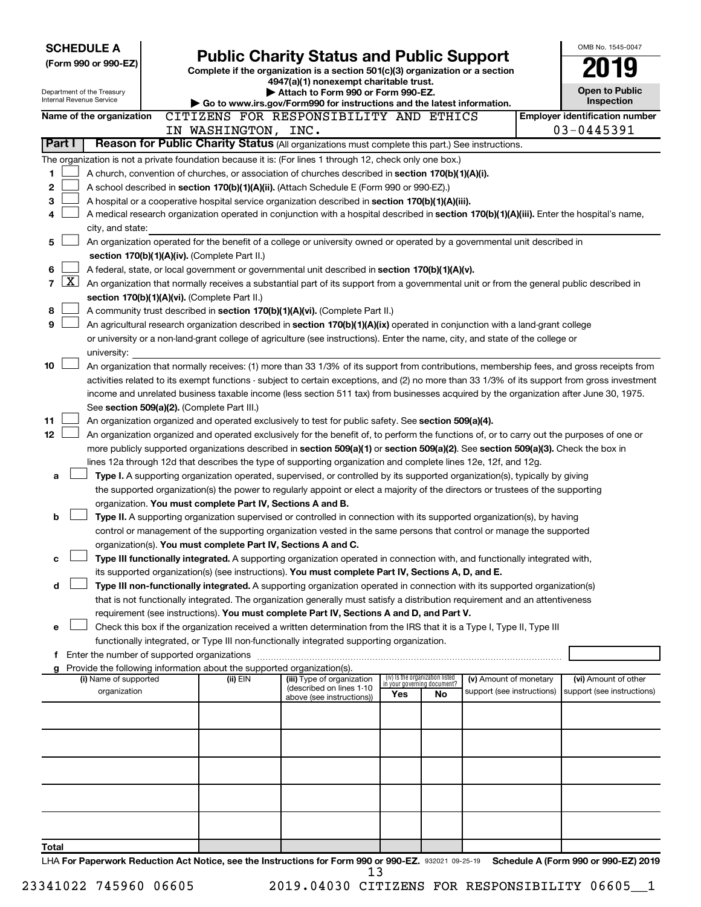**SCHEDULE A**
**(Form 990 or 990-EZ)**

Department of the Treasury
Internal Revenue Service

# Public Charity Status and Public Support

**Complete if the organization is a section 501(c)(3) organization or a section 4947(a)(1) nonexempt charitable trust.**
**▶ Attach to Form 990 or Form 990-EZ.**
**▶ Go to www.irs.gov/Form990 for instructions and the latest information.**

OMB No. 1545-0047

**2019**

**Open to Public Inspection**

**Name of the organization** CITIZENS FOR RESPONSIBILITY AND ETHICS IN WASHINGTON, INC.

**Employer identification number** 03-0445391

## Part I Reason for Public Charity Status (All organizations must complete this part.) See instructions.

The organization is not a private foundation because it is: (For lines 1 through 12, check only one box.)

1 ☐ A church, convention of churches, or association of churches described in **section 170(b)(1)(A)(i).**

2 ☐ A school described in **section 170(b)(1)(A)(ii).** (Attach Schedule E (Form 990 or 990-EZ).)

3 ☐ A hospital or a cooperative hospital service organization described in **section 170(b)(1)(A)(iii).**

4 ☐ A medical research organization operated in conjunction with a hospital described in **section 170(b)(1)(A)(iii).** Enter the hospital's name, city, and state: ______

5 ☐ An organization operated for the benefit of a college or university owned or operated by a governmental unit described in **section 170(b)(1)(A)(iv).** (Complete Part II.)

6 ☐ A federal, state, or local government or governmental unit described in **section 170(b)(1)(A)(v).**

7 ☒ An organization that normally receives a substantial part of its support from a governmental unit or from the general public described in **section 170(b)(1)(A)(vi).** (Complete Part II.)

8 ☐ A community trust described in **section 170(b)(1)(A)(vi).** (Complete Part II.)

9 ☐ An agricultural research organization described in **section 170(b)(1)(A)(ix)** operated in conjunction with a land-grant college or university or a non-land-grant college of agriculture (see instructions). Enter the name, city, and state of the college or university: ______

10 ☐ An organization that normally receives: (1) more than 33 1/3% of its support from contributions, membership fees, and gross receipts from activities related to its exempt functions - subject to certain exceptions, and (2) no more than 33 1/3% of its support from gross investment income and unrelated business taxable income (less section 511 tax) from businesses acquired by the organization after June 30, 1975. See **section 509(a)(2).** (Complete Part III.)

11 ☐ An organization organized and operated exclusively to test for public safety. See **section 509(a)(4).**

12 ☐ An organization organized and operated exclusively for the benefit of, to perform the functions of, or to carry out the purposes of one or more publicly supported organizations described in **section 509(a)(1)** or **section 509(a)(2).** See **section 509(a)(3).** Check the box in lines 12a through 12d that describes the type of supporting organization and complete lines 12e, 12f, and 12g.

a ☐ **Type I.** A supporting organization operated, supervised, or controlled by its supported organization(s), typically by giving the supported organization(s) the power to regularly appoint or elect a majority of the directors or trustees of the supporting organization. **You must complete Part IV, Sections A and B.**

b ☐ **Type II.** A supporting organization supervised or controlled in connection with its supported organization(s), by having control or management of the supporting organization vested in the same persons that control or manage the supported organization(s). **You must complete Part IV, Sections A and C.**

c ☐ **Type III functionally integrated.** A supporting organization operated in connection with, and functionally integrated with, its supported organization(s) (see instructions). **You must complete Part IV, Sections A, D, and E.**

d ☐ **Type III non-functionally integrated.** A supporting organization operated in connection with its supported organization(s) that is not functionally integrated. The organization generally must satisfy a distribution requirement and an attentiveness requirement (see instructions). **You must complete Part IV, Sections A and D, and Part V.**

e ☐ Check this box if the organization received a written determination from the IRS that it is a Type I, Type II, Type III functionally integrated, or Type III non-functionally integrated supporting organization.

f Enter the number of supported organizations ______

g Provide the following information about the supported organization(s).

| (i) Name of supported organization | (ii) EIN | (iii) Type of organization (described on lines 1-10 above (see instructions)) | (iv) Is the organization listed in your governing document? Yes | No | (v) Amount of monetary support (see instructions) | (vi) Amount of other support (see instructions) |
|---|---|---|---|---|---|---|
| | | | | | | |
| | | | | | | |
| | | | | | | |
| | | | | | | |
| | | | | | | |
| **Total** | | | | | | |

LHA **For Paperwork Reduction Act Notice, see the Instructions for Form 990 or 990-EZ.** 932021 09-25-19 **Schedule A (Form 990 or 990-EZ) 2019**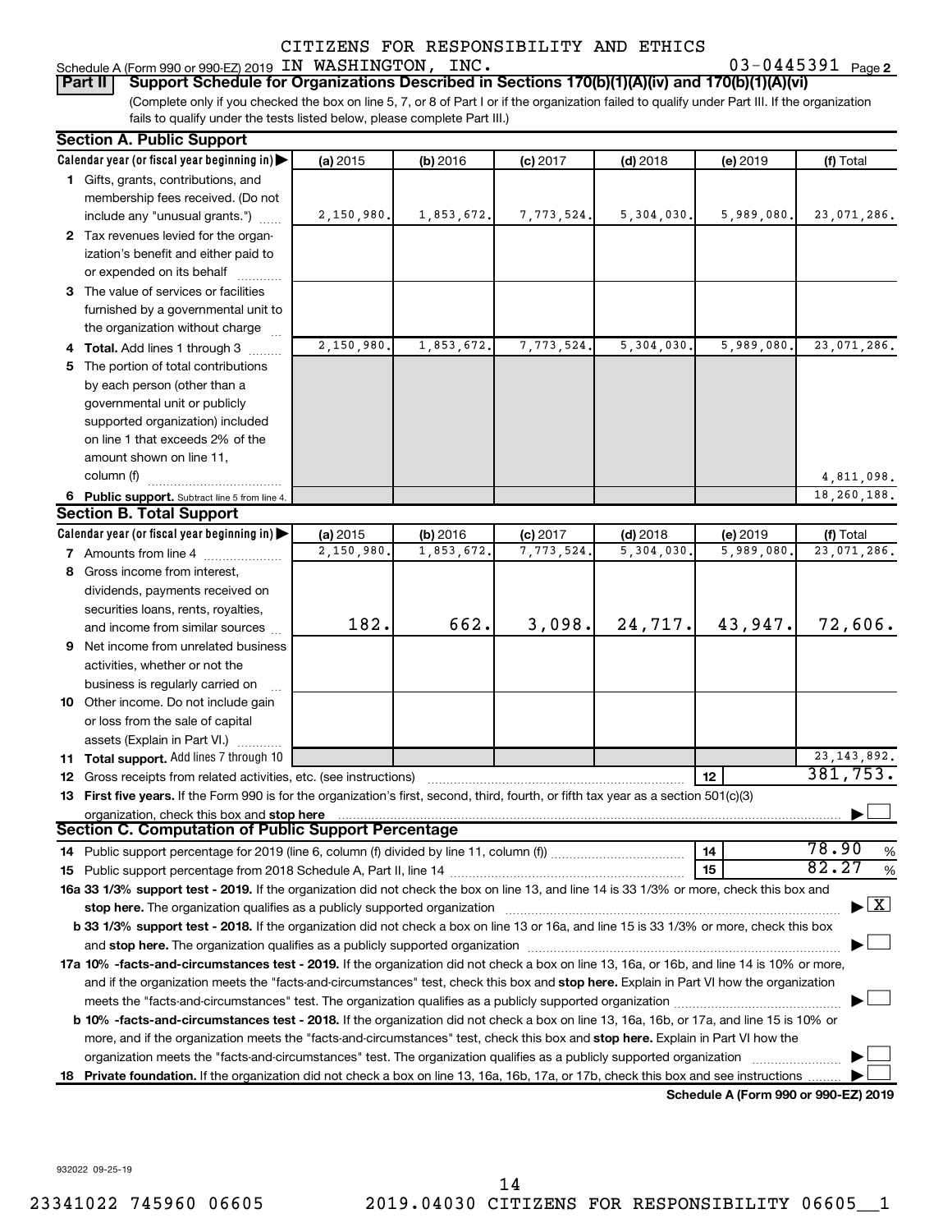CITIZENS FOR RESPONSIBILITY AND ETHICS
Schedule A (Form 990 or 990-EZ) 2019 IN WASHINGTON, INC. 03-0445391 Page 2

**Part II — Support Schedule for Organizations Described in Sections 170(b)(1)(A)(iv) and 170(b)(1)(A)(vi)**

(Complete only if you checked the box on line 5, 7, or 8 of Part I or if the organization failed to qualify under Part III. If the organization fails to qualify under the tests listed below, please complete Part III.)

**Section A. Public Support**

| Calendar year (or fiscal year beginning in) | (a) 2015 | (b) 2016 | (c) 2017 | (d) 2018 | (e) 2019 | (f) Total |
|---|---|---|---|---|---|---|
| 1 Gifts, grants, contributions, and membership fees received. (Do not include any "unusual grants.") | 2,150,980. | 1,853,672. | 7,773,524. | 5,304,030. | 5,989,080. | 23,071,286. |
| 2 Tax revenues levied for the organization's benefit and either paid to or expended on its behalf | | | | | | |
| 3 The value of services or facilities furnished by a governmental unit to the organization without charge | | | | | | |
| 4 Total. Add lines 1 through 3 | 2,150,980. | 1,853,672. | 7,773,524. | 5,304,030. | 5,989,080. | 23,071,286. |
| 5 The portion of total contributions by each person (other than a governmental unit or publicly supported organization) included on line 1 that exceeds 2% of the amount shown on line 11, column (f) | | | | | | 4,811,098. |
| 6 Public support. Subtract line 5 from line 4. | | | | | | 18,260,188. |

**Section B. Total Support**

| Calendar year (or fiscal year beginning in) | (a) 2015 | (b) 2016 | (c) 2017 | (d) 2018 | (e) 2019 | (f) Total |
|---|---|---|---|---|---|---|
| 7 Amounts from line 4 | 2,150,980. | 1,853,672. | 7,773,524. | 5,304,030. | 5,989,080. | 23,071,286. |
| 8 Gross income from interest, dividends, payments received on securities loans, rents, royalties, and income from similar sources | 182. | 662. | 3,098. | 24,717. | 43,947. | 72,606. |
| 9 Net income from unrelated business activities, whether or not the business is regularly carried on | | | | | | |
| 10 Other income. Do not include gain or loss from the sale of capital assets (Explain in Part VI.) | | | | | | |
| 11 Total support. Add lines 7 through 10 | | | | | | 23,143,892. |

12 Gross receipts from related activities, etc. (see instructions) — 12 — 381,753.

13 **First five years.** If the Form 990 is for the organization's first, second, third, fourth, or fifth tax year as a section 501(c)(3) organization, check this box and **stop here** ☐

**Section C. Computation of Public Support Percentage**

14 Public support percentage for 2019 (line 6, column (f) divided by line 11, column (f)) — 14 — 78.90 %

15 Public support percentage from 2018 Schedule A, Part II, line 14 — 15 — 82.27 %

**16a 33 1/3% support test - 2019.** If the organization did not check the box on line 13, and line 14 is 33 1/3% or more, check this box and **stop here.** The organization qualifies as a publicly supported organization ☒

**b 33 1/3% support test - 2018.** If the organization did not check a box on line 13 or 16a, and line 15 is 33 1/3% or more, check this box and **stop here.** The organization qualifies as a publicly supported organization ☐

**17a 10% -facts-and-circumstances test - 2019.** If the organization did not check a box on line 13, 16a, or 16b, and line 14 is 10% or more, and if the organization meets the "facts-and-circumstances" test, check this box and **stop here.** Explain in Part VI how the organization meets the "facts-and-circumstances" test. The organization qualifies as a publicly supported organization ☐

**b 10% -facts-and-circumstances test - 2018.** If the organization did not check a box on line 13, 16a, 16b, or 17a, and line 15 is 10% or more, and if the organization meets the "facts-and-circumstances" test, check this box and **stop here.** Explain in Part VI how the organization meets the "facts-and-circumstances" test. The organization qualifies as a publicly supported organization ☐

**18 Private foundation.** If the organization did not check a box on line 13, 16a, 16b, 17a, or 17b, check this box and see instructions ☐

**Schedule A (Form 990 or 990-EZ) 2019**

932022 09-25-19

23341022 745960 06605 2019.04030 CITIZENS FOR RESPONSIBILITY 06605__1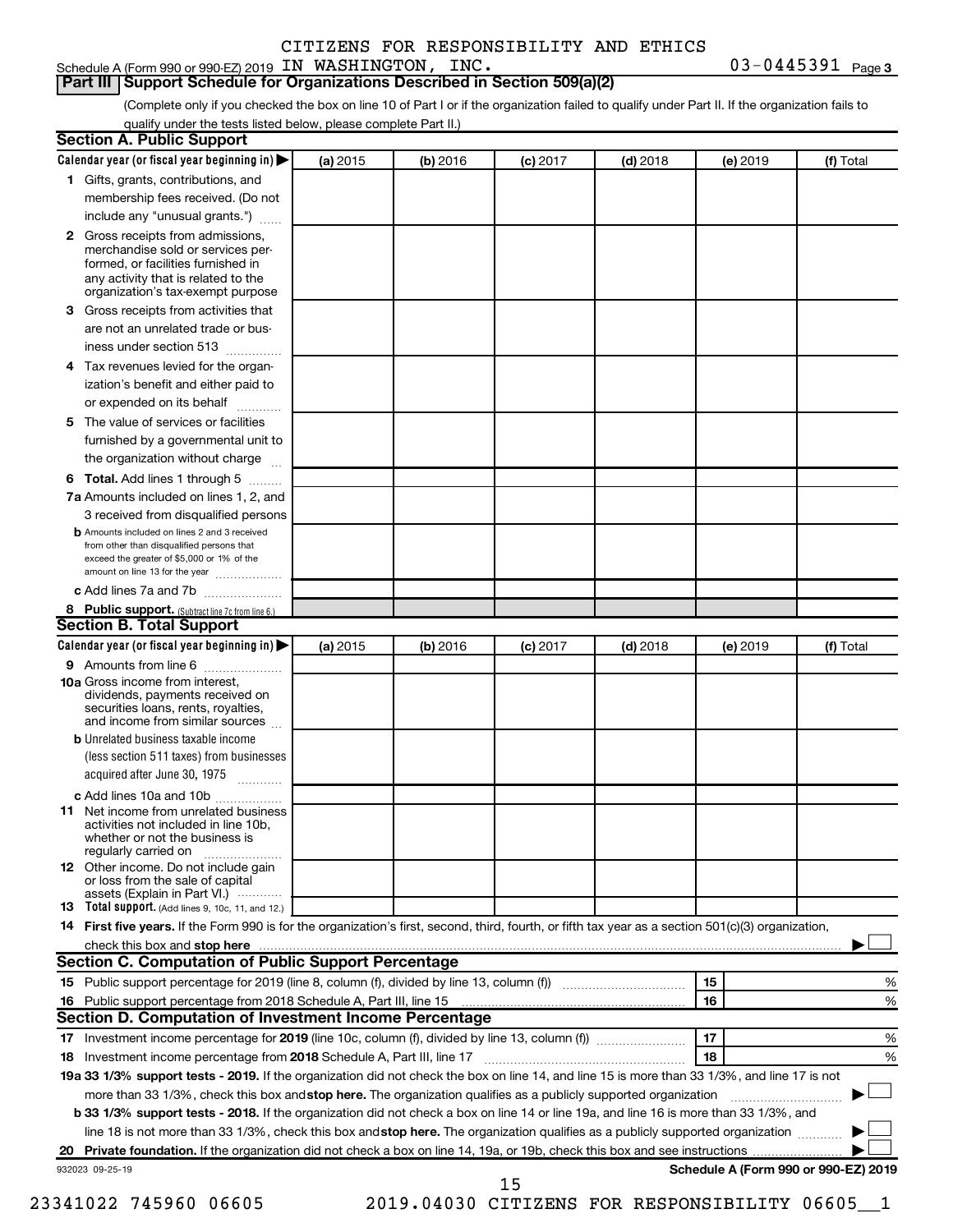CITIZENS FOR RESPONSIBILITY AND ETHICS

Schedule A (Form 990 or 990-EZ) 2019 IN WASHINGTON, INC. 03-0445391 Page 3

## Part III Support Schedule for Organizations Described in Section 509(a)(2)

(Complete only if you checked the box on line 10 of Part I or if the organization failed to qualify under Part II. If the organization fails to qualify under the tests listed below, please complete Part II.)

### Section A. Public Support

| Calendar year (or fiscal year beginning in) ▶ | (a) 2015 | (b) 2016 | (c) 2017 | (d) 2018 | (e) 2019 | (f) Total |
|---|---|---|---|---|---|---|
| 1 Gifts, grants, contributions, and membership fees received. (Do not include any "unusual grants.") | | | | | | |
| 2 Gross receipts from admissions, merchandise sold or services performed, or facilities furnished in any activity that is related to the organization's tax-exempt purpose | | | | | | |
| 3 Gross receipts from activities that are not an unrelated trade or business under section 513 | | | | | | |
| 4 Tax revenues levied for the organization's benefit and either paid to or expended on its behalf | | | | | | |
| 5 The value of services or facilities furnished by a governmental unit to the organization without charge | | | | | | |
| 6 **Total.** Add lines 1 through 5 | | | | | | |
| 7a Amounts included on lines 1, 2, and 3 received from disqualified persons | | | | | | |
| b Amounts included on lines 2 and 3 received from other than disqualified persons that exceed the greater of $5,000 or 1% of the amount on line 13 for the year | | | | | | |
| c Add lines 7a and 7b | | | | | | |
| 8 **Public support.** (Subtract line 7c from line 6.) | | | | | | |

### Section B. Total Support

| Calendar year (or fiscal year beginning in) ▶ | (a) 2015 | (b) 2016 | (c) 2017 | (d) 2018 | (e) 2019 | (f) Total |
|---|---|---|---|---|---|---|
| 9 Amounts from line 6 | | | | | | |
| 10a Gross income from interest, dividends, payments received on securities loans, rents, royalties, and income from similar sources | | | | | | |
| b Unrelated business taxable income (less section 511 taxes) from businesses acquired after June 30, 1975 | | | | | | |
| c Add lines 10a and 10b | | | | | | |
| 11 Net income from unrelated business activities not included in line 10b, whether or not the business is regularly carried on | | | | | | |
| 12 Other income. Do not include gain or loss from the sale of capital assets (Explain in Part VI.) | | | | | | |
| 13 **Total support.** (Add lines 9, 10c, 11, and 12.) | | | | | | |

14 **First five years.** If the Form 990 is for the organization's first, second, third, fourth, or fifth tax year as a section 501(c)(3) organization, check this box and **stop here** ▶ ☐

### Section C. Computation of Public Support Percentage

| | | | |
|---|---|---|---|
| 15 | Public support percentage for 2019 (line 8, column (f), divided by line 13, column (f)) | 15 | % |
| 16 | Public support percentage from 2018 Schedule A, Part III, line 15 | 16 | % |

### Section D. Computation of Investment Income Percentage

| | | | |
|---|---|---|---|
| 17 | Investment income percentage for **2019** (line 10c, column (f), divided by line 13, column (f)) | 17 | % |
| 18 | Investment income percentage from **2018** Schedule A, Part III, line 17 | 18 | % |

19a **33 1/3% support tests - 2019.** If the organization did not check the box on line 14, and line 15 is more than 33 1/3%, and line 17 is not more than 33 1/3%, check this box and **stop here.** The organization qualifies as a publicly supported organization ▶ ☐

b **33 1/3% support tests - 2018.** If the organization did not check a box on line 14 or line 19a, and line 16 is more than 33 1/3%, and line 18 is not more than 33 1/3%, check this box and **stop here.** The organization qualifies as a publicly supported organization ▶ ☐

20 **Private foundation.** If the organization did not check a box on line 14, 19a, or 19b, check this box and see instructions ▶ ☐

932023 09-25-19 **Schedule A (Form 990 or 990-EZ) 2019**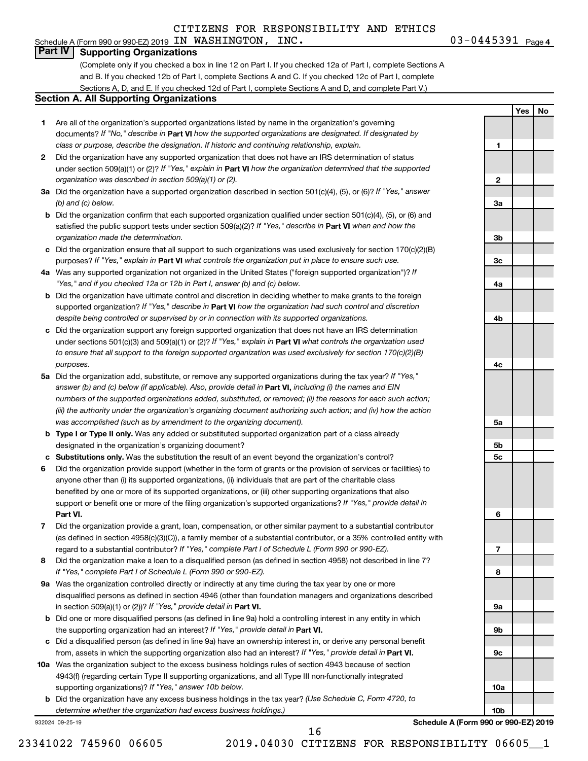CITIZENS FOR RESPONSIBILITY AND ETHICS

Schedule A (Form 990 or 990-EZ) 2019 IN WASHINGTON, INC. 03-0445391 Page 4

## Part IV Supporting Organizations

(Complete only if you checked a box in line 12 on Part I. If you checked 12a of Part I, complete Sections A and B. If you checked 12b of Part I, complete Sections A and C. If you checked 12c of Part I, complete Sections A, D, and E. If you checked 12d of Part I, complete Sections A and D, and complete Part V.)

### Section A. All Supporting Organizations

| | | | Yes | No |
|---|---|---|---|---|
| 1 | Are all of the organization's supported organizations listed by name in the organization's governing documents? *If "No," describe in* **Part VI** *how the supported organizations are designated. If designated by class or purpose, describe the designation. If historic and continuing relationship, explain.* | 1 | | |
| 2 | Did the organization have any supported organization that does not have an IRS determination of status under section 509(a)(1) or (2)? *If "Yes," explain in* **Part VI** *how the organization determined that the supported organization was described in section 509(a)(1) or (2).* | 2 | | |
| 3a | Did the organization have a supported organization described in section 501(c)(4), (5), or (6)? *If "Yes," answer (b) and (c) below.* | 3a | | |
| b | Did the organization confirm that each supported organization qualified under section 501(c)(4), (5), or (6) and satisfied the public support tests under section 509(a)(2)? *If "Yes," describe in* **Part VI** *when and how the organization made the determination.* | 3b | | |
| c | Did the organization ensure that all support to such organizations was used exclusively for section 170(c)(2)(B) purposes? *If "Yes," explain in* **Part VI** *what controls the organization put in place to ensure such use.* | 3c | | |
| 4a | Was any supported organization not organized in the United States ("foreign supported organization")? *If "Yes," and if you checked 12a or 12b in Part I, answer (b) and (c) below.* | 4a | | |
| b | Did the organization have ultimate control and discretion in deciding whether to make grants to the foreign supported organization? *If "Yes," describe in* **Part VI** *how the organization had such control and discretion despite being controlled or supervised by or in connection with its supported organizations.* | 4b | | |
| c | Did the organization support any foreign supported organization that does not have an IRS determination under sections 501(c)(3) and 509(a)(1) or (2)? *If "Yes," explain in* **Part VI** *what controls the organization used to ensure that all support to the foreign supported organization was used exclusively for section 170(c)(2)(B) purposes.* | 4c | | |
| 5a | Did the organization add, substitute, or remove any supported organizations during the tax year? *If "Yes," answer (b) and (c) below (if applicable). Also, provide detail in* **Part VI,** *including (i) the names and EIN numbers of the supported organizations added, substituted, or removed; (ii) the reasons for each such action; (iii) the authority under the organization's organizing document authorizing such action; and (iv) how the action was accomplished (such as by amendment to the organizing document).* | 5a | | |
| b | **Type I or Type II only.** Was any added or substituted supported organization part of a class already designated in the organization's organizing document? | 5b | | |
| c | **Substitutions only.** Was the substitution the result of an event beyond the organization's control? | 5c | | |
| 6 | Did the organization provide support (whether in the form of grants or the provision of services or facilities) to anyone other than (i) its supported organizations, (ii) individuals that are part of the charitable class benefited by one or more of its supported organizations, or (iii) other supporting organizations that also support or benefit one or more of the filing organization's supported organizations? *If "Yes," provide detail in* **Part VI.** | 6 | | |
| 7 | Did the organization provide a grant, loan, compensation, or other similar payment to a substantial contributor (as defined in section 4958(c)(3)(C)), a family member of a substantial contributor, or a 35% controlled entity with regard to a substantial contributor? *If "Yes," complete Part I of Schedule L (Form 990 or 990-EZ).* | 7 | | |
| 8 | Did the organization make a loan to a disqualified person (as defined in section 4958) not described in line 7? *If "Yes," complete Part I of Schedule L (Form 990 or 990-EZ).* | 8 | | |
| 9a | Was the organization controlled directly or indirectly at any time during the tax year by one or more disqualified persons as defined in section 4946 (other than foundation managers and organizations described in section 509(a)(1) or (2))? *If "Yes," provide detail in* **Part VI.** | 9a | | |
| b | Did one or more disqualified persons (as defined in line 9a) hold a controlling interest in any entity in which the supporting organization had an interest? *If "Yes," provide detail in* **Part VI.** | 9b | | |
| c | Did a disqualified person (as defined in line 9a) have an ownership interest in, or derive any personal benefit from, assets in which the supporting organization also had an interest? *If "Yes," provide detail in* **Part VI.** | 9c | | |
| 10a | Was the organization subject to the excess business holdings rules of section 4943 because of section 4943(f) (regarding certain Type II supporting organizations, and all Type III non-functionally integrated supporting organizations)? *If "Yes," answer 10b below.* | 10a | | |
| b | Did the organization have any excess business holdings in the tax year? *(Use Schedule C, Form 4720, to determine whether the organization had excess business holdings.)* | 10b | | |

932024 09-25-19 **Schedule A (Form 990 or 990-EZ) 2019**

23341022 745960 06605 2019.04030 CITIZENS FOR RESPONSIBILITY 06605__1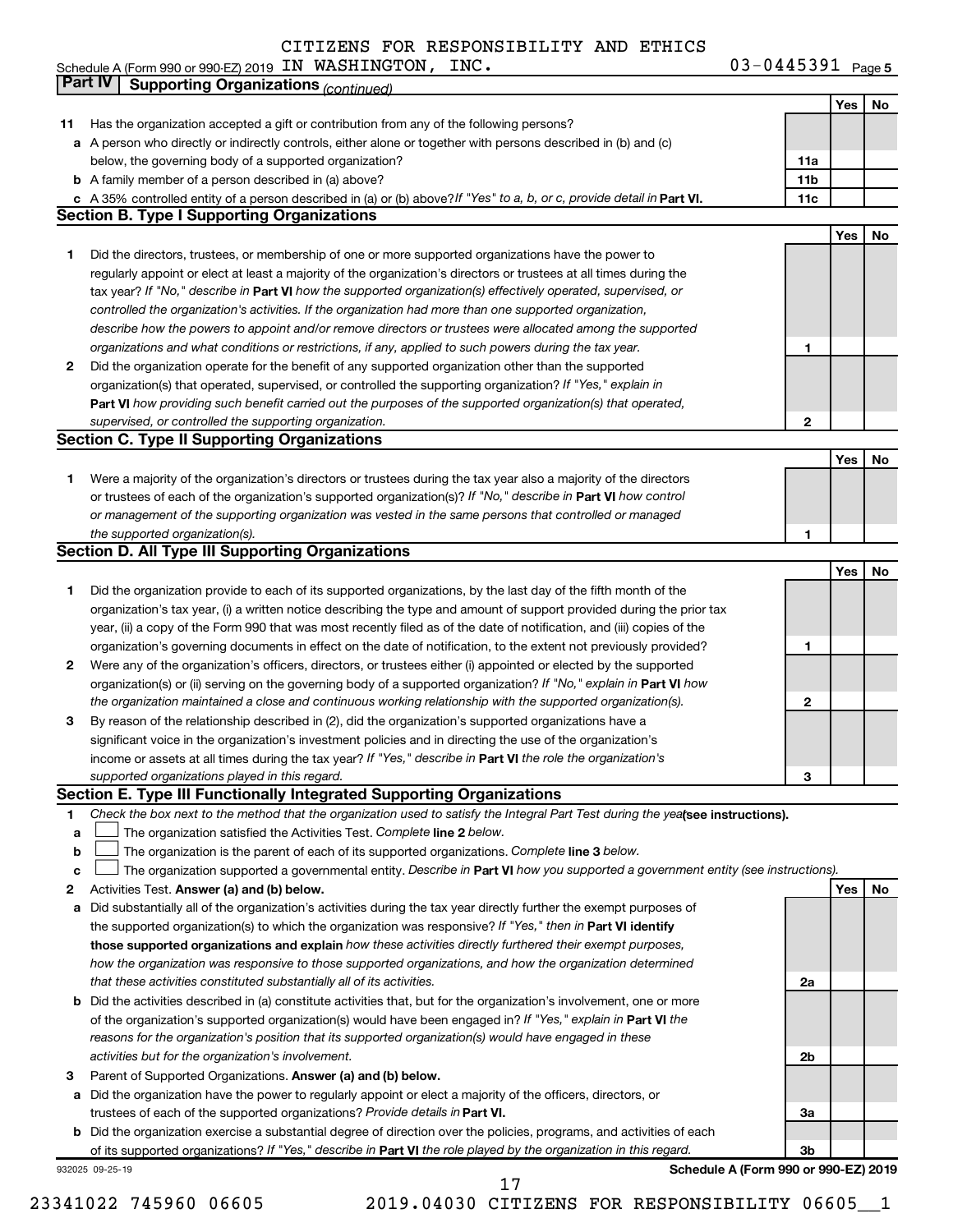CITIZENS FOR RESPONSIBILITY AND ETHICS

Schedule A (Form 990 or 990-EZ) 2019 IN WASHINGTON, INC. 03-0445391 Page 5

## Part IV Supporting Organizations *(continued)*

| | | | Yes | No |
|---|---|---|---|---|
| **11** | Has the organization accepted a gift or contribution from any of the following persons? | | | |
| **a** | A person who directly or indirectly controls, either alone or together with persons described in (b) and (c) below, the governing body of a supported organization? | **11a** | | |
| **b** | A family member of a person described in (a) above? | **11b** | | |
| **c** | A 35% controlled entity of a person described in (a) or (b) above? *If "Yes" to a, b, or c, provide detail in* **Part VI.** | **11c** | | |

### Section B. Type I Supporting Organizations

| | | | Yes | No |
|---|---|---|---|---|
| **1** | Did the directors, trustees, or membership of one or more supported organizations have the power to regularly appoint or elect at least a majority of the organization's directors or trustees at all times during the tax year? *If "No," describe in* **Part VI** *how the supported organization(s) effectively operated, supervised, or controlled the organization's activities. If the organization had more than one supported organization, describe how the powers to appoint and/or remove directors or trustees were allocated among the supported organizations and what conditions or restrictions, if any, applied to such powers during the tax year.* | **1** | | |
| **2** | Did the organization operate for the benefit of any supported organization other than the supported organization(s) that operated, supervised, or controlled the supporting organization? *If "Yes," explain in* **Part VI** *how providing such benefit carried out the purposes of the supported organization(s) that operated, supervised, or controlled the supporting organization.* | **2** | | |

### Section C. Type II Supporting Organizations

| | | | Yes | No |
|---|---|---|---|---|
| **1** | Were a majority of the organization's directors or trustees during the tax year also a majority of the directors or trustees of each of the organization's supported organization(s)? *If "No," describe in* **Part VI** *how control or management of the supporting organization was vested in the same persons that controlled or managed the supported organization(s).* | **1** | | |

### Section D. All Type III Supporting Organizations

| | | | Yes | No |
|---|---|---|---|---|
| **1** | Did the organization provide to each of its supported organizations, by the last day of the fifth month of the organization's tax year, (i) a written notice describing the type and amount of support provided during the prior tax year, (ii) a copy of the Form 990 that was most recently filed as of the date of notification, and (iii) copies of the organization's governing documents in effect on the date of notification, to the extent not previously provided? | **1** | | |
| **2** | Were any of the organization's officers, directors, or trustees either (i) appointed or elected by the supported organization(s) or (ii) serving on the governing body of a supported organization? *If "No," explain in* **Part VI** *how the organization maintained a close and continuous working relationship with the supported organization(s).* | **2** | | |
| **3** | By reason of the relationship described in (2), did the organization's supported organizations have a significant voice in the organization's investment policies and in directing the use of the organization's income or assets at all times during the tax year? *If "Yes," describe in* **Part VI** *the role the organization's supported organizations played in this regard.* | **3** | | |

### Section E. Type III Functionally Integrated Supporting Organizations

**1** *Check the box next to the method that the organization used to satisfy the Integral Part Test during the year* **(see instructions).**

- **a** ☐ The organization satisfied the Activities Test. *Complete* **line 2** *below.*
- **b** ☐ The organization is the parent of each of its supported organizations. *Complete* **line 3** *below.*
- **c** ☐ The organization supported a governmental entity. *Describe in* **Part VI** *how you supported a government entity (see instructions).*

| | | | Yes | No |
|---|---|---|---|---|
| **2** | Activities Test. **Answer (a) and (b) below.** | | | |
| **a** | Did substantially all of the organization's activities during the tax year directly further the exempt purposes of the supported organization(s) to which the organization was responsive? *If "Yes," then in* **Part VI identify those supported organizations and explain** *how these activities directly furthered their exempt purposes, how the organization was responsive to those supported organizations, and how the organization determined that these activities constituted substantially all of its activities.* | **2a** | | |
| **b** | Did the activities described in (a) constitute activities that, but for the organization's involvement, one or more of the organization's supported organization(s) would have been engaged in? *If "Yes," explain in* **Part VI** *the reasons for the organization's position that its supported organization(s) would have engaged in these activities but for the organization's involvement.* | **2b** | | |
| **3** | Parent of Supported Organizations. **Answer (a) and (b) below.** | | | |
| **a** | Did the organization have the power to regularly appoint or elect a majority of the officers, directors, or trustees of each of the supported organizations? *Provide details in* **Part VI.** | **3a** | | |
| **b** | Did the organization exercise a substantial degree of direction over the policies, programs, and activities of each of its supported organizations? *If "Yes," describe in* **Part VI** *the role played by the organization in this regard.* | **3b** | | |

932025 09-25-19 **Schedule A (Form 990 or 990-EZ) 2019**

23341022 745960 06605 2019.04030 CITIZENS FOR RESPONSIBILITY 06605__1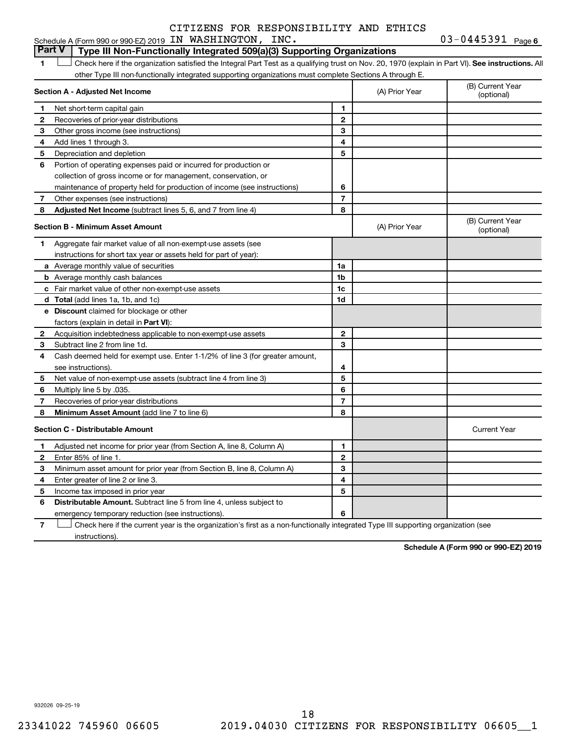CITIZENS FOR RESPONSIBILITY AND ETHICS

Schedule A (Form 990 or 990-EZ) 2019 IN WASHINGTON, INC. 03-0445391 Page 6

## Part V | Type III Non-Functionally Integrated 509(a)(3) Supporting Organizations

1 ☐ Check here if the organization satisfied the Integral Part Test as a qualifying trust on Nov. 20, 1970 (explain in Part VI). **See instructions.** All other Type III non-functionally integrated supporting organizations must complete Sections A through E.

| Section A - Adjusted Net Income | | | (A) Prior Year | (B) Current Year (optional) |
|---|---|---|---|---|
| 1 | Net short-term capital gain | 1 | | |
| 2 | Recoveries of prior-year distributions | 2 | | |
| 3 | Other gross income (see instructions) | 3 | | |
| 4 | Add lines 1 through 3. | 4 | | |
| 5 | Depreciation and depletion | 5 | | |
| 6 | Portion of operating expenses paid or incurred for production or collection of gross income or for management, conservation, or maintenance of property held for production of income (see instructions) | 6 | | |
| 7 | Other expenses (see instructions) | 7 | | |
| 8 | **Adjusted Net Income** (subtract lines 5, 6, and 7 from line 4) | 8 | | |

| Section B - Minimum Asset Amount | | | (A) Prior Year | (B) Current Year (optional) |
|---|---|---|---|---|
| 1 | Aggregate fair market value of all non-exempt-use assets (see instructions for short tax year or assets held for part of year): | | | |
| a | Average monthly value of securities | 1a | | |
| b | Average monthly cash balances | 1b | | |
| c | Fair market value of other non-exempt-use assets | 1c | | |
| d | **Total** (add lines 1a, 1b, and 1c) | 1d | | |
| e | **Discount** claimed for blockage or other factors (explain in detail in **Part VI**): | | | |
| 2 | Acquisition indebtedness applicable to non-exempt-use assets | 2 | | |
| 3 | Subtract line 2 from line 1d. | 3 | | |
| 4 | Cash deemed held for exempt use. Enter 1-1/2% of line 3 (for greater amount, see instructions). | 4 | | |
| 5 | Net value of non-exempt-use assets (subtract line 4 from line 3) | 5 | | |
| 6 | Multiply line 5 by .035. | 6 | | |
| 7 | Recoveries of prior-year distributions | 7 | | |
| 8 | **Minimum Asset Amount** (add line 7 to line 6) | 8 | | |

| Section C - Distributable Amount | | | | Current Year |
|---|---|---|---|---|
| 1 | Adjusted net income for prior year (from Section A, line 8, Column A) | 1 | | |
| 2 | Enter 85% of line 1. | 2 | | |
| 3 | Minimum asset amount for prior year (from Section B, line 8, Column A) | 3 | | |
| 4 | Enter greater of line 2 or line 3. | 4 | | |
| 5 | Income tax imposed in prior year | 5 | | |
| 6 | **Distributable Amount.** Subtract line 5 from line 4, unless subject to emergency temporary reduction (see instructions). | 6 | | |

7 ☐ Check here if the current year is the organization's first as a non-functionally integrated Type III supporting organization (see instructions).

**Schedule A (Form 990 or 990-EZ) 2019**

932026 09-25-19

23341022 745960 06605 2019.04030 CITIZENS FOR RESPONSIBILITY 06605__1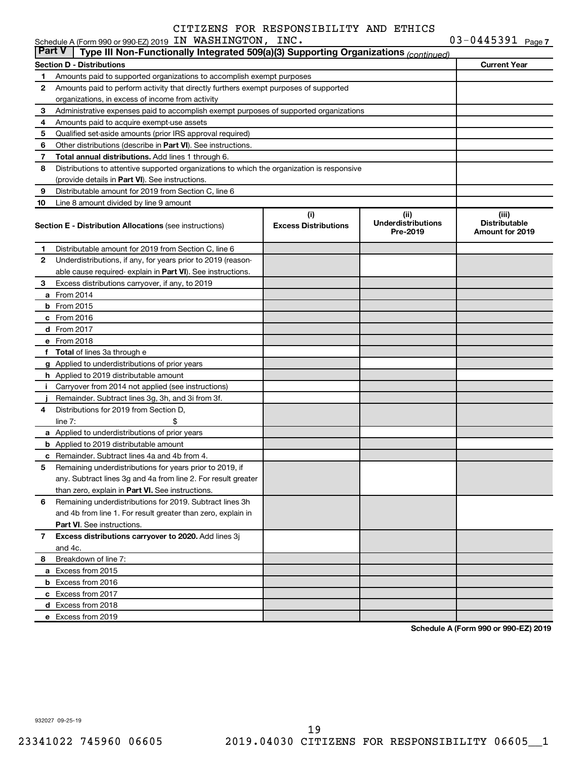CITIZENS FOR RESPONSIBILITY AND ETHICS

Schedule A (Form 990 or 990-EZ) 2019 IN WASHINGTON, INC. 03-0445391 Page 7

## Part V Type III Non-Functionally Integrated 509(a)(3) Supporting Organizations *(continued)*

| Section D - Distributions | | Current Year |
|---|---|---|
| 1 | Amounts paid to supported organizations to accomplish exempt purposes | |
| 2 | Amounts paid to perform activity that directly furthers exempt purposes of supported organizations, in excess of income from activity | |
| 3 | Administrative expenses paid to accomplish exempt purposes of supported organizations | |
| 4 | Amounts paid to acquire exempt-use assets | |
| 5 | Qualified set-aside amounts (prior IRS approval required) | |
| 6 | Other distributions (describe in **Part VI**). See instructions. | |
| 7 | **Total annual distributions.** Add lines 1 through 6. | |
| 8 | Distributions to attentive supported organizations to which the organization is responsive (provide details in **Part VI**). See instructions. | |
| 9 | Distributable amount for 2019 from Section C, line 6 | |
| 10 | Line 8 amount divided by line 9 amount | |

| | **Section E - Distribution Allocations** (see instructions) | (i) Excess Distributions | (ii) Underdistributions Pre-2019 | (iii) Distributable Amount for 2019 |
|---|---|---|---|---|
| 1 | Distributable amount for 2019 from Section C, line 6 | | | |
| 2 | Underdistributions, if any, for years prior to 2019 (reasonable cause required- explain in **Part VI**). See instructions. | | | |
| 3 | Excess distributions carryover, if any, to 2019 | | | |
| a | From 2014 | | | |
| b | From 2015 | | | |
| c | From 2016 | | | |
| d | From 2017 | | | |
| e | From 2018 | | | |
| f | **Total** of lines 3a through e | | | |
| g | Applied to underdistributions of prior years | | | |
| h | Applied to 2019 distributable amount | | | |
| i | Carryover from 2014 not applied (see instructions) | | | |
| j | Remainder. Subtract lines 3g, 3h, and 3i from 3f. | | | |
| 4 | Distributions for 2019 from Section D, line 7: $ | | | |
| a | Applied to underdistributions of prior years | | | |
| b | Applied to 2019 distributable amount | | | |
| c | Remainder. Subtract lines 4a and 4b from 4. | | | |
| 5 | Remaining underdistributions for years prior to 2019, if any. Subtract lines 3g and 4a from line 2. For result greater than zero, explain in **Part VI.** See instructions. | | | |
| 6 | Remaining underdistributions for 2019. Subtract lines 3h and 4b from line 1. For result greater than zero, explain in **Part VI**. See instructions. | | | |
| 7 | **Excess distributions carryover to 2020.** Add lines 3j and 4c. | | | |
| 8 | Breakdown of line 7: | | | |
| a | Excess from 2015 | | | |
| b | Excess from 2016 | | | |
| c | Excess from 2017 | | | |
| d | Excess from 2018 | | | |
| e | Excess from 2019 | | | |

**Schedule A (Form 990 or 990-EZ) 2019**

932027 09-25-19

23341022 745960 06605 2019.04030 CITIZENS FOR RESPONSIBILITY 06605__1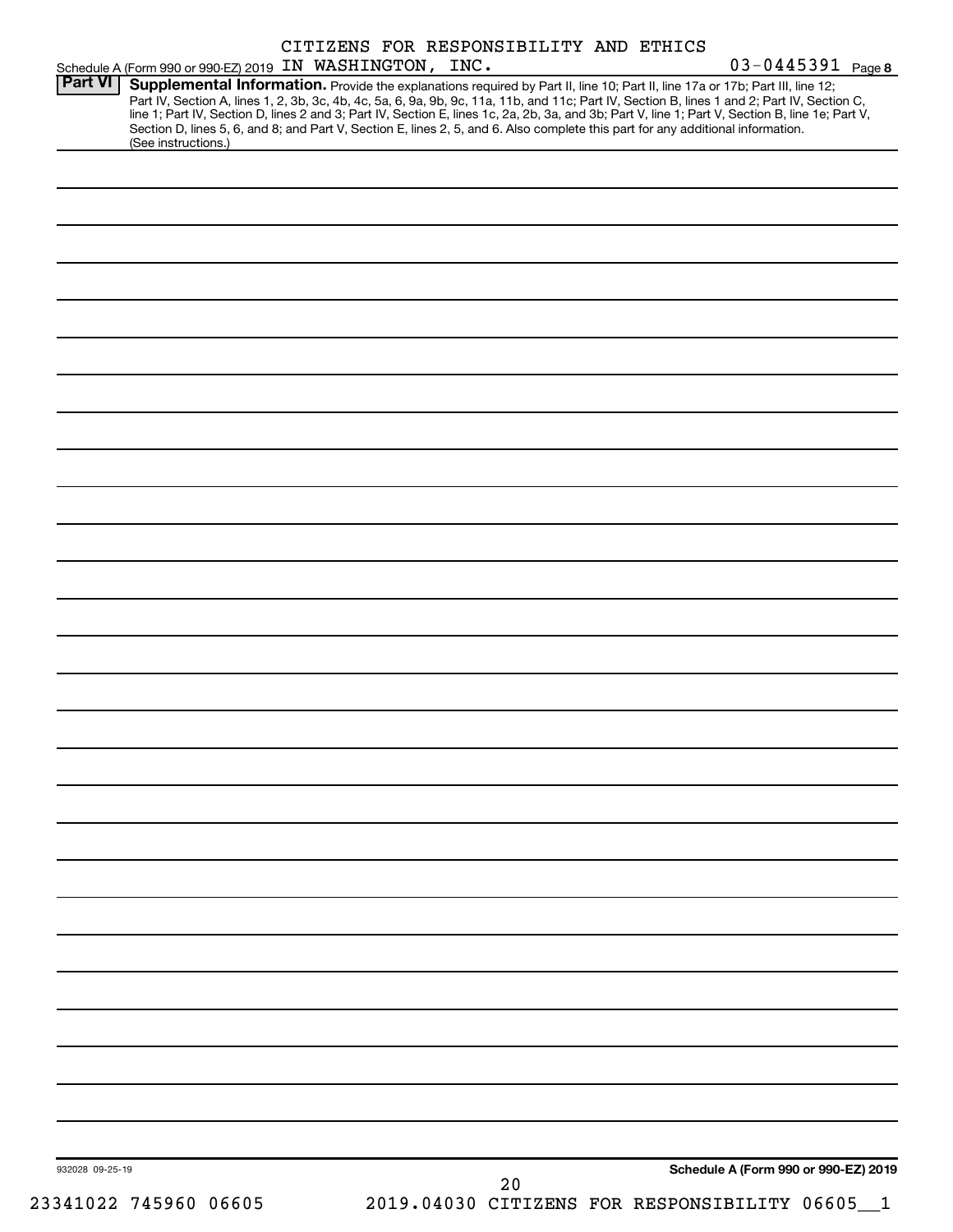CITIZENS FOR RESPONSIBILITY AND ETHICS

Schedule A (Form 990 or 990-EZ) 2019 IN WASHINGTON, INC. 03-0445391 Page 8

**Part VI** **Supplemental Information.** Provide the explanations required by Part II, line 10; Part II, line 17a or 17b; Part III, line 12; Part IV, Section A, lines 1, 2, 3b, 3c, 4b, 4c, 5a, 6, 9a, 9b, 9c, 11a, 11b, and 11c; Part IV, Section B, lines 1 and 2; Part IV, Section C, line 1; Part IV, Section D, lines 2 and 3; Part IV, Section E, lines 1c, 2a, 2b, 3a, and 3b; Part V, line 1; Part V, Section B, line 1e; Part V, Section D, lines 5, 6, and 8; and Part V, Section E, lines 2, 5, and 6. Also complete this part for any additional information. (See instructions.)

932028 09-25-19

**Schedule A (Form 990 or 990-EZ) 2019**

23341022 745960 06605 2019.04030 CITIZENS FOR RESPONSIBILITY 06605__1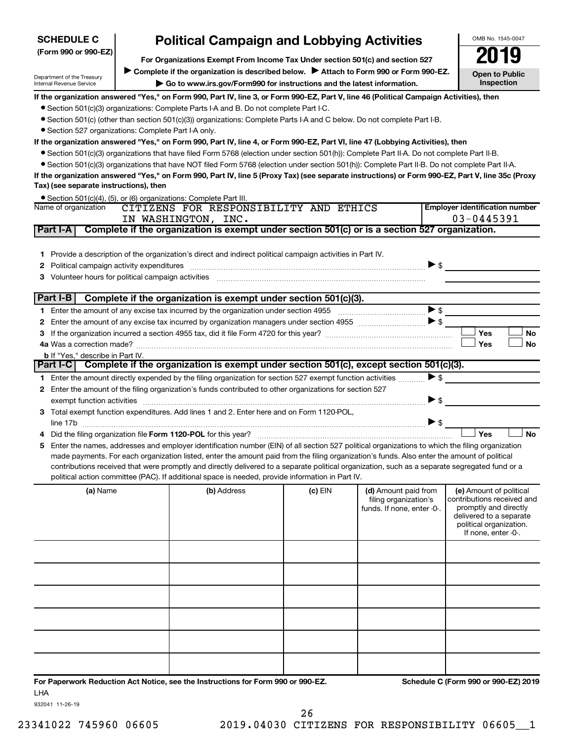**SCHEDULE C**
**(Form 990 or 990-EZ)**

Department of the Treasury
Internal Revenue Service

# Political Campaign and Lobbying Activities

**For Organizations Exempt From Income Tax Under section 501(c) and section 527**

▶ **Complete if the organization is described below.** ▶ **Attach to Form 990 or Form 990-EZ.**

▶ **Go to www.irs.gov/Form990 for instructions and the latest information.**

OMB No. 1545-0047

**2019**

**Open to Public Inspection**

**If the organization answered "Yes," on Form 990, Part IV, line 3, or Form 990-EZ, Part V, line 46 (Political Campaign Activities), then**

- Section 501(c)(3) organizations: Complete Parts I-A and B. Do not complete Part I-C.
- Section 501(c) (other than section 501(c)(3)) organizations: Complete Parts I-A and C below. Do not complete Part I-B.
- Section 527 organizations: Complete Part I-A only.

**If the organization answered "Yes," on Form 990, Part IV, line 4, or Form 990-EZ, Part VI, line 47 (Lobbying Activities), then**

- Section 501(c)(3) organizations that have filed Form 5768 (election under section 501(h)): Complete Part II-A. Do not complete Part II-B.
- Section 501(c)(3) organizations that have NOT filed Form 5768 (election under section 501(h)): Complete Part II-B. Do not complete Part II-A.

**If the organization answered "Yes," on Form 990, Part IV, line 5 (Proxy Tax) (see separate instructions) or Form 990-EZ, Part V, line 35c (Proxy Tax) (see separate instructions), then**

- Section 501(c)(4), (5), or (6) organizations: Complete Part III.

| Name of organization | Employer identification number |
|---|---|
| CITIZENS FOR RESPONSIBILITY AND ETHICS IN WASHINGTON, INC. | 03-0445391 |

## Part I-A Complete if the organization is exempt under section 501(c) or is a section 527 organization.

1. Provide a description of the organization's direct and indirect political campaign activities in Part IV.
2. Political campaign activity expenditures ▶ $
3. Volunteer hours for political campaign activities

## Part I-B Complete if the organization is exempt under section 501(c)(3).

1. Enter the amount of any excise tax incurred by the organization under section 4955 ▶ $
2. Enter the amount of any excise tax incurred by organization managers under section 4955 ▶ $
3. If the organization incurred a section 4955 tax, did it file Form 4720 for this year? ☐ Yes ☐ No

4a. Was a correction made? ☐ Yes ☐ No

b. If "Yes," describe in Part IV.

## Part I-C Complete if the organization is exempt under section 501(c), except section 501(c)(3).

1. Enter the amount directly expended by the filing organization for section 527 exempt function activities ▶ $
2. Enter the amount of the filing organization's funds contributed to other organizations for section 527 exempt function activities ▶ $
3. Total exempt function expenditures. Add lines 1 and 2. Enter here and on Form 1120-POL, line 17b ▶ $
4. Did the filing organization file **Form 1120-POL** for this year? ☐ Yes ☐ No
5. Enter the names, addresses and employer identification number (EIN) of all section 527 political organizations to which the filing organization made payments. For each organization listed, enter the amount paid from the filing organization's funds. Also enter the amount of political contributions received that were promptly and directly delivered to a separate political organization, such as a separate segregated fund or a political action committee (PAC). If additional space is needed, provide information in Part IV.

| (a) Name | (b) Address | (c) EIN | (d) Amount paid from filing organization's funds. If none, enter -0-. | (e) Amount of political contributions received and promptly and directly delivered to a separate political organization. If none, enter -0-. |
|---|---|---|---|---|
| | | | | |
| | | | | |
| | | | | |
| | | | | |
| | | | | |
| | | | | |

**For Paperwork Reduction Act Notice, see the Instructions for Form 990 or 990-EZ.** **Schedule C (Form 990 or 990-EZ) 2019**

LHA

932041 11-26-19

23341022 745960 06605 2019.04030 CITIZENS FOR RESPONSIBILITY 06605__1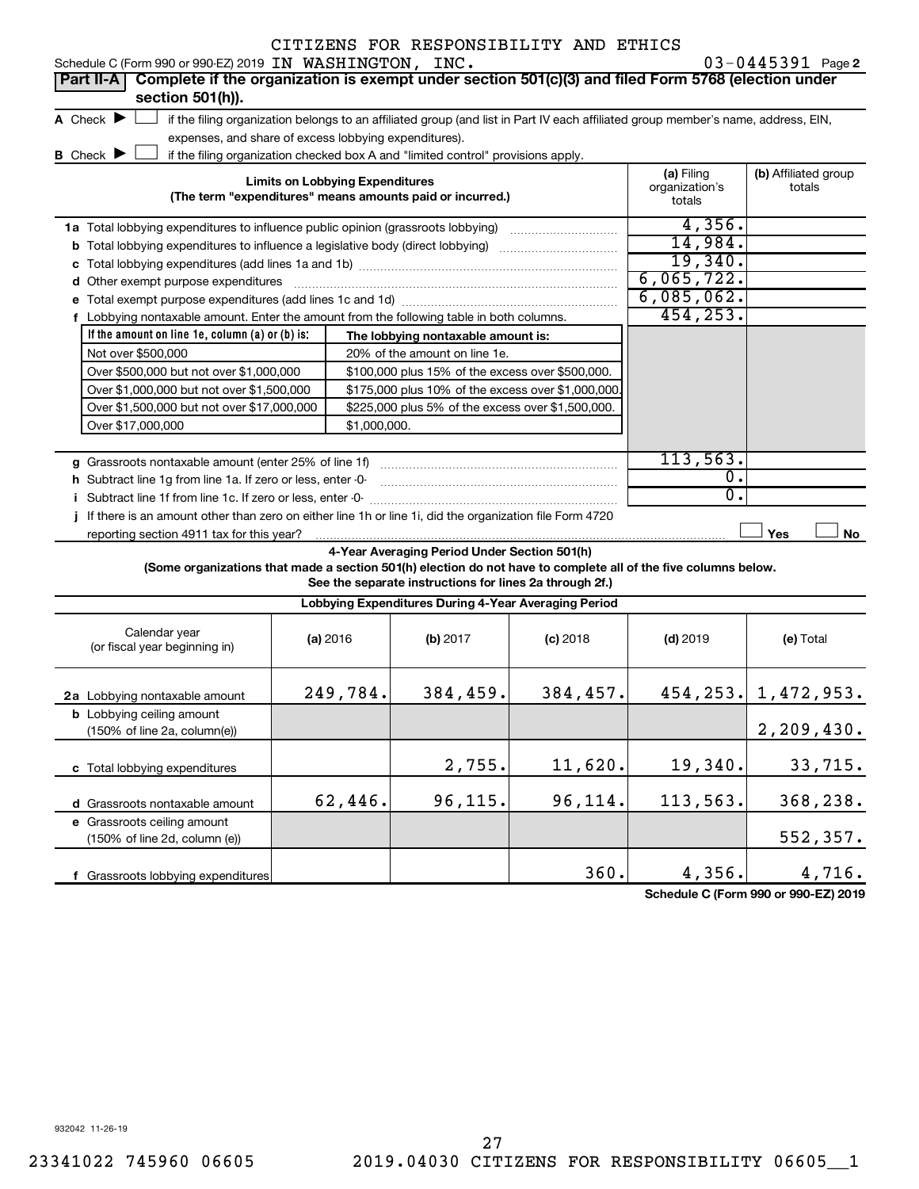CITIZENS FOR RESPONSIBILITY AND ETHICS

Schedule C (Form 990 or 990-EZ) 2019 IN WASHINGTON, INC. 03-0445391 Page 2

**Part II-A** **Complete if the organization is exempt under section 501(c)(3) and filed Form 5768 (election under section 501(h)).**

A Check ▶ ☐ if the filing organization belongs to an affiliated group (and list in Part IV each affiliated group member's name, address, EIN, expenses, and share of excess lobbying expenditures).

B Check ▶ ☐ if the filing organization checked box A and "limited control" provisions apply.

| Limits on Lobbying Expenditures (The term "expenditures" means amounts paid or incurred.) | (a) Filing organization's totals | (b) Affiliated group totals |
|---|---|---|
| 1a Total lobbying expenditures to influence public opinion (grassroots lobbying) | 4,356. | |
| b Total lobbying expenditures to influence a legislative body (direct lobbying) | 14,984. | |
| c Total lobbying expenditures (add lines 1a and 1b) | 19,340. | |
| d Other exempt purpose expenditures | 6,065,722. | |
| e Total exempt purpose expenditures (add lines 1c and 1d) | 6,085,062. | |
| f Lobbying nontaxable amount. Enter the amount from the following table in both columns. | 454,253. | |

| If the amount on line 1e, column (a) or (b) is: | The lobbying nontaxable amount is: |
|---|---|
| Not over $500,000 | 20% of the amount on line 1e. |
| Over $500,000 but not over $1,000,000 | $100,000 plus 15% of the excess over $500,000. |
| Over $1,000,000 but not over $1,500,000 | $175,000 plus 10% of the excess over $1,000,000. |
| Over $1,500,000 but not over $17,000,000 | $225,000 plus 5% of the excess over $1,500,000. |
| Over $17,000,000 | $1,000,000. |

| | (a) Filing organization's totals | (b) Affiliated group totals |
|---|---|---|
| g Grassroots nontaxable amount (enter 25% of line 1f) | 113,563. | |
| h Subtract line 1g from line 1a. If zero or less, enter -0- | 0. | |
| i Subtract line 1f from line 1c. If zero or less, enter -0- | 0. | |
| j If there is an amount other than zero on either line 1h or line 1i, did the organization file Form 4720 reporting section 4911 tax for this year? | ☐ Yes | ☐ No |

**4-Year Averaging Period Under Section 501(h)**

**(Some organizations that made a section 501(h) election do not have to complete all of the five columns below. See the separate instructions for lines 2a through 2f.)**

**Lobbying Expenditures During 4-Year Averaging Period**

| Calendar year (or fiscal year beginning in) | (a) 2016 | (b) 2017 | (c) 2018 | (d) 2019 | (e) Total |
|---|---|---|---|---|---|
| 2a Lobbying nontaxable amount | 249,784. | 384,459. | 384,457. | 454,253. | 1,472,953. |
| b Lobbying ceiling amount (150% of line 2a, column(e)) | | | | | 2,209,430. |
| c Total lobbying expenditures | | 2,755. | 11,620. | 19,340. | 33,715. |
| d Grassroots nontaxable amount | 62,446. | 96,115. | 96,114. | 113,563. | 368,238. |
| e Grassroots ceiling amount (150% of line 2d, column (e)) | | | | | 552,357. |
| f Grassroots lobbying expenditures | | | 360. | 4,356. | 4,716. |

**Schedule C (Form 990 or 990-EZ) 2019**

932042 11-26-19

23341022 745960 06605 2019.04030 CITIZENS FOR RESPONSIBILITY 06605__1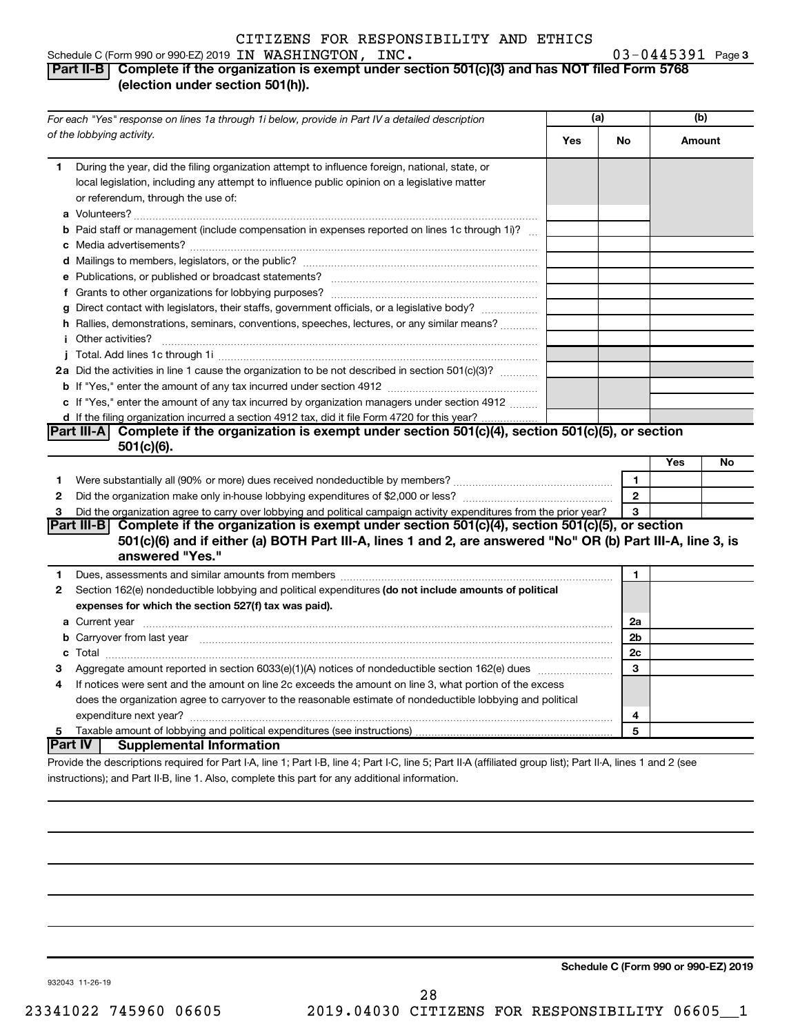CITIZENS FOR RESPONSIBILITY AND ETHICS

Schedule C (Form 990 or 990-EZ) 2019 IN WASHINGTON, INC. 03-0445391 Page 3

## Part II-B Complete if the organization is exempt under section 501(c)(3) and has NOT filed Form 5768 (election under section 501(h)).

| *For each "Yes" response on lines 1a through 1i below, provide in Part IV a detailed description of the lobbying activity.* | (a) | | (b) |
|---|---|---|---|
| | Yes | No | Amount |
| **1** During the year, did the filing organization attempt to influence foreign, national, state, or local legislation, including any attempt to influence public opinion on a legislative matter or referendum, through the use of: | | | |
| **a** Volunteers? | | | |
| **b** Paid staff or management (include compensation in expenses reported on lines 1c through 1i)? | | | |
| **c** Media advertisements? | | | |
| **d** Mailings to members, legislators, or the public? | | | |
| **e** Publications, or published or broadcast statements? | | | |
| **f** Grants to other organizations for lobbying purposes? | | | |
| **g** Direct contact with legislators, their staffs, government officials, or a legislative body? | | | |
| **h** Rallies, demonstrations, seminars, conventions, speeches, lectures, or any similar means? | | | |
| **i** Other activities? | | | |
| **j** Total. Add lines 1c through 1i | | | |
| **2a** Did the activities in line 1 cause the organization to be not described in section 501(c)(3)? | | | |
| **b** If "Yes," enter the amount of any tax incurred under section 4912 | | | |
| **c** If "Yes," enter the amount of any tax incurred by organization managers under section 4912 | | | |
| **d** If the filing organization incurred a section 4912 tax, did it file Form 4720 for this year? | | | |

## Part III-A Complete if the organization is exempt under section 501(c)(4), section 501(c)(5), or section 501(c)(6).

| | | Yes | No |
|---|---|---|---|
| **1** Were substantially all (90% or more) dues received nondeductible by members? | 1 | | |
| **2** Did the organization make only in-house lobbying expenditures of $2,000 or less? | 2 | | |
| **3** Did the organization agree to carry over lobbying and political campaign activity expenditures from the prior year? | 3 | | |

## Part III-B Complete if the organization is exempt under section 501(c)(4), section 501(c)(5), or section 501(c)(6) and if either (a) BOTH Part III-A, lines 1 and 2, are answered "No" OR (b) Part III-A, line 3, is answered "Yes."

| | | |
|---|---|---|
| **1** Dues, assessments and similar amounts from members | 1 | |
| **2** Section 162(e) nondeductible lobbying and political expenditures **(do not include amounts of political expenses for which the section 527(f) tax was paid).** | | |
| **a** Current year | 2a | |
| **b** Carryover from last year | 2b | |
| **c** Total | 2c | |
| **3** Aggregate amount reported in section 6033(e)(1)(A) notices of nondeductible section 162(e) dues | 3 | |
| **4** If notices were sent and the amount on line 2c exceeds the amount on line 3, what portion of the excess does the organization agree to carryover to the reasonable estimate of nondeductible lobbying and political expenditure next year? | 4 | |
| **5** Taxable amount of lobbying and political expenditures (see instructions) | 5 | |

## Part IV Supplemental Information

Provide the descriptions required for Part I-A, line 1; Part I-B, line 4; Part I-C, line 5; Part II-A (affiliated group list); Part II-A, lines 1 and 2 (see instructions); and Part II-B, line 1. Also, complete this part for any additional information.

**Schedule C (Form 990 or 990-EZ) 2019**

932043 11-26-19

23341022 745960 06605 2019.04030 CITIZENS FOR RESPONSIBILITY 06605__1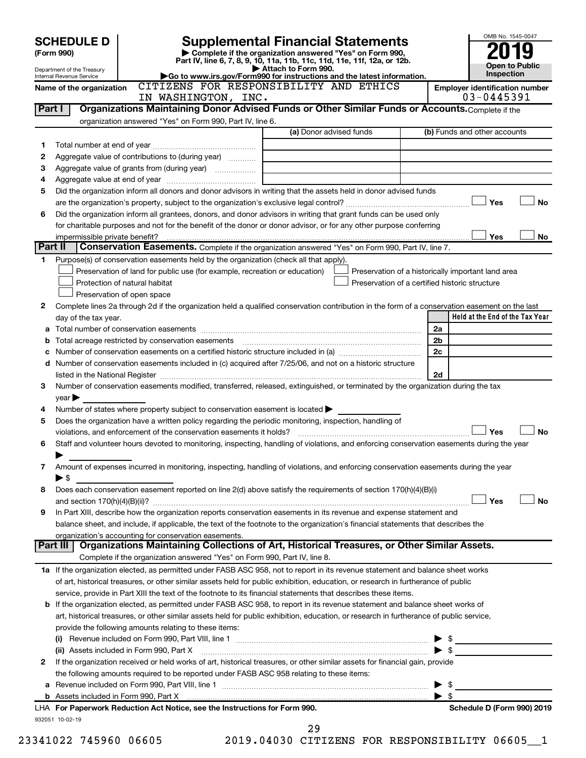# SCHEDULE D (Form 990)

Department of the Treasury
Internal Revenue Service

## Supplemental Financial Statements

▶ Complete if the organization answered "Yes" on Form 990, Part IV, line 6, 7, 8, 9, 10, 11a, 11b, 11c, 11d, 11e, 11f, 12a, or 12b.
▶ Attach to Form 990.
▶Go to www.irs.gov/Form990 for instructions and the latest information.

OMB No. 1545-0047

**2019**

**Open to Public Inspection**

**Name of the organization** CITIZENS FOR RESPONSIBILITY AND ETHICS IN WASHINGTON, INC.

**Employer identification number** 03-0445391

## Part I Organizations Maintaining Donor Advised Funds or Other Similar Funds or Accounts.

Complete if the organization answered "Yes" on Form 990, Part IV, line 6.

| | | (a) Donor advised funds | (b) Funds and other accounts |
|---|---|---|---|
| 1 | Total number at end of year | | |
| 2 | Aggregate value of contributions to (during year) | | |
| 3 | Aggregate value of grants from (during year) | | |
| 4 | Aggregate value at end of year | | |

5 Did the organization inform all donors and donor advisors in writing that the assets held in donor advised funds are the organization's property, subject to the organization's exclusive legal control? ☐ Yes ☐ No

6 Did the organization inform all grantees, donors, and donor advisors in writing that grant funds can be used only for charitable purposes and not for the benefit of the donor or donor advisor, or for any other purpose conferring impermissible private benefit? ☐ Yes ☐ No

## Part II Conservation Easements.

Complete if the organization answered "Yes" on Form 990, Part IV, line 7.

1 Purpose(s) of conservation easements held by the organization (check all that apply).

- ☐ Preservation of land for public use (for example, recreation or education)
- ☐ Protection of natural habitat
- ☐ Preservation of open space
- ☐ Preservation of a historically important land area
- ☐ Preservation of a certified historic structure

2 Complete lines 2a through 2d if the organization held a qualified conservation contribution in the form of a conservation easement on the last day of the tax year.

| | | | Held at the End of the Tax Year |
|---|---|---|---|
| a | Total number of conservation easements | 2a | |
| b | Total acreage restricted by conservation easements | 2b | |
| c | Number of conservation easements on a certified historic structure included in (a) | 2c | |
| d | Number of conservation easements included in (c) acquired after 7/25/06, and not on a historic structure listed in the National Register | 2d | |

3 Number of conservation easements modified, transferred, released, extinguished, or terminated by the organization during the tax year ▶

4 Number of states where property subject to conservation easement is located ▶

5 Does the organization have a written policy regarding the periodic monitoring, inspection, handling of violations, and enforcement of the conservation easements it holds? ☐ Yes ☐ No

6 Staff and volunteer hours devoted to monitoring, inspecting, handling of violations, and enforcing conservation easements during the year ▶

7 Amount of expenses incurred in monitoring, inspecting, handling of violations, and enforcing conservation easements during the year ▶ $

8 Does each conservation easement reported on line 2(d) above satisfy the requirements of section 170(h)(4)(B)(i) and section 170(h)(4)(B)(ii)? ☐ Yes ☐ No

9 In Part XIII, describe how the organization reports conservation easements in its revenue and expense statement and balance sheet, and include, if applicable, the text of the footnote to the organization's financial statements that describes the organization's accounting for conservation easements.

## Part III Organizations Maintaining Collections of Art, Historical Treasures, or Other Similar Assets.

Complete if the organization answered "Yes" on Form 990, Part IV, line 8.

1a If the organization elected, as permitted under FASB ASC 958, not to report in its revenue statement and balance sheet works of art, historical treasures, or other similar assets held for public exhibition, education, or research in furtherance of public service, provide in Part XIII the text of the footnote to its financial statements that describes these items.

b If the organization elected, as permitted under FASB ASC 958, to report in its revenue statement and balance sheet works of art, historical treasures, or other similar assets held for public exhibition, education, or research in furtherance of public service, provide the following amounts relating to these items:

(i) Revenue included on Form 990, Part VIII, line 1 ▶ $

(ii) Assets included in Form 990, Part X ▶ $

2 If the organization received or held works of art, historical treasures, or other similar assets for financial gain, provide the following amounts required to be reported under FASB ASC 958 relating to these items:

a Revenue included on Form 990, Part VIII, line 1 ▶ $

b Assets included in Form 990, Part X ▶ $

LHA For Paperwork Reduction Act Notice, see the Instructions for Form 990. Schedule D (Form 990) 2019

932051 10-02-19

23341022 745960 06605 2019.04030 CITIZENS FOR RESPONSIBILITY 06605__1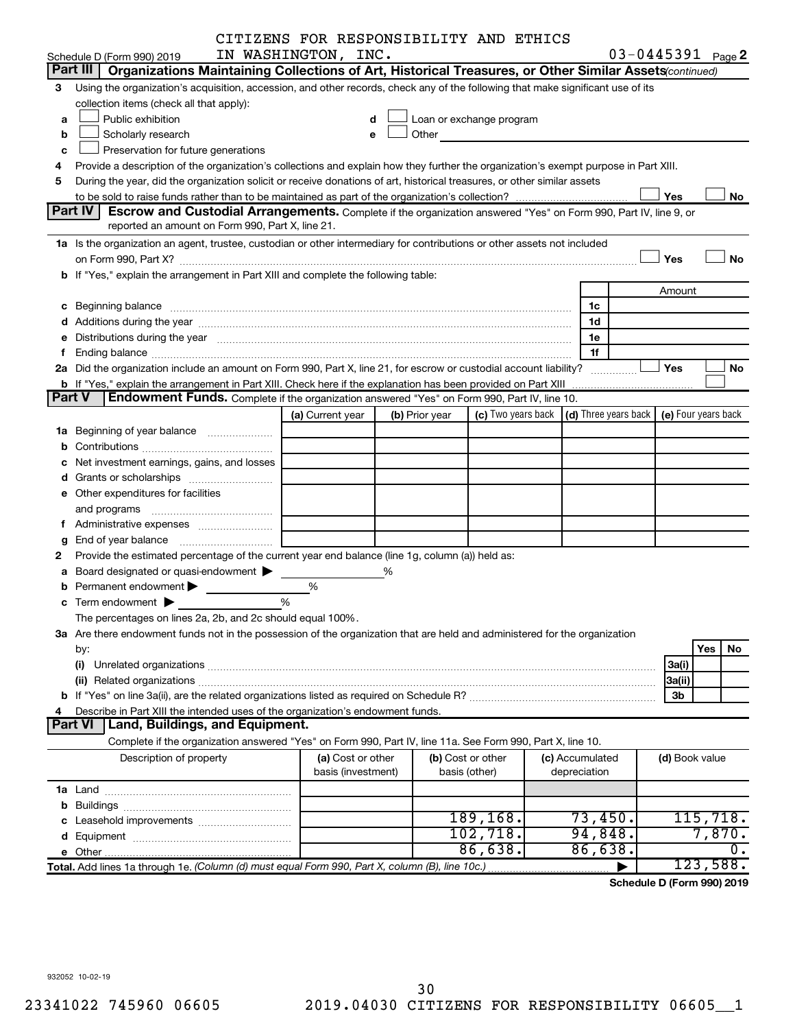CITIZENS FOR RESPONSIBILITY AND ETHICS IN WASHINGTON, INC. 03-0445391

Schedule D (Form 990) 2019 Page 2

## Part III Organizations Maintaining Collections of Art, Historical Treasures, or Other Similar Assets *(continued)*

3 Using the organization's acquisition, accession, and other records, check any of the following that make significant use of its collection items (check all that apply):

- a ☐ Public exhibition
- b ☐ Scholarly research
- c ☐ Preservation for future generations
- d ☐ Loan or exchange program
- e ☐ Other

4 Provide a description of the organization's collections and explain how they further the organization's exempt purpose in Part XIII.

5 During the year, did the organization solicit or receive donations of art, historical treasures, or other similar assets to be sold to raise funds rather than to be maintained as part of the organization's collection? ☐ Yes ☐ No

## Part IV Escrow and Custodial Arrangements. 

Complete if the organization answered "Yes" on Form 990, Part IV, line 9, or reported an amount on Form 990, Part X, line 21.

1a Is the organization an agent, trustee, custodian or other intermediary for contributions or other assets not included on Form 990, Part X? ☐ Yes ☐ No

b If "Yes," explain the arrangement in Part XIII and complete the following table:

| | | Amount |
|---|---|---|
| c Beginning balance | 1c | |
| d Additions during the year | 1d | |
| e Distributions during the year | 1e | |
| f Ending balance | 1f | |

2a Did the organization include an amount on Form 990, Part X, line 21, for escrow or custodial account liability? ☐ Yes ☐ No

b If "Yes," explain the arrangement in Part XIII. Check here if the explanation has been provided on Part XIII ☐

## Part V Endowment Funds. 

Complete if the organization answered "Yes" on Form 990, Part IV, line 10.

| | (a) Current year | (b) Prior year | (c) Two years back | (d) Three years back | (e) Four years back |
|---|---|---|---|---|---|
| 1a Beginning of year balance | | | | | |
| b Contributions | | | | | |
| c Net investment earnings, gains, and losses | | | | | |
| d Grants or scholarships | | | | | |
| e Other expenditures for facilities and programs | | | | | |
| f Administrative expenses | | | | | |
| g End of year balance | | | | | |

2 Provide the estimated percentage of the current year end balance (line 1g, column (a)) held as:

- a Board designated or quasi-endowment ▶ %
- b Permanent endowment ▶ %
- c Term endowment ▶ %

The percentages on lines 2a, 2b, and 2c should equal 100%.

3a Are there endowment funds not in the possession of the organization that are held and administered for the organization by:

| | | Yes | No |
|---|---|---|---|
| (i) Unrelated organizations | 3a(i) | | |
| (ii) Related organizations | 3a(ii) | | |
| b If "Yes" on line 3a(ii), are the related organizations listed as required on Schedule R? | 3b | | |

4 Describe in Part XIII the intended uses of the organization's endowment funds.

## Part VI Land, Buildings, and Equipment.

Complete if the organization answered "Yes" on Form 990, Part IV, line 11a. See Form 990, Part X, line 10.

| Description of property | (a) Cost or other basis (investment) | (b) Cost or other basis (other) | (c) Accumulated depreciation | (d) Book value |
|---|---|---|---|---|
| 1a Land | | | | |
| b Buildings | | | | |
| c Leasehold improvements | | 189,168. | 73,450. | 115,718. |
| d Equipment | | 102,718. | 94,848. | 7,870. |
| e Other | | 86,638. | 86,638. | 0. |
| **Total.** Add lines 1a through 1e. *(Column (d) must equal Form 990, Part X, column (B), line 10c.)* | | | ▶ | 123,588. |

**Schedule D (Form 990) 2019**

932052 10-02-19

23341022 745960 06605 2019.04030 CITIZENS FOR RESPONSIBILITY 06605__1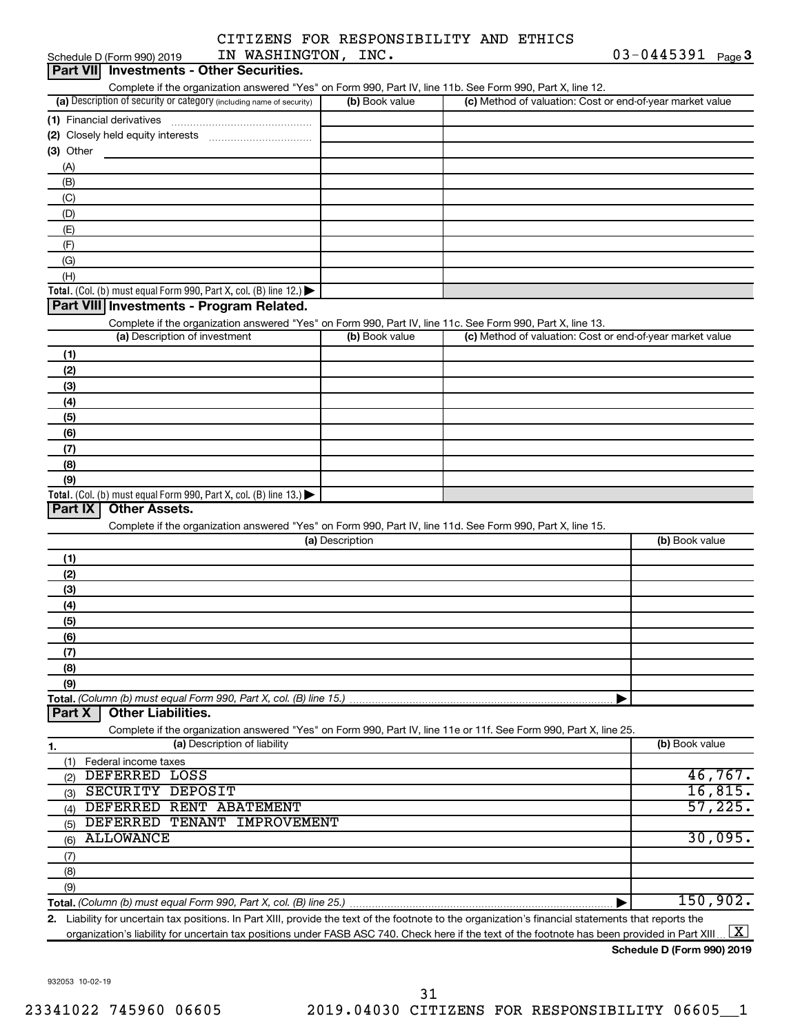Schedule D (Form 990) 2019 CITIZENS FOR RESPONSIBILITY AND ETHICS IN WASHINGTON, INC. 03-0445391 Page 3

## Part VII Investments - Other Securities.

Complete if the organization answered "Yes" on Form 990, Part IV, line 11b. See Form 990, Part X, line 12.

| (a) Description of security or category (including name of security) | (b) Book value | (c) Method of valuation: Cost or end-of-year market value |
|---|---|---|
| (1) Financial derivatives | | |
| (2) Closely held equity interests | | |
| (3) Other | | |
| (A) | | |
| (B) | | |
| (C) | | |
| (D) | | |
| (E) | | |
| (F) | | |
| (G) | | |
| (H) | | |
| Total. (Col. (b) must equal Form 990, Part X, col. (B) line 12.) | | |

## Part VIII Investments - Program Related.

Complete if the organization answered "Yes" on Form 990, Part IV, line 11c. See Form 990, Part X, line 13.

| (a) Description of investment | (b) Book value | (c) Method of valuation: Cost or end-of-year market value |
|---|---|---|
| (1) | | |
| (2) | | |
| (3) | | |
| (4) | | |
| (5) | | |
| (6) | | |
| (7) | | |
| (8) | | |
| (9) | | |
| Total. (Col. (b) must equal Form 990, Part X, col. (B) line 13.) | | |

## Part IX Other Assets.

Complete if the organization answered "Yes" on Form 990, Part IV, line 11d. See Form 990, Part X, line 15.

| (a) Description | (b) Book value |
|---|---|
| (1) | |
| (2) | |
| (3) | |
| (4) | |
| (5) | |
| (6) | |
| (7) | |
| (8) | |
| (9) | |
| Total. (Column (b) must equal Form 990, Part X, col. (B) line 15.) | |

## Part X Other Liabilities.

Complete if the organization answered "Yes" on Form 990, Part IV, line 11e or 11f. See Form 990, Part X, line 25.

| 1. (a) Description of liability | (b) Book value |
|---|---|
| (1) Federal income taxes | |
| (2) DEFERRED LOSS | 46,767. |
| (3) SECURITY DEPOSIT | 16,815. |
| (4) DEFERRED RENT ABATEMENT | 57,225. |
| (5) DEFERRED TENANT IMPROVEMENT | |
| (6) ALLOWANCE | 30,095. |
| (7) | |
| (8) | |
| (9) | |
| Total. (Column (b) must equal Form 990, Part X, col. (B) line 25.) | 150,902. |

2. Liability for uncertain tax positions. In Part XIII, provide the text of the footnote to the organization's financial statements that reports the organization's liability for uncertain tax positions under FASB ASC 740. Check here if the text of the footnote has been provided in Part XIII [X]

Schedule D (Form 990) 2019

932053 10-02-19

23341022 745960 06605 2019.04030 CITIZENS FOR RESPONSIBILITY 06605__1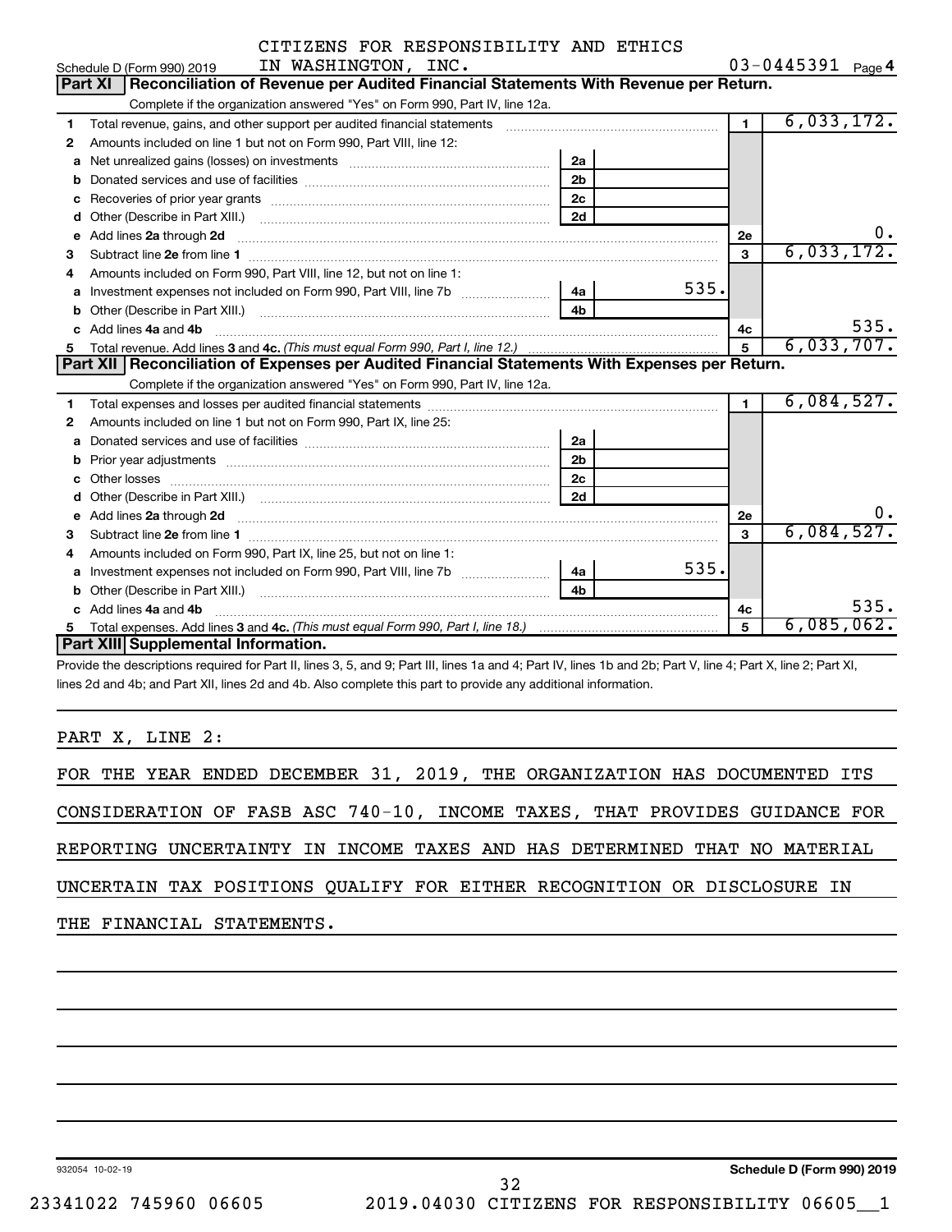Schedule D (Form 990) 2019 CITIZENS FOR RESPONSIBILITY AND ETHICS IN WASHINGTON, INC. 03-0445391 Page 4

## Part XI Reconciliation of Revenue per Audited Financial Statements With Revenue per Return.

Complete if the organization answered "Yes" on Form 990, Part IV, line 12a.

| | | | | | |
|---|---|---|---|---|---|
| 1 | Total revenue, gains, and other support per audited financial statements | | | 1 | 6,033,172. |
| 2 | Amounts included on line 1 but not on Form 990, Part VIII, line 12: | | | | |
| a | Net unrealized gains (losses) on investments | 2a | | | |
| b | Donated services and use of facilities | 2b | | | |
| c | Recoveries of prior year grants | 2c | | | |
| d | Other (Describe in Part XIII.) | 2d | | | |
| e | Add lines 2a through 2d | | | 2e | 0. |
| 3 | Subtract line 2e from line 1 | | | 3 | 6,033,172. |
| 4 | Amounts included on Form 990, Part VIII, line 12, but not on line 1: | | | | |
| a | Investment expenses not included on Form 990, Part VIII, line 7b | 4a | 535. | | |
| b | Other (Describe in Part XIII.) | 4b | | | |
| c | Add lines 4a and 4b | | | 4c | 535. |
| 5 | Total revenue. Add lines 3 and 4c. *(This must equal Form 990, Part I, line 12.)* | | | 5 | 6,033,707. |

## Part XII Reconciliation of Expenses per Audited Financial Statements With Expenses per Return.

Complete if the organization answered "Yes" on Form 990, Part IV, line 12a.

| | | | | | |
|---|---|---|---|---|---|
| 1 | Total expenses and losses per audited financial statements | | | 1 | 6,084,527. |
| 2 | Amounts included on line 1 but not on Form 990, Part IX, line 25: | | | | |
| a | Donated services and use of facilities | 2a | | | |
| b | Prior year adjustments | 2b | | | |
| c | Other losses | 2c | | | |
| d | Other (Describe in Part XIII.) | 2d | | | |
| e | Add lines 2a through 2d | | | 2e | 0. |
| 3 | Subtract line 2e from line 1 | | | 3 | 6,084,527. |
| 4 | Amounts included on Form 990, Part IX, line 25, but not on line 1: | | | | |
| a | Investment expenses not included on Form 990, Part VIII, line 7b | 4a | 535. | | |
| b | Other (Describe in Part XIII.) | 4b | | | |
| c | Add lines 4a and 4b | | | 4c | 535. |
| 5 | Total expenses. Add lines 3 and 4c. *(This must equal Form 990, Part I, line 18.)* | | | 5 | 6,085,062. |

## Part XIII Supplemental Information.

Provide the descriptions required for Part II, lines 3, 5, and 9; Part III, lines 1a and 4; Part IV, lines 1b and 2b; Part V, line 4; Part X, line 2; Part XI, lines 2d and 4b; and Part XII, lines 2d and 4b. Also complete this part to provide any additional information.

PART X, LINE 2:

FOR THE YEAR ENDED DECEMBER 31, 2019, THE ORGANIZATION HAS DOCUMENTED ITS CONSIDERATION OF FASB ASC 740-10, INCOME TAXES, THAT PROVIDES GUIDANCE FOR REPORTING UNCERTAINTY IN INCOME TAXES AND HAS DETERMINED THAT NO MATERIAL UNCERTAIN TAX POSITIONS QUALIFY FOR EITHER RECOGNITION OR DISCLOSURE IN THE FINANCIAL STATEMENTS.

932054 10-02-19 **Schedule D (Form 990) 2019**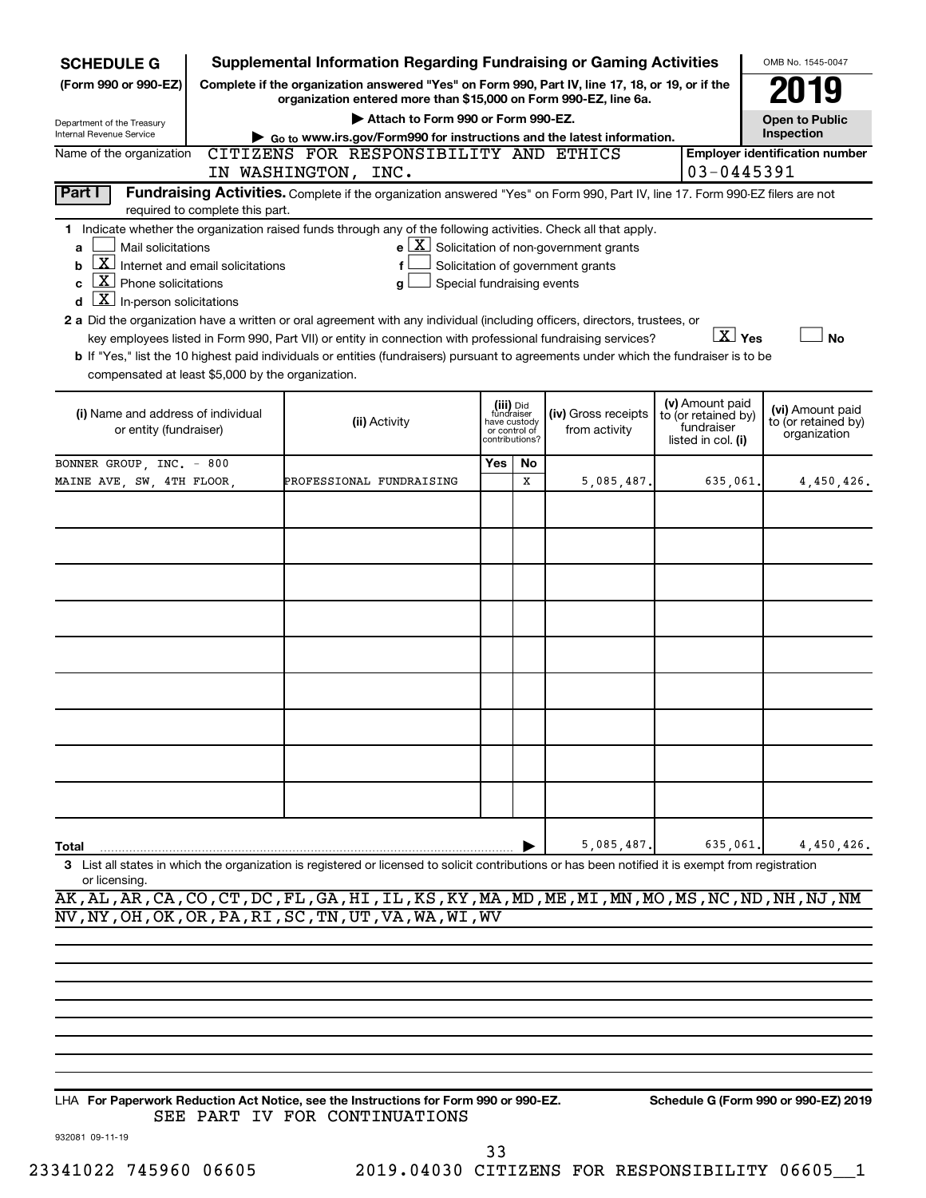**SCHEDULE G (Form 990 or 990-EZ)**

Department of the Treasury
Internal Revenue Service

# Supplemental Information Regarding Fundraising or Gaming Activities

**Complete if the organization answered "Yes" on Form 990, Part IV, line 17, 18, or 19, or if the organization entered more than $15,000 on Form 990-EZ, line 6a.**

▶ **Attach to Form 990 or Form 990-EZ.**

▶ Go to www.irs.gov/Form990 for instructions and the latest information.

OMB No. 1545-0047

**2019**

**Open to Public Inspection**

Name of the organization: CITIZENS FOR RESPONSIBILITY AND ETHICS IN WASHINGTON, INC.

**Employer identification number:** 03-0445391

**Part I** **Fundraising Activities.** Complete if the organization answered "Yes" on Form 990, Part IV, line 17. Form 990-EZ filers are not required to complete this part.

**1** Indicate whether the organization raised funds through any of the following activities. Check all that apply.

- **a** [ ] Mail solicitations
- **b** [X] Internet and email solicitations
- **c** [X] Phone solicitations
- **d** [X] In-person solicitations
- **e** [X] Solicitation of non-government grants
- **f** [ ] Solicitation of government grants
- **g** [ ] Special fundraising events

**2 a** Did the organization have a written or oral agreement with any individual (including officers, directors, trustees, or key employees listed in Form 990, Part VII) or entity in connection with professional fundraising services? [X] **Yes** [ ] **No**

**b** If "Yes," list the 10 highest paid individuals or entities (fundraisers) pursuant to agreements under which the fundraiser is to be compensated at least $5,000 by the organization.

| (i) Name and address of individual or entity (fundraiser) | (ii) Activity | (iii) Did fundraiser have custody or control of contributions? Yes | No | (iv) Gross receipts from activity | (v) Amount paid to (or retained by) fundraiser listed in col. (i) | (vi) Amount paid to (or retained by) organization |
|---|---|---|---|---|---|---|
| BONNER GROUP, INC. - 800 MAINE AVE, SW, 4TH FLOOR, | PROFESSIONAL FUNDRAISING | | X | 5,085,487. | 635,061. | 4,450,426. |
| | | | | | | |
| | | | | | | |
| | | | | | | |
| | | | | | | |
| | | | | | | |
| | | | | | | |
| | | | | | | |
| | | | | | | |
| | | | | | | |
| **Total** | | | ▶ | 5,085,487. | 635,061. | 4,450,426. |

**3** List all states in which the organization is registered or licensed to solicit contributions or has been notified it is exempt from registration or licensing.

AK,AL,AR,CA,CO,CT,DC,FL,GA,HI,IL,KS,KY,MA,MD,ME,MI,MN,MO,MS,NC,ND,NH,NJ,NM
NV,NY,OH,OK,OR,PA,RI,SC,TN,UT,VA,WA,WI,WV

LHA **For Paperwork Reduction Act Notice, see the Instructions for Form 990 or 990-EZ.** **Schedule G (Form 990 or 990-EZ) 2019**

SEE PART IV FOR CONTINUATIONS

932081 09-11-19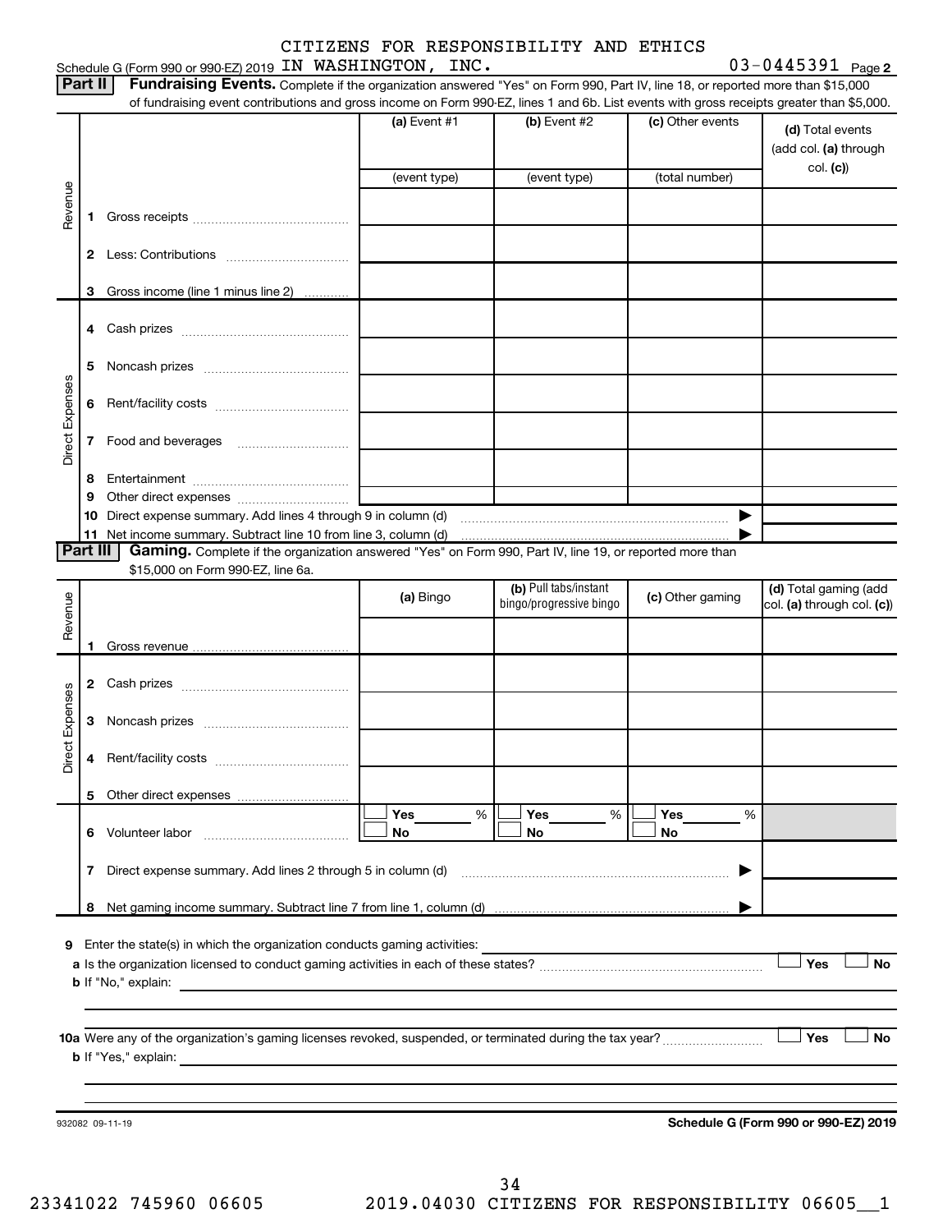CITIZENS FOR RESPONSIBILITY AND ETHICS
Schedule G (Form 990 or 990-EZ) 2019 IN WASHINGTON, INC. 03-0445391 Page 2

**Part II** **Fundraising Events.** Complete if the organization answered "Yes" on Form 990, Part IV, line 18, or reported more than $15,000 of fundraising event contributions and gross income on Form 990-EZ, lines 1 and 6b. List events with gross receipts greater than $5,000.

| | | (a) Event #1 | (b) Event #2 | (c) Other events | (d) Total events (add col. (a) through col. (c)) |
|---|---|---|---|---|---|
| | | (event type) | (event type) | (total number) | |
| Revenue | 1 Gross receipts | | | | |
| | 2 Less: Contributions | | | | |
| | 3 Gross income (line 1 minus line 2) | | | | |
| Direct Expenses | 4 Cash prizes | | | | |
| | 5 Noncash prizes | | | | |
| | 6 Rent/facility costs | | | | |
| | 7 Food and beverages | | | | |
| | 8 Entertainment | | | | |
| | 9 Other direct expenses | | | | |
| | 10 Direct expense summary. Add lines 4 through 9 in column (d) | | | ▶ | |
| | 11 Net income summary. Subtract line 10 from line 3, column (d) | | | ▶ | |

**Part III** **Gaming.** Complete if the organization answered "Yes" on Form 990, Part IV, line 19, or reported more than $15,000 on Form 990-EZ, line 6a.

| | | (a) Bingo | (b) Pull tabs/instant bingo/progressive bingo | (c) Other gaming | (d) Total gaming (add col. (a) through col. (c)) |
|---|---|---|---|---|---|
| Revenue | 1 Gross revenue | | | | |
| Direct Expenses | 2 Cash prizes | | | | |
| | 3 Noncash prizes | | | | |
| | 4 Rent/facility costs | | | | |
| | 5 Other direct expenses | | | | |
| | 6 Volunteer labor | ☐ Yes ___ % ☐ No | ☐ Yes ___ % ☐ No | ☐ Yes ___ % ☐ No | |
| | 7 Direct expense summary. Add lines 2 through 5 in column (d) | | | ▶ | |
| | 8 Net gaming income summary. Subtract line 7 from line 1, column (d) | | | ▶ | |

**9** Enter the state(s) in which the organization conducts gaming activities: ____________

**a** Is the organization licensed to conduct gaming activities in each of these states? ☐ Yes ☐ No

**b** If "No," explain: ____________

**10a** Were any of the organization's gaming licenses revoked, suspended, or terminated during the tax year? ☐ Yes ☐ No

**b** If "Yes," explain: ____________

932082 09-11-19 **Schedule G (Form 990 or 990-EZ) 2019**

23341022 745960 06605 2019.04030 CITIZENS FOR RESPONSIBILITY 06605__1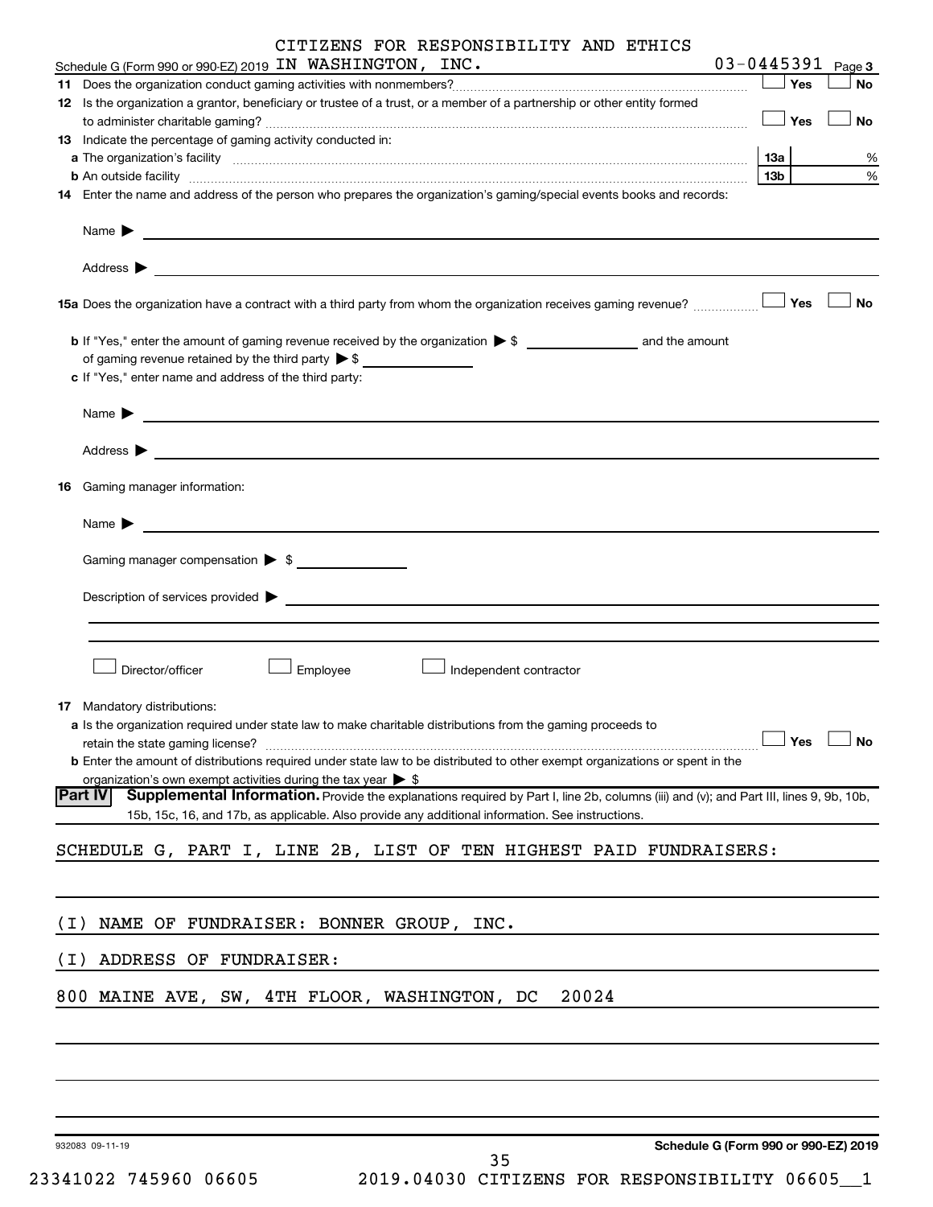CITIZENS FOR RESPONSIBILITY AND ETHICS

Schedule G (Form 990 or 990-EZ) 2019 IN WASHINGTON, INC. 03-0445391 Page 3

**11** Does the organization conduct gaming activities with nonmembers? ☐ Yes ☐ No

**12** Is the organization a grantor, beneficiary or trustee of a trust, or a member of a partnership or other entity formed to administer charitable gaming? ☐ Yes ☐ No

**13** Indicate the percentage of gaming activity conducted in:

**a** The organization's facility **13a** %

**b** An outside facility **13b** %

**14** Enter the name and address of the person who prepares the organization's gaming/special events books and records:

Name ▶

Address ▶

**15a** Does the organization have a contract with a third party from whom the organization receives gaming revenue? ☐ Yes ☐ No

**b** If "Yes," enter the amount of gaming revenue received by the organization ▶ $ ______ and the amount of gaming revenue retained by the third party ▶ $ ______

**c** If "Yes," enter name and address of the third party:

Name ▶

Address ▶

**16** Gaming manager information:

Name ▶

Gaming manager compensation ▶ $

Description of services provided ▶

☐ Director/officer ☐ Employee ☐ Independent contractor

**17** Mandatory distributions:

**a** Is the organization required under state law to make charitable distributions from the gaming proceeds to retain the state gaming license? ☐ Yes ☐ No

**b** Enter the amount of distributions required under state law to be distributed to other exempt organizations or spent in the organization's own exempt activities during the tax year ▶ $

**Part IV** **Supplemental Information.** Provide the explanations required by Part I, line 2b, columns (iii) and (v); and Part III, lines 9, 9b, 10b, 15b, 15c, 16, and 17b, as applicable. Also provide any additional information. See instructions.

SCHEDULE G, PART I, LINE 2B, LIST OF TEN HIGHEST PAID FUNDRAISERS:

(I) NAME OF FUNDRAISER: BONNER GROUP, INC.

(I) ADDRESS OF FUNDRAISER:

800 MAINE AVE, SW, 4TH FLOOR, WASHINGTON, DC 20024

932083 09-11-19 **Schedule G (Form 990 or 990-EZ) 2019**

23341022 745960 06605 2019.04030 CITIZENS FOR RESPONSIBILITY 06605__1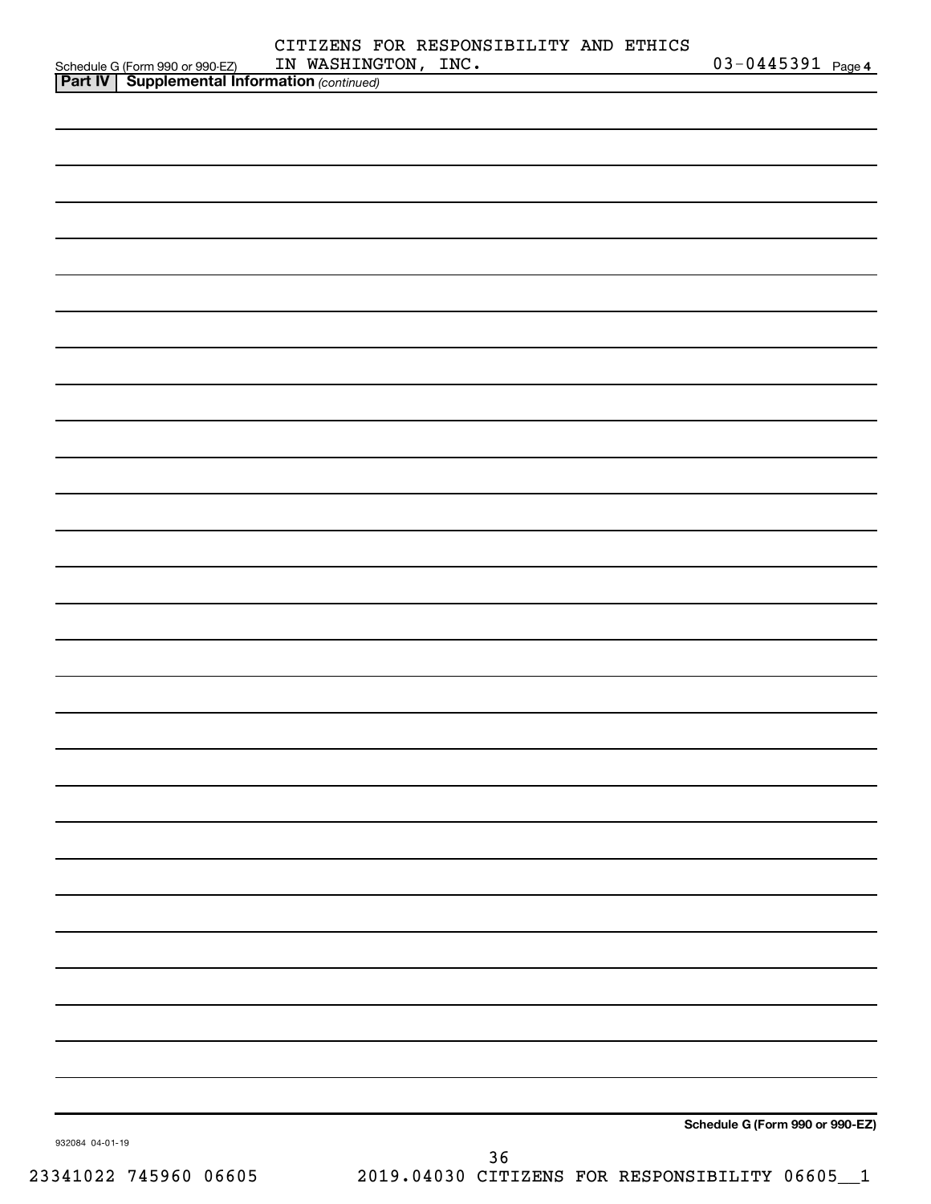Schedule G (Form 990 or 990-EZ) CITIZENS FOR RESPONSIBILITY AND ETHICS IN WASHINGTON, INC. 03-0445391 Page **4**

**Part IV | Supplemental Information** *(continued)*

**Schedule G (Form 990 or 990-EZ)**

932084 04-01-19

23341022 745960 06605 2019.04030 CITIZENS FOR RESPONSIBILITY 06605__1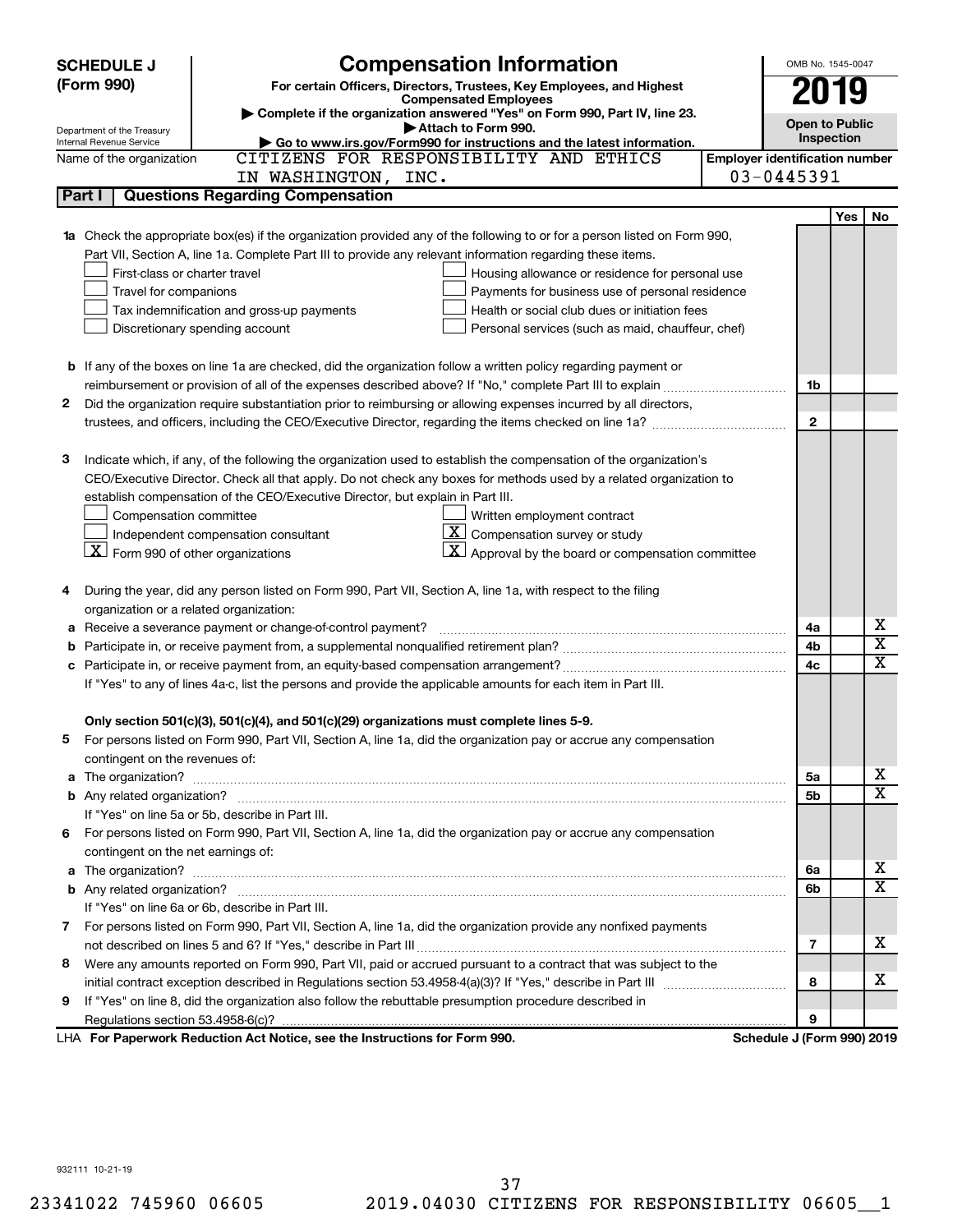**SCHEDULE J (Form 990)**

# Compensation Information

**For certain Officers, Directors, Trustees, Key Employees, and Highest Compensated Employees**

▶ Complete if the organization answered "Yes" on Form 990, Part IV, line 23.
▶ Attach to Form 990.
▶ Go to www.irs.gov/Form990 for instructions and the latest information.

Department of the Treasury
Internal Revenue Service

OMB No. 1545-0047

**2019**

**Open to Public Inspection**

Name of the organization: CITIZENS FOR RESPONSIBILITY AND ETHICS IN WASHINGTON, INC.

Employer identification number: 03-0445391

## Part I Questions Regarding Compensation

| | | Line | Yes | No |
|---|---|---|---|---|
| **1a** | Check the appropriate box(es) if the organization provided any of the following to or for a person listed on Form 990, Part VII, Section A, line 1a. Complete Part III to provide any relevant information regarding these items. | | | |
| | ☐ First-class or charter travel ☐ Housing allowance or residence for personal use | | | |
| | ☐ Travel for companions ☐ Payments for business use of personal residence | | | |
| | ☐ Tax indemnification and gross-up payments ☐ Health or social club dues or initiation fees | | | |
| | ☐ Discretionary spending account ☐ Personal services (such as maid, chauffeur, chef) | | | |
| **b** | If any of the boxes on line 1a are checked, did the organization follow a written policy regarding payment or reimbursement or provision of all of the expenses described above? If "No," complete Part III to explain | 1b | | |
| **2** | Did the organization require substantiation prior to reimbursing or allowing expenses incurred by all directors, trustees, and officers, including the CEO/Executive Director, regarding the items checked on line 1a? | 2 | | |
| **3** | Indicate which, if any, of the following the organization used to establish the compensation of the organization's CEO/Executive Director. Check all that apply. Do not check any boxes for methods used by a related organization to establish compensation of the CEO/Executive Director, but explain in Part III. | | | |
| | ☐ Compensation committee ☐ Written employment contract | | | |
| | ☐ Independent compensation consultant ☒ Compensation survey or study | | | |
| | ☒ Form 990 of other organizations ☒ Approval by the board or compensation committee | | | |
| **4** | During the year, did any person listed on Form 990, Part VII, Section A, line 1a, with respect to the filing organization or a related organization: | | | |
| **a** | Receive a severance payment or change-of-control payment? | 4a | | X |
| **b** | Participate in, or receive payment from, a supplemental nonqualified retirement plan? | 4b | | X |
| **c** | Participate in, or receive payment from, an equity-based compensation arrangement? | 4c | | X |
| | If "Yes" to any of lines 4a-c, list the persons and provide the applicable amounts for each item in Part III. | | | |
| | **Only section 501(c)(3), 501(c)(4), and 501(c)(29) organizations must complete lines 5-9.** | | | |
| **5** | For persons listed on Form 990, Part VII, Section A, line 1a, did the organization pay or accrue any compensation contingent on the revenues of: | | | |
| **a** | The organization? | 5a | | X |
| **b** | Any related organization? | 5b | | X |
| | If "Yes" on line 5a or 5b, describe in Part III. | | | |
| **6** | For persons listed on Form 990, Part VII, Section A, line 1a, did the organization pay or accrue any compensation contingent on the net earnings of: | | | |
| **a** | The organization? | 6a | | X |
| **b** | Any related organization? | 6b | | X |
| | If "Yes" on line 6a or 6b, describe in Part III. | | | |
| **7** | For persons listed on Form 990, Part VII, Section A, line 1a, did the organization provide any nonfixed payments not described on lines 5 and 6? If "Yes," describe in Part III | 7 | | X |
| **8** | Were any amounts reported on Form 990, Part VII, paid or accrued pursuant to a contract that was subject to the initial contract exception described in Regulations section 53.4958-4(a)(3)? If "Yes," describe in Part III | 8 | | X |
| **9** | If "Yes" on line 8, did the organization also follow the rebuttable presumption procedure described in Regulations section 53.4958-6(c)? | 9 | | |

LHA **For Paperwork Reduction Act Notice, see the Instructions for Form 990.** **Schedule J (Form 990) 2019**

932111 10-21-19

23341022 745960 06605 2019.04030 CITIZENS FOR RESPONSIBILITY 06605__1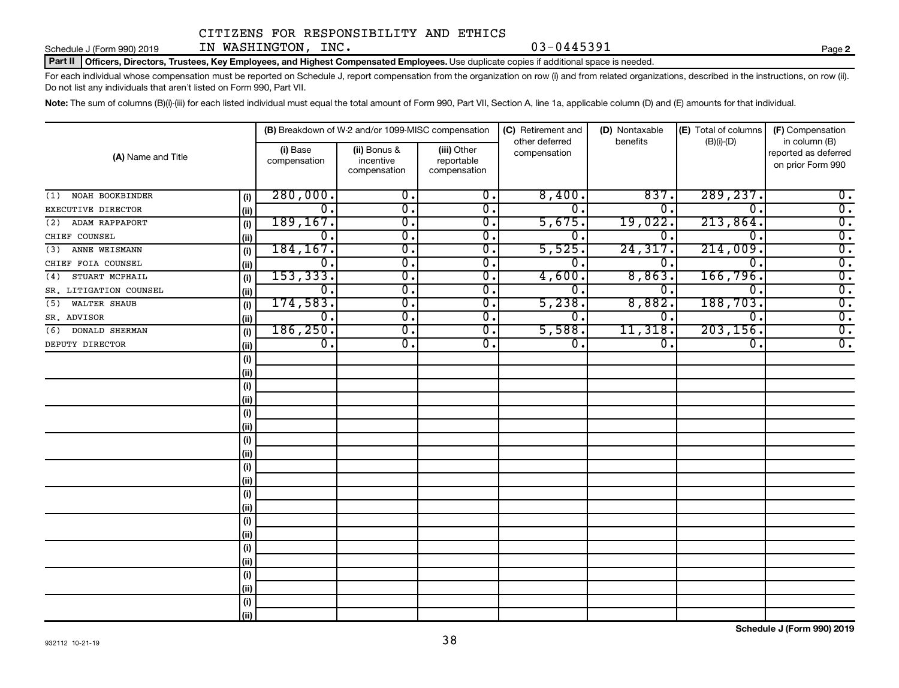CITIZENS FOR RESPONSIBILITY AND ETHICS IN WASHINGTON, INC. 03-0445391

Schedule J (Form 990) 2019

**Part II | Officers, Directors, Trustees, Key Employees, and Highest Compensated Employees.** Use duplicate copies if additional space is needed.

For each individual whose compensation must be reported on Schedule J, report compensation from the organization on row (i) and from related organizations, described in the instructions, on row (ii). Do not list any individuals that aren't listed on Form 990, Part VII.

**Note:** The sum of columns (B)(i)-(iii) for each listed individual must equal the total amount of Form 990, Part VII, Section A, line 1a, applicable column (D) and (E) amounts for that individual.

| (A) Name and Title | | (B) Breakdown of W-2 and/or 1099-MISC compensation | | | (C) Retirement and other deferred compensation | (D) Nontaxable benefits | (E) Total of columns (B)(i)-(D) | (F) Compensation in column (B) reported as deferred on prior Form 990 |
|---|---|---|---|---|---|---|---|---|
| | | (i) Base compensation | (ii) Bonus & incentive compensation | (iii) Other reportable compensation | | | | |
| (1) NOAH BOOKBINDER | (i) | 280,000. | 0. | 0. | 8,400. | 837. | 289,237. | 0. |
| EXECUTIVE DIRECTOR | (ii) | 0. | 0. | 0. | 0. | 0. | 0. | 0. |
| (2) ADAM RAPPAPORT | (i) | 189,167. | 0. | 0. | 5,675. | 19,022. | 213,864. | 0. |
| CHIEF COUNSEL | (ii) | 0. | 0. | 0. | 0. | 0. | 0. | 0. |
| (3) ANNE WEISMANN | (i) | 184,167. | 0. | 0. | 5,525. | 24,317. | 214,009. | 0. |
| CHIEF FOIA COUNSEL | (ii) | 0. | 0. | 0. | 0. | 0. | 0. | 0. |
| (4) STUART MCPHAIL | (i) | 153,333. | 0. | 0. | 4,600. | 8,863. | 166,796. | 0. |
| SR. LITIGATION COUNSEL | (ii) | 0. | 0. | 0. | 0. | 0. | 0. | 0. |
| (5) WALTER SHAUB | (i) | 174,583. | 0. | 0. | 5,238. | 8,882. | 188,703. | 0. |
| SR. ADVISOR | (ii) | 0. | 0. | 0. | 0. | 0. | 0. | 0. |
| (6) DONALD SHERMAN | (i) | 186,250. | 0. | 0. | 5,588. | 11,318. | 203,156. | 0. |
| DEPUTY DIRECTOR | (ii) | 0. | 0. | 0. | 0. | 0. | 0. | 0. |

Schedule J (Form 990) 2019

932112 10-21-19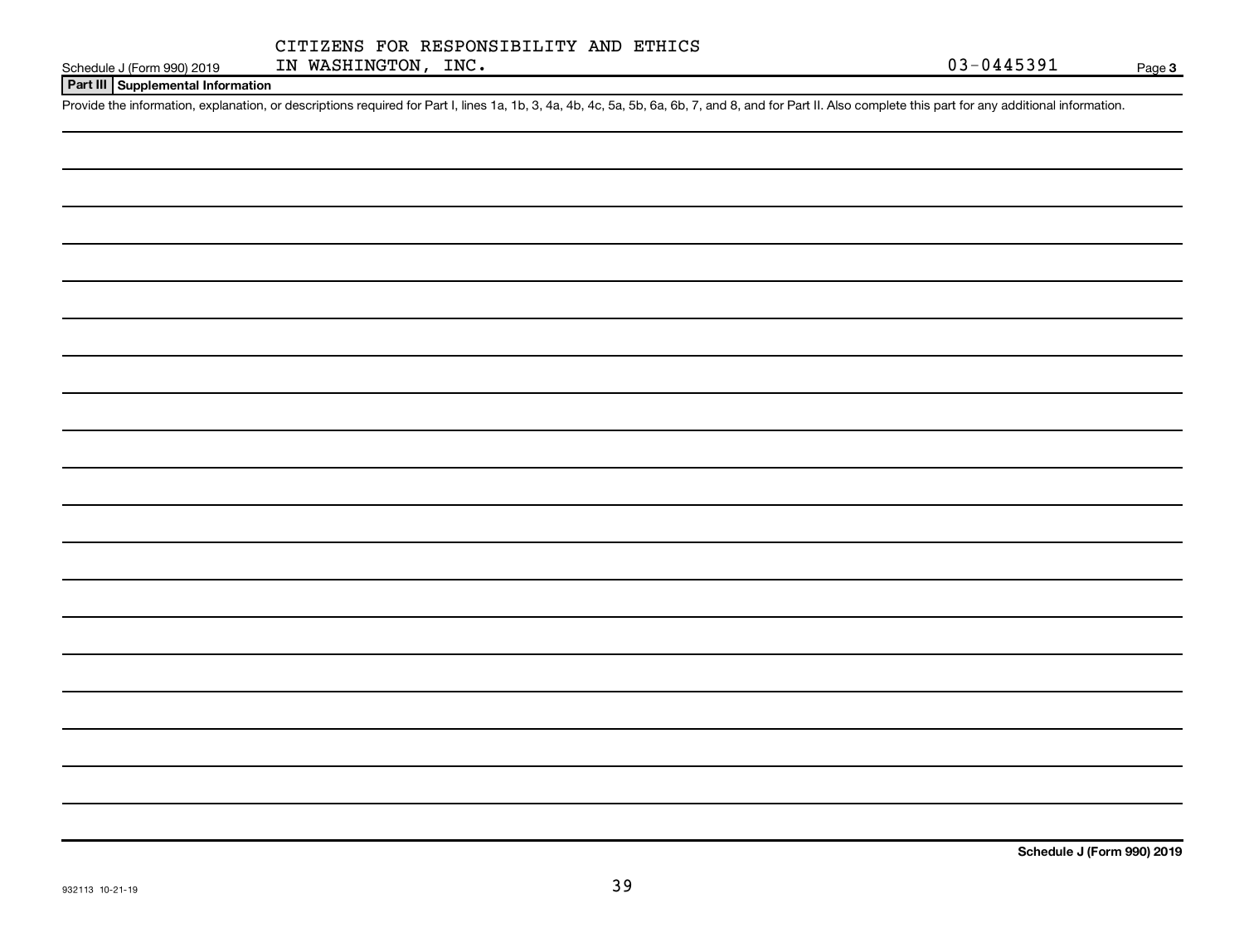CITIZENS FOR RESPONSIBILITY AND ETHICS IN WASHINGTON, INC.

03-0445391

Schedule J (Form 990) 2019

## Part III Supplemental Information

Provide the information, explanation, or descriptions required for Part I, lines 1a, 1b, 3, 4a, 4b, 4c, 5a, 5b, 6a, 6b, 7, and 8, and for Part II. Also complete this part for any additional information.

Schedule J (Form 990) 2019

932113 10-21-19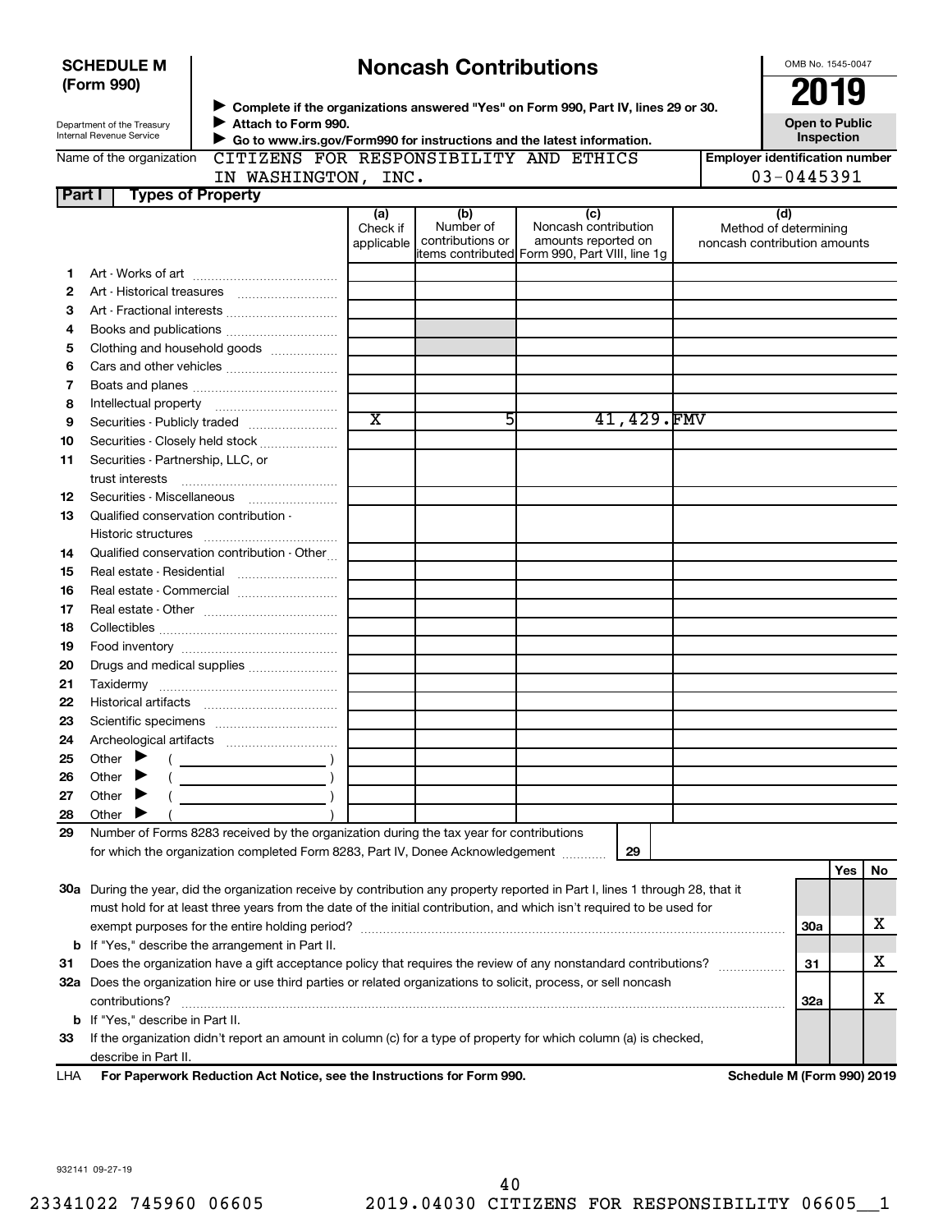**SCHEDULE M (Form 990)**

Department of the Treasury
Internal Revenue Service

# Noncash Contributions

▶ Complete if the organizations answered "Yes" on Form 990, Part IV, lines 29 or 30.
▶ Attach to Form 990.
▶ Go to www.irs.gov/Form990 for instructions and the latest information.

OMB No. 1545-0047

**2019**

**Open to Public Inspection**

Name of the organization: CITIZENS FOR RESPONSIBILITY AND ETHICS IN WASHINGTON, INC.

Employer identification number: 03-0445391

## Part I — Types of Property

| | | (a) Check if applicable | (b) Number of contributions or items contributed | (c) Noncash contribution amounts reported on Form 990, Part VIII, line 1g | (d) Method of determining noncash contribution amounts |
|---|---|---|---|---|---|
| 1 | Art - Works of art | | | | |
| 2 | Art - Historical treasures | | | | |
| 3 | Art - Fractional interests | | | | |
| 4 | Books and publications | | | | |
| 5 | Clothing and household goods | | | | |
| 6 | Cars and other vehicles | | | | |
| 7 | Boats and planes | | | | |
| 8 | Intellectual property | | | | |
| 9 | Securities - Publicly traded | X | 5 | 41,429. | FMV |
| 10 | Securities - Closely held stock | | | | |
| 11 | Securities - Partnership, LLC, or trust interests | | | | |
| 12 | Securities - Miscellaneous | | | | |
| 13 | Qualified conservation contribution - Historic structures | | | | |
| 14 | Qualified conservation contribution - Other | | | | |
| 15 | Real estate - Residential | | | | |
| 16 | Real estate - Commercial | | | | |
| 17 | Real estate - Other | | | | |
| 18 | Collectibles | | | | |
| 19 | Food inventory | | | | |
| 20 | Drugs and medical supplies | | | | |
| 21 | Taxidermy | | | | |
| 22 | Historical artifacts | | | | |
| 23 | Scientific specimens | | | | |
| 24 | Archeological artifacts | | | | |
| 25 | Other ▶ ( ) | | | | |
| 26 | Other ▶ ( ) | | | | |
| 27 | Other ▶ ( ) | | | | |
| 28 | Other ▶ ( ) | | | | |

**29** Number of Forms 8283 received by the organization during the tax year for contributions for which the organization completed Form 8283, Part IV, Donee Acknowledgement ..... **29**

| | | | Yes | No |
|---|---|---|---|---|
| **30a** | During the year, did the organization receive by contribution any property reported in Part I, lines 1 through 28, that it must hold for at least three years from the date of the initial contribution, and which isn't required to be used for exempt purposes for the entire holding period? | 30a | | X |
| **b** | If "Yes," describe the arrangement in Part II. | | | |
| **31** | Does the organization have a gift acceptance policy that requires the review of any nonstandard contributions? | 31 | | X |
| **32a** | Does the organization hire or use third parties or related organizations to solicit, process, or sell noncash contributions? | 32a | | X |
| **b** | If "Yes," describe in Part II. | | | |
| **33** | If the organization didn't report an amount in column (c) for a type of property for which column (a) is checked, describe in Part II. | | | |

LHA **For Paperwork Reduction Act Notice, see the Instructions for Form 990.** **Schedule M (Form 990) 2019**

932141 09-27-19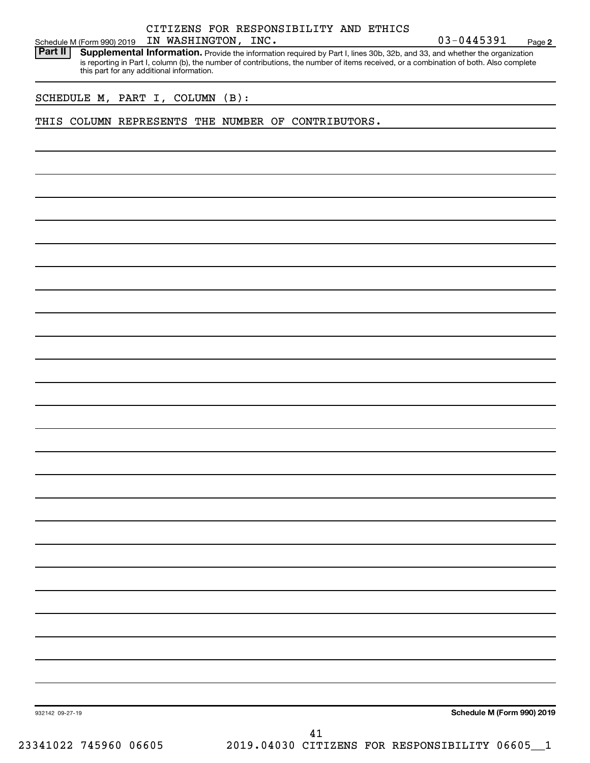Schedule M (Form 990) 2019 CITIZENS FOR RESPONSIBILITY AND ETHICS IN WASHINGTON, INC. 03-0445391 Page 2

**Part II Supplemental Information.** Provide the information required by Part I, lines 30b, 32b, and 33, and whether the organization is reporting in Part I, column (b), the number of contributions, the number of items received, or a combination of both. Also complete this part for any additional information.

SCHEDULE M, PART I, COLUMN (B):

THIS COLUMN REPRESENTS THE NUMBER OF CONTRIBUTORS.

932142 09-27-19

**Schedule M (Form 990) 2019**

41

23341022 745960 06605 2019.04030 CITIZENS FOR RESPONSIBILITY 06605__1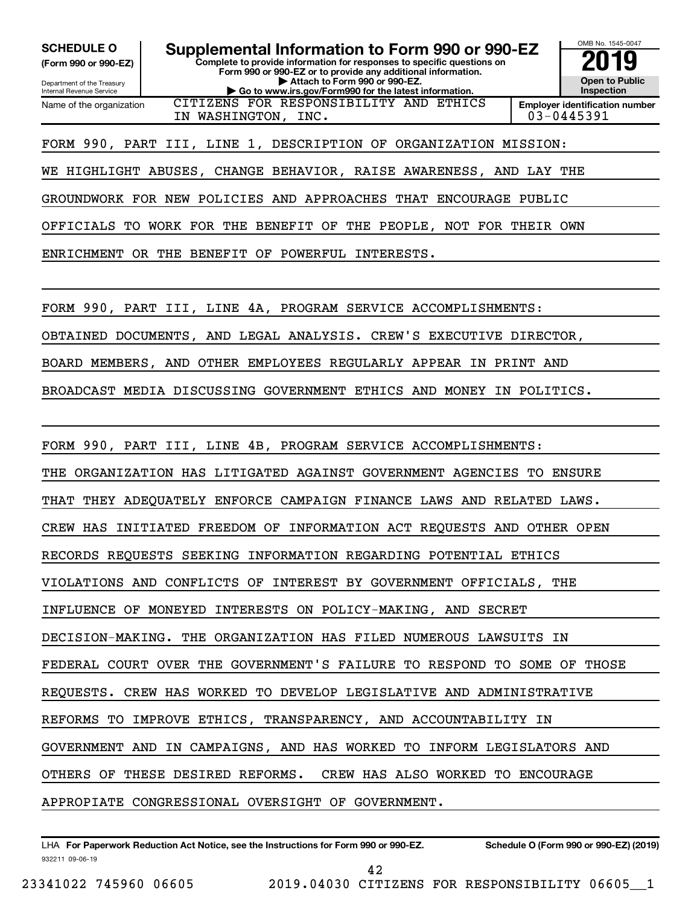**SCHEDULE O** (Form 990 or 990-EZ)

Department of the Treasury
Internal Revenue Service

# Supplemental Information to Form 990 or 990-EZ

**Complete to provide information for responses to specific questions on Form 990 or 990-EZ or to provide any additional information.**
**▶ Attach to Form 990 or 990-EZ.**
**▶ Go to www.irs.gov/Form990 for the latest information.**

OMB No. 1545-0047

**2019**

**Open to Public Inspection**

Name of the organization: CITIZENS FOR RESPONSIBILITY AND ETHICS IN WASHINGTON, INC.

**Employer identification number** 03-0445391

FORM 990, PART III, LINE 1, DESCRIPTION OF ORGANIZATION MISSION:

WE HIGHLIGHT ABUSES, CHANGE BEHAVIOR, RAISE AWARENESS, AND LAY THE GROUNDWORK FOR NEW POLICIES AND APPROACHES THAT ENCOURAGE PUBLIC OFFICIALS TO WORK FOR THE BENEFIT OF THE PEOPLE, NOT FOR THEIR OWN ENRICHMENT OR THE BENEFIT OF POWERFUL INTERESTS.

FORM 990, PART III, LINE 4A, PROGRAM SERVICE ACCOMPLISHMENTS:

OBTAINED DOCUMENTS, AND LEGAL ANALYSIS. CREW'S EXECUTIVE DIRECTOR, BOARD MEMBERS, AND OTHER EMPLOYEES REGULARLY APPEAR IN PRINT AND BROADCAST MEDIA DISCUSSING GOVERNMENT ETHICS AND MONEY IN POLITICS.

FORM 990, PART III, LINE 4B, PROGRAM SERVICE ACCOMPLISHMENTS:

THE ORGANIZATION HAS LITIGATED AGAINST GOVERNMENT AGENCIES TO ENSURE THAT THEY ADEQUATELY ENFORCE CAMPAIGN FINANCE LAWS AND RELATED LAWS. CREW HAS INITIATED FREEDOM OF INFORMATION ACT REQUESTS AND OTHER OPEN RECORDS REQUESTS SEEKING INFORMATION REGARDING POTENTIAL ETHICS VIOLATIONS AND CONFLICTS OF INTEREST BY GOVERNMENT OFFICIALS, THE INFLUENCE OF MONEYED INTERESTS ON POLICY-MAKING, AND SECRET DECISION-MAKING. THE ORGANIZATION HAS FILED NUMEROUS LAWSUITS IN FEDERAL COURT OVER THE GOVERNMENT'S FAILURE TO RESPOND TO SOME OF THOSE REQUESTS. CREW HAS WORKED TO DEVELOP LEGISLATIVE AND ADMINISTRATIVE REFORMS TO IMPROVE ETHICS, TRANSPARENCY, AND ACCOUNTABILITY IN GOVERNMENT AND IN CAMPAIGNS, AND HAS WORKED TO INFORM LEGISLATORS AND OTHERS OF THESE DESIRED REFORMS. CREW HAS ALSO WORKED TO ENCOURAGE APPROPIATE CONGRESSIONAL OVERSIGHT OF GOVERNMENT.

LHA **For Paperwork Reduction Act Notice, see the Instructions for Form 990 or 990-EZ.** **Schedule O (Form 990 or 990-EZ) (2019)**

932211 09-06-19

23341022 745960 06605 2019.04030 CITIZENS FOR RESPONSIBILITY 06605__1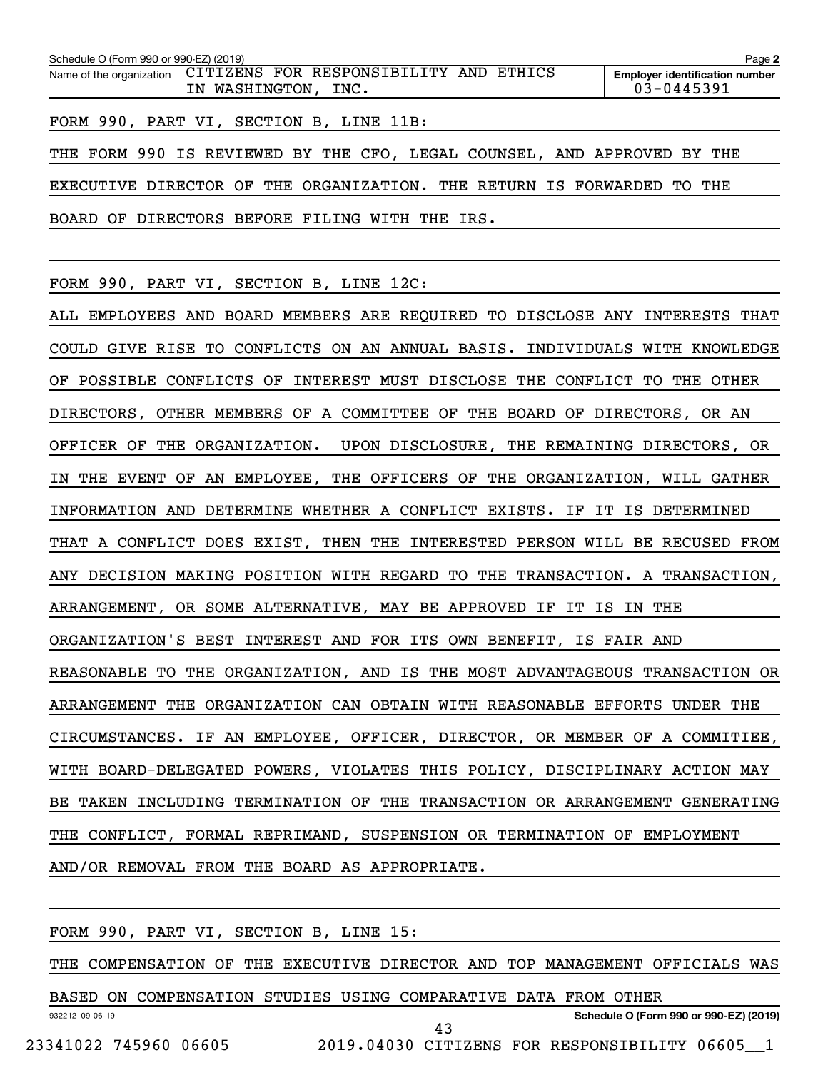Schedule O (Form 990 or 990-EZ) (2019)

Name of the organization CITIZENS FOR RESPONSIBILITY AND ETHICS IN WASHINGTON, INC.

Employer identification number 03-0445391

FORM 990, PART VI, SECTION B, LINE 11B:

THE FORM 990 IS REVIEWED BY THE CFO, LEGAL COUNSEL, AND APPROVED BY THE EXECUTIVE DIRECTOR OF THE ORGANIZATION. THE RETURN IS FORWARDED TO THE BOARD OF DIRECTORS BEFORE FILING WITH THE IRS.

FORM 990, PART VI, SECTION B, LINE 12C:

ALL EMPLOYEES AND BOARD MEMBERS ARE REQUIRED TO DISCLOSE ANY INTERESTS THAT COULD GIVE RISE TO CONFLICTS ON AN ANNUAL BASIS. INDIVIDUALS WITH KNOWLEDGE OF POSSIBLE CONFLICTS OF INTEREST MUST DISCLOSE THE CONFLICT TO THE OTHER DIRECTORS, OTHER MEMBERS OF A COMMITTEE OF THE BOARD OF DIRECTORS, OR AN OFFICER OF THE ORGANIZATION. UPON DISCLOSURE, THE REMAINING DIRECTORS, OR IN THE EVENT OF AN EMPLOYEE, THE OFFICERS OF THE ORGANIZATION, WILL GATHER INFORMATION AND DETERMINE WHETHER A CONFLICT EXISTS. IF IT IS DETERMINED THAT A CONFLICT DOES EXIST, THEN THE INTERESTED PERSON WILL BE RECUSED FROM ANY DECISION MAKING POSITION WITH REGARD TO THE TRANSACTION. A TRANSACTION, ARRANGEMENT, OR SOME ALTERNATIVE, MAY BE APPROVED IF IT IS IN THE ORGANIZATION'S BEST INTEREST AND FOR ITS OWN BENEFIT, IS FAIR AND REASONABLE TO THE ORGANIZATION, AND IS THE MOST ADVANTAGEOUS TRANSACTION OR ARRANGEMENT THE ORGANIZATION CAN OBTAIN WITH REASONABLE EFFORTS UNDER THE CIRCUMSTANCES. IF AN EMPLOYEE, OFFICER, DIRECTOR, OR MEMBER OF A COMMITIEE, WITH BOARD-DELEGATED POWERS, VIOLATES THIS POLICY, DISCIPLINARY ACTION MAY BE TAKEN INCLUDING TERMINATION OF THE TRANSACTION OR ARRANGEMENT GENERATING THE CONFLICT, FORMAL REPRIMAND, SUSPENSION OR TERMINATION OF EMPLOYMENT AND/OR REMOVAL FROM THE BOARD AS APPROPRIATE.

FORM 990, PART VI, SECTION B, LINE 15:

THE COMPENSATION OF THE EXECUTIVE DIRECTOR AND TOP MANAGEMENT OFFICIALS WAS BASED ON COMPENSATION STUDIES USING COMPARATIVE DATA FROM OTHER

932212 09-06-19 Schedule O (Form 990 or 990-EZ) (2019)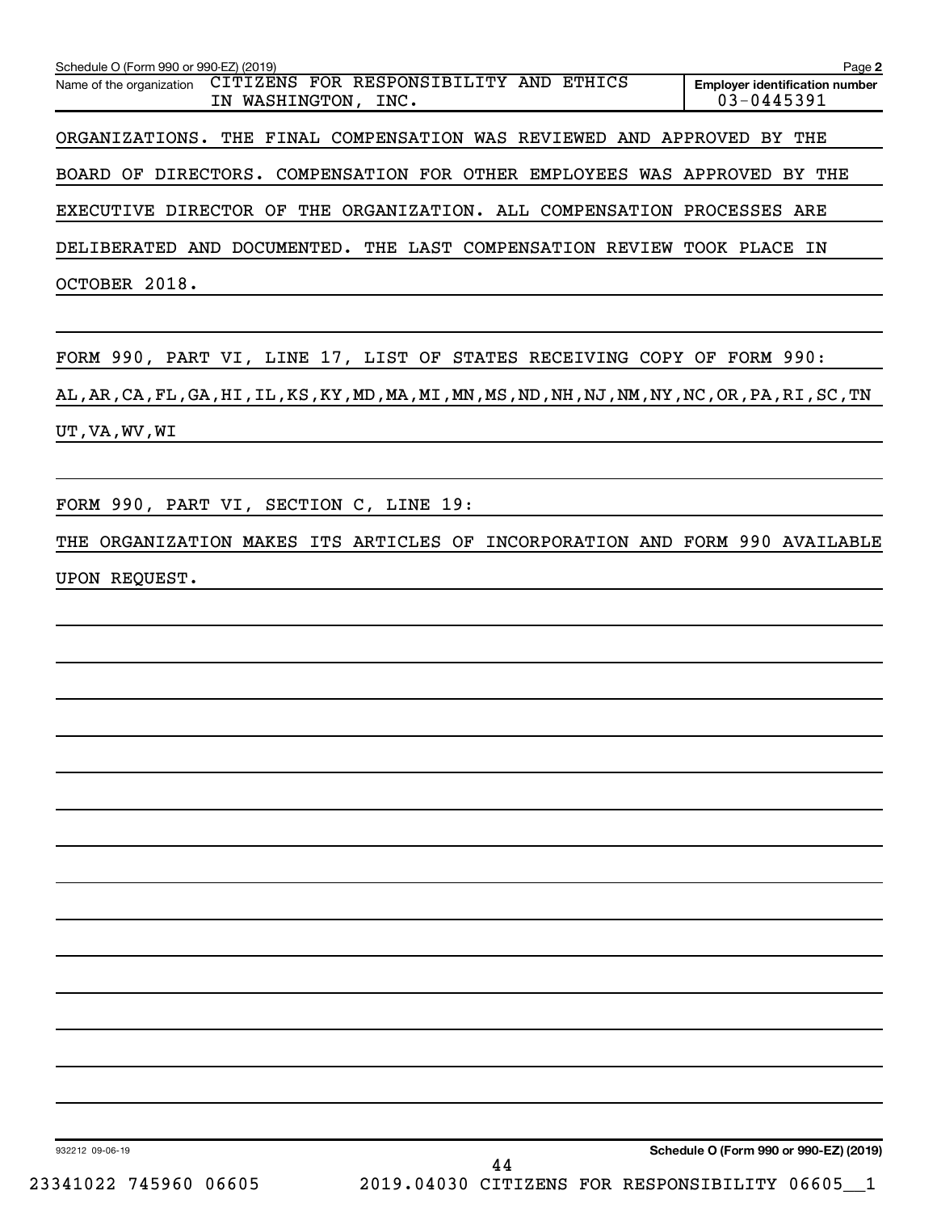Schedule O (Form 990 or 990-EZ) (2019) Page **2**

Name of the organization CITIZENS FOR RESPONSIBILITY AND ETHICS IN WASHINGTON, INC.

**Employer identification number** 03-0445391

ORGANIZATIONS. THE FINAL COMPENSATION WAS REVIEWED AND APPROVED BY THE BOARD OF DIRECTORS. COMPENSATION FOR OTHER EMPLOYEES WAS APPROVED BY THE EXECUTIVE DIRECTOR OF THE ORGANIZATION. ALL COMPENSATION PROCESSES ARE DELIBERATED AND DOCUMENTED. THE LAST COMPENSATION REVIEW TOOK PLACE IN OCTOBER 2018.

FORM 990, PART VI, LINE 17, LIST OF STATES RECEIVING COPY OF FORM 990:

AL,AR,CA,FL,GA,HI,IL,KS,KY,MD,MA,MI,MN,MS,ND,NH,NJ,NM,NY,NC,OR,PA,RI,SC,TN UT,VA,WV,WI

FORM 990, PART VI, SECTION C, LINE 19:

THE ORGANIZATION MAKES ITS ARTICLES OF INCORPORATION AND FORM 990 AVAILABLE UPON REQUEST.

932212 09-06-19

**Schedule O (Form 990 or 990-EZ) (2019)**

23341022 745960 06605 2019.04030 CITIZENS FOR RESPONSIBILITY 06605__1